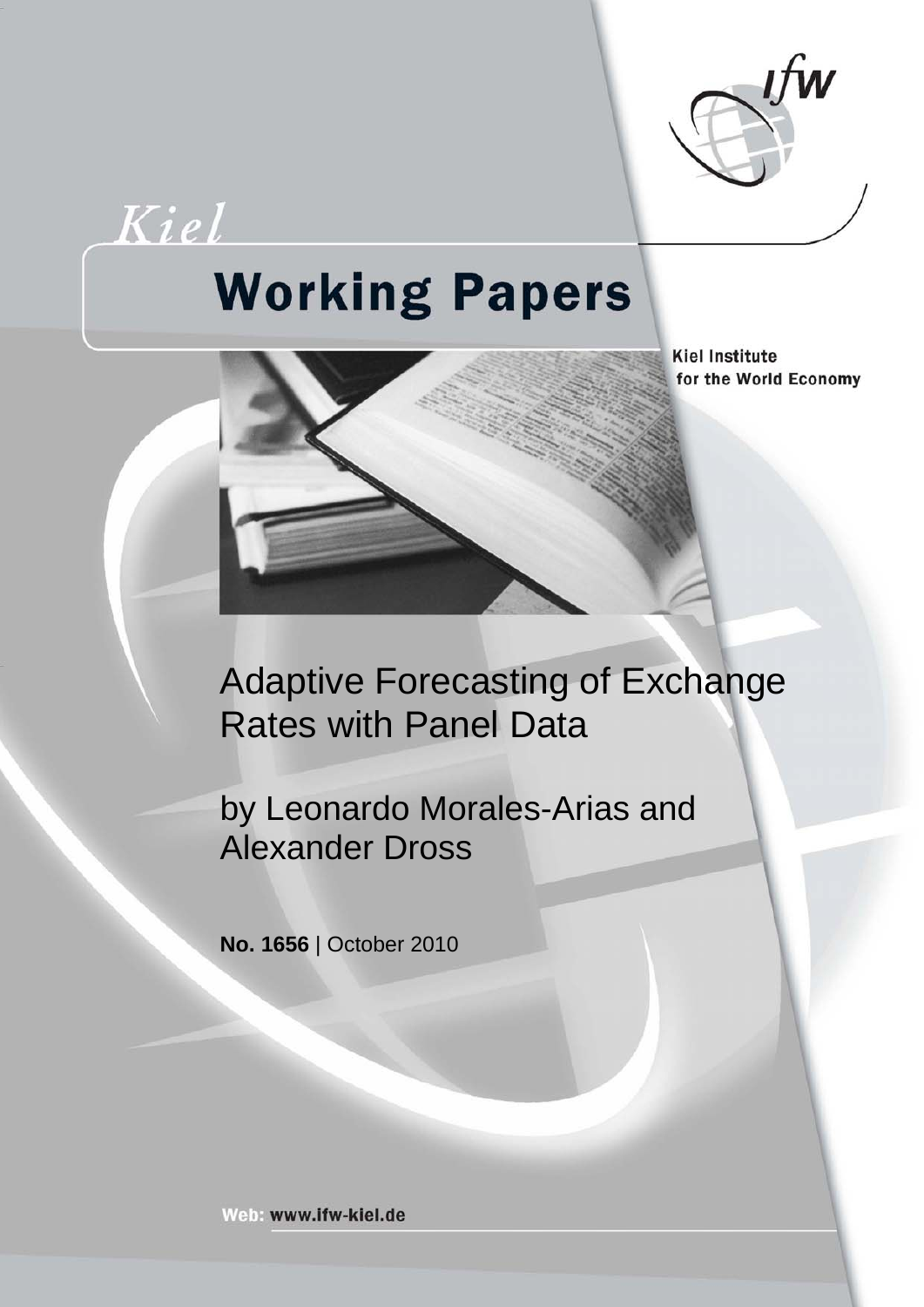Kiel

# Working Papers

Kiel Institute for the World Economy

# Adaptive Forecasting of Exchange Rates with Panel Data

by Leonardo Morales-Arias and Alexander Dross

**No. 1656** | October 2010

Web: www.ifw-kiel.de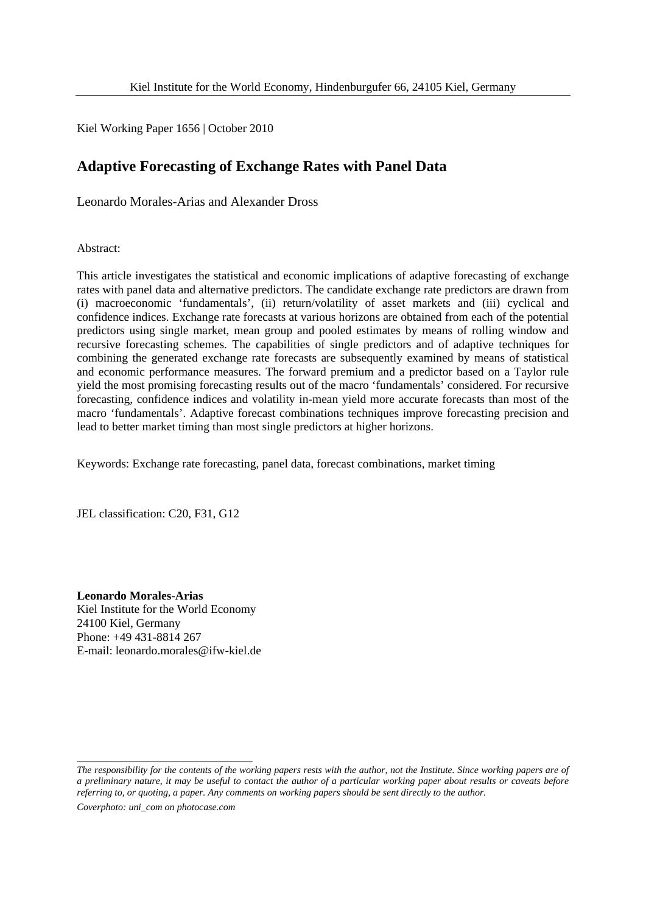Kiel Institute for the World Economy, Hindenburgufer 66, 24105 Kiel, Germany

Kiel Working Paper 1656 | October 2010

# Adaptive Forecasting of Exchange Rates with Panel Data

Leonardo Morales-Arias and Alexander Dross

Abstract:

This article investigates the statistical and economic implications of adaptive forecasting of exchange rates with panel data and alternative predictors. The candidate exchange rate predictors are drawn from (i) macroeconomic 'fundamentals', (ii) return/volatility of asset markets and (iii) cyclical and confidence indices. Exchange rate forecasts at various horizons are obtained from each of the potential predictors using single market, mean group and pooled estimates by means of rolling window and recursive forecasting schemes. The capabilities of single predictors and of adaptive techniques for combining the generated exchange rate forecasts are subsequently examined by means of statistical and economic performance measures. The forward premium and a predictor based on a Taylor rule yield the most promising forecasting results out of the macro 'fundamentals' considered. For recursive forecasting, confidence indices and volatility in-mean yield more accurate forecasts than most of the macro 'fundamentals'. Adaptive forecast combinations techniques improve forecasting precision and lead to better market timing than most single predictors at higher horizons.

Keywords: Exchange rate forecasting, panel data, forecast combinations, market timing

JEL classification: C20, F31, G12

**Leonardo Morales-Arias**
Kiel Institute for the World Economy
24100 Kiel, Germany
Phone: +49 431-8814 267
E-mail: leonardo.morales@ifw-kiel.de

---

*The responsibility for the contents of the working papers rests with the author, not the Institute. Since working papers are of a preliminary nature, it may be useful to contact the author of a particular working paper about results or caveats before referring to, or quoting, a paper. Any comments on working papers should be sent directly to the author.*

*Coverphoto: uni_com on photocase.com*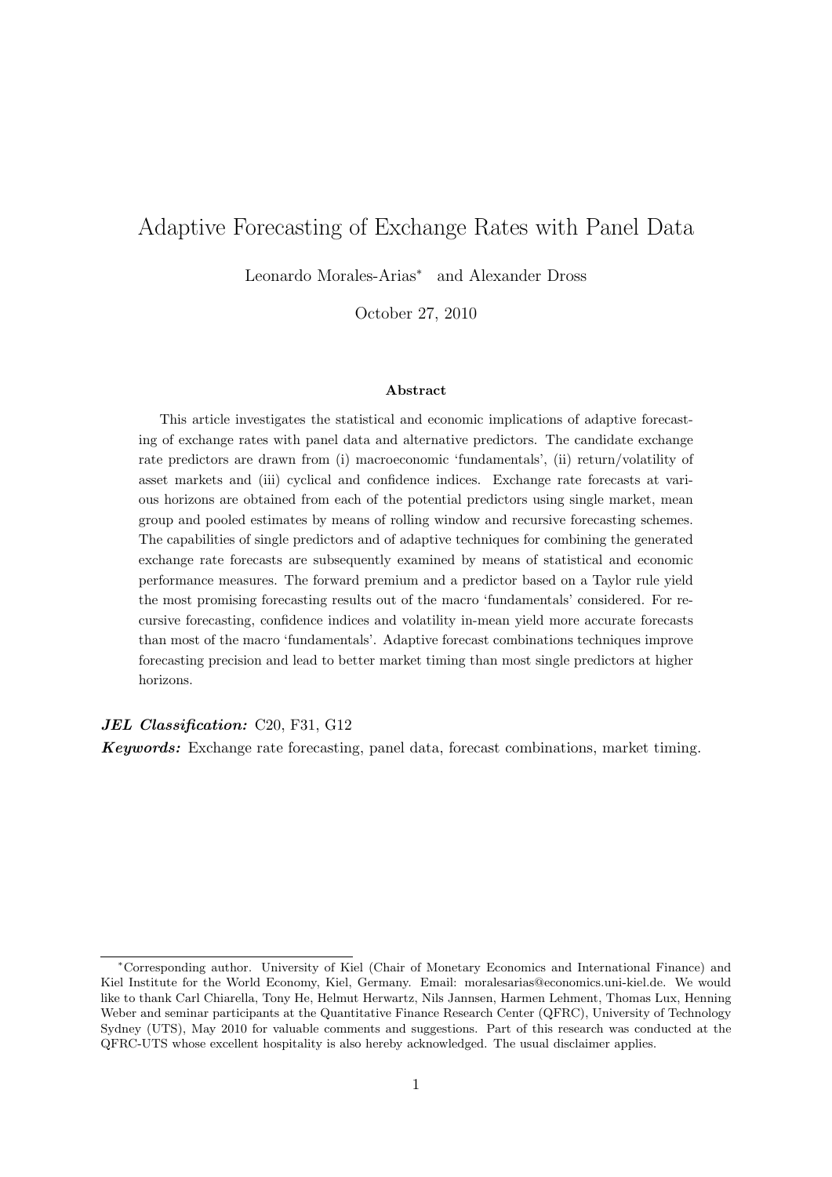# Adaptive Forecasting of Exchange Rates with Panel Data

Leonardo Morales-Arias[*] and Alexander Dross

October 27, 2010

### Abstract

This article investigates the statistical and economic implications of adaptive forecasting of exchange rates with panel data and alternative predictors. The candidate exchange rate predictors are drawn from (i) macroeconomic 'fundamentals', (ii) return/volatility of asset markets and (iii) cyclical and confidence indices. Exchange rate forecasts at various horizons are obtained from each of the potential predictors using single market, mean group and pooled estimates by means of rolling window and recursive forecasting schemes. The capabilities of single predictors and of adaptive techniques for combining the generated exchange rate forecasts are subsequently examined by means of statistical and economic performance measures. The forward premium and a predictor based on a Taylor rule yield the most promising forecasting results out of the macro 'fundamentals' considered. For recursive forecasting, confidence indices and volatility in-mean yield more accurate forecasts than most of the macro 'fundamentals'. Adaptive forecast combinations techniques improve forecasting precision and lead to better market timing than most single predictors at higher horizons.

***JEL Classification:*** C20, F31, G12

***Keywords:*** Exchange rate forecasting, panel data, forecast combinations, market timing.

---

[*]Corresponding author. University of Kiel (Chair of Monetary Economics and International Finance) and Kiel Institute for the World Economy, Kiel, Germany. Email: moralesarias@economics.uni-kiel.de. We would like to thank Carl Chiarella, Tony He, Helmut Herwartz, Nils Jannsen, Harmen Lehment, Thomas Lux, Henning Weber and seminar participants at the Quantitative Finance Research Center (QFRC), University of Technology Sydney (UTS), May 2010 for valuable comments and suggestions. Part of this research was conducted at the QFRC-UTS whose excellent hospitality is also hereby acknowledged. The usual disclaimer applies.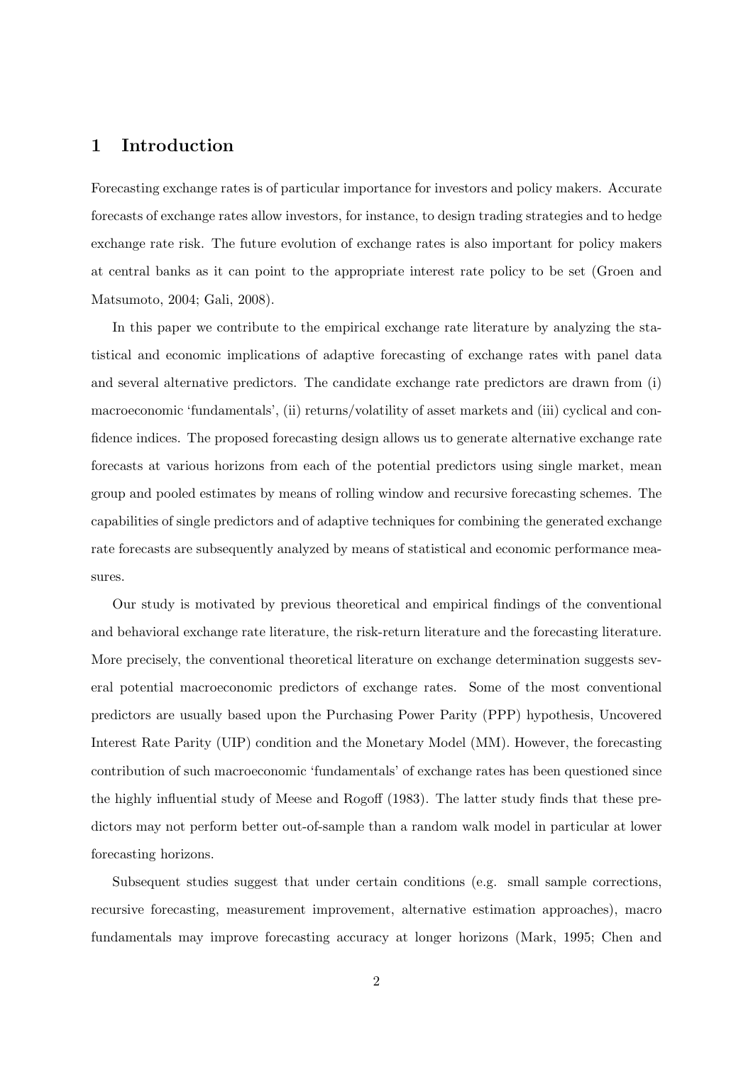## 1 Introduction

Forecasting exchange rates is of particular importance for investors and policy makers. Accurate forecasts of exchange rates allow investors, for instance, to design trading strategies and to hedge exchange rate risk. The future evolution of exchange rates is also important for policy makers at central banks as it can point to the appropriate interest rate policy to be set (Groen and Matsumoto, 2004; Gali, 2008).

In this paper we contribute to the empirical exchange rate literature by analyzing the statistical and economic implications of adaptive forecasting of exchange rates with panel data and several alternative predictors. The candidate exchange rate predictors are drawn from (i) macroeconomic 'fundamentals', (ii) returns/volatility of asset markets and (iii) cyclical and confidence indices. The proposed forecasting design allows us to generate alternative exchange rate forecasts at various horizons from each of the potential predictors using single market, mean group and pooled estimates by means of rolling window and recursive forecasting schemes. The capabilities of single predictors and of adaptive techniques for combining the generated exchange rate forecasts are subsequently analyzed by means of statistical and economic performance measures.

Our study is motivated by previous theoretical and empirical findings of the conventional and behavioral exchange rate literature, the risk-return literature and the forecasting literature. More precisely, the conventional theoretical literature on exchange determination suggests several potential macroeconomic predictors of exchange rates. Some of the most conventional predictors are usually based upon the Purchasing Power Parity (PPP) hypothesis, Uncovered Interest Rate Parity (UIP) condition and the Monetary Model (MM). However, the forecasting contribution of such macroeconomic 'fundamentals' of exchange rates has been questioned since the highly influential study of Meese and Rogoff (1983). The latter study finds that these predictors may not perform better out-of-sample than a random walk model in particular at lower forecasting horizons.

Subsequent studies suggest that under certain conditions (e.g. small sample corrections, recursive forecasting, measurement improvement, alternative estimation approaches), macro fundamentals may improve forecasting accuracy at longer horizons (Mark, 1995; Chen and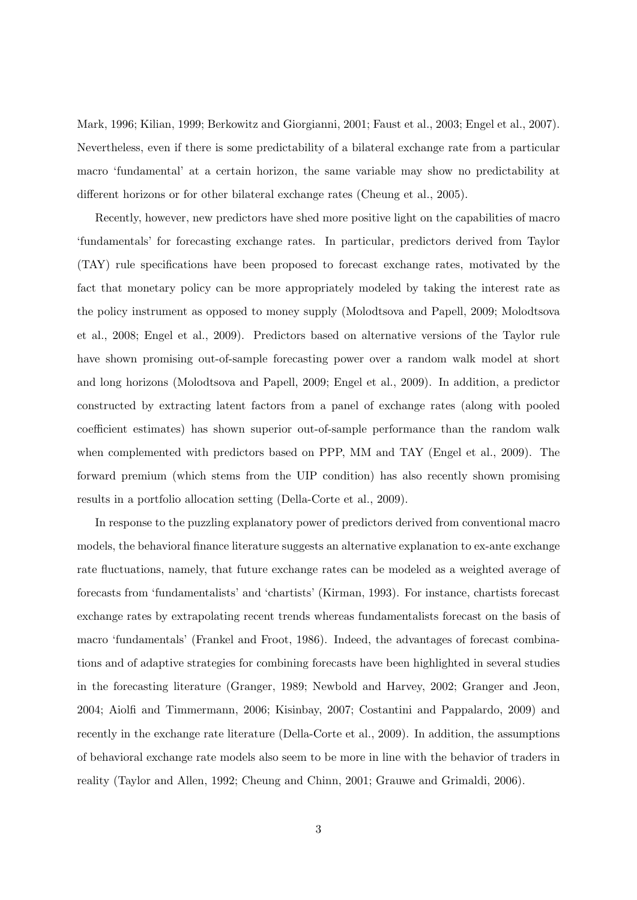Mark, 1996; Kilian, 1999; Berkowitz and Giorgianni, 2001; Faust et al., 2003; Engel et al., 2007). Nevertheless, even if there is some predictability of a bilateral exchange rate from a particular macro 'fundamental' at a certain horizon, the same variable may show no predictability at different horizons or for other bilateral exchange rates (Cheung et al., 2005).

Recently, however, new predictors have shed more positive light on the capabilities of macro 'fundamentals' for forecasting exchange rates. In particular, predictors derived from Taylor (TAY) rule specifications have been proposed to forecast exchange rates, motivated by the fact that monetary policy can be more appropriately modeled by taking the interest rate as the policy instrument as opposed to money supply (Molodtsova and Papell, 2009; Molodtsova et al., 2008; Engel et al., 2009). Predictors based on alternative versions of the Taylor rule have shown promising out-of-sample forecasting power over a random walk model at short and long horizons (Molodtsova and Papell, 2009; Engel et al., 2009). In addition, a predictor constructed by extracting latent factors from a panel of exchange rates (along with pooled coefficient estimates) has shown superior out-of-sample performance than the random walk when complemented with predictors based on PPP, MM and TAY (Engel et al., 2009). The forward premium (which stems from the UIP condition) has also recently shown promising results in a portfolio allocation setting (Della-Corte et al., 2009).

In response to the puzzling explanatory power of predictors derived from conventional macro models, the behavioral finance literature suggests an alternative explanation to ex-ante exchange rate fluctuations, namely, that future exchange rates can be modeled as a weighted average of forecasts from 'fundamentalists' and 'chartists' (Kirman, 1993). For instance, chartists forecast exchange rates by extrapolating recent trends whereas fundamentalists forecast on the basis of macro 'fundamentals' (Frankel and Froot, 1986). Indeed, the advantages of forecast combinations and of adaptive strategies for combining forecasts have been highlighted in several studies in the forecasting literature (Granger, 1989; Newbold and Harvey, 2002; Granger and Jeon, 2004; Aiolfi and Timmermann, 2006; Kisinbay, 2007; Costantini and Pappalardo, 2009) and recently in the exchange rate literature (Della-Corte et al., 2009). In addition, the assumptions of behavioral exchange rate models also seem to be more in line with the behavior of traders in reality (Taylor and Allen, 1992; Cheung and Chinn, 2001; Grauwe and Grimaldi, 2006).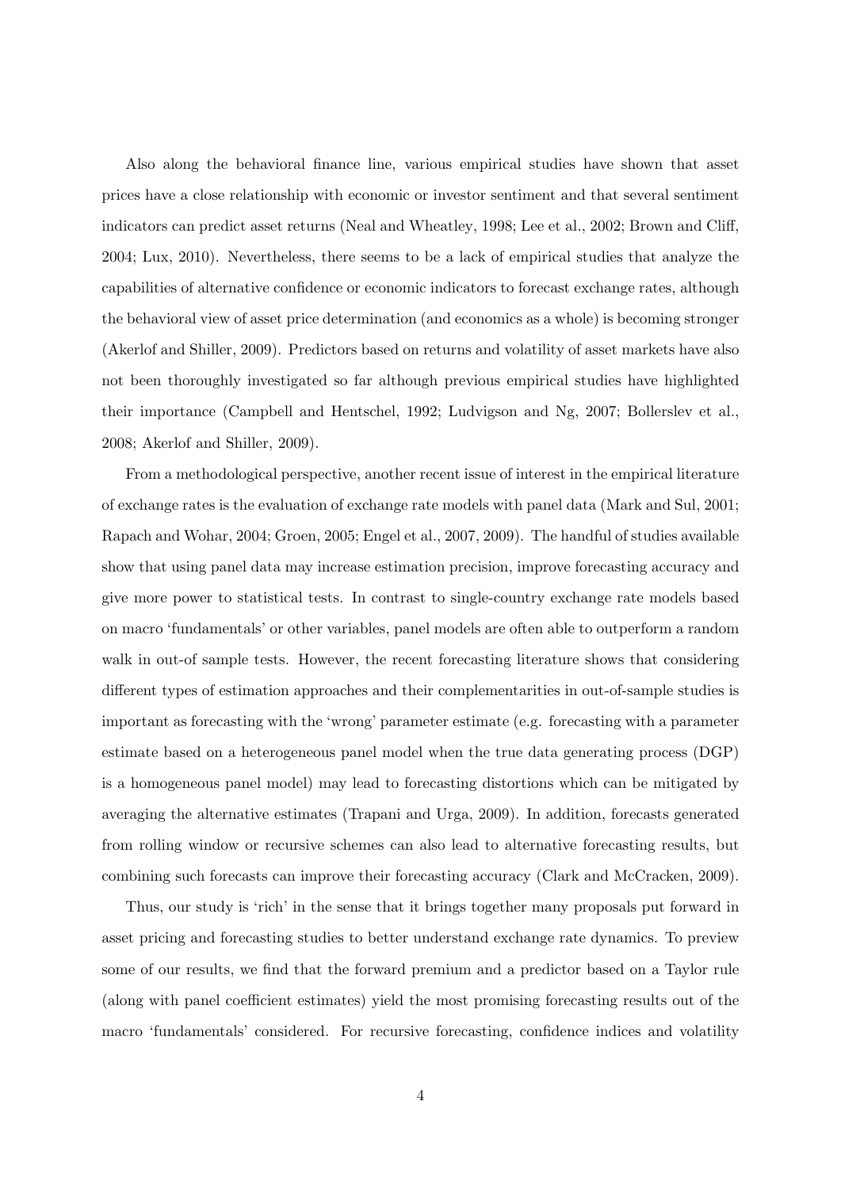Also along the behavioral finance line, various empirical studies have shown that asset prices have a close relationship with economic or investor sentiment and that several sentiment indicators can predict asset returns (Neal and Wheatley, 1998; Lee et al., 2002; Brown and Cliff, 2004; Lux, 2010). Nevertheless, there seems to be a lack of empirical studies that analyze the capabilities of alternative confidence or economic indicators to forecast exchange rates, although the behavioral view of asset price determination (and economics as a whole) is becoming stronger (Akerlof and Shiller, 2009). Predictors based on returns and volatility of asset markets have also not been thoroughly investigated so far although previous empirical studies have highlighted their importance (Campbell and Hentschel, 1992; Ludvigson and Ng, 2007; Bollerslev et al., 2008; Akerlof and Shiller, 2009).

From a methodological perspective, another recent issue of interest in the empirical literature of exchange rates is the evaluation of exchange rate models with panel data (Mark and Sul, 2001; Rapach and Wohar, 2004; Groen, 2005; Engel et al., 2007, 2009). The handful of studies available show that using panel data may increase estimation precision, improve forecasting accuracy and give more power to statistical tests. In contrast to single-country exchange rate models based on macro 'fundamentals' or other variables, panel models are often able to outperform a random walk in out-of sample tests. However, the recent forecasting literature shows that considering different types of estimation approaches and their complementarities in out-of-sample studies is important as forecasting with the 'wrong' parameter estimate (e.g. forecasting with a parameter estimate based on a heterogeneous panel model when the true data generating process (DGP) is a homogeneous panel model) may lead to forecasting distortions which can be mitigated by averaging the alternative estimates (Trapani and Urga, 2009). In addition, forecasts generated from rolling window or recursive schemes can also lead to alternative forecasting results, but combining such forecasts can improve their forecasting accuracy (Clark and McCracken, 2009).

Thus, our study is 'rich' in the sense that it brings together many proposals put forward in asset pricing and forecasting studies to better understand exchange rate dynamics. To preview some of our results, we find that the forward premium and a predictor based on a Taylor rule (along with panel coefficient estimates) yield the most promising forecasting results out of the macro 'fundamentals' considered. For recursive forecasting, confidence indices and volatility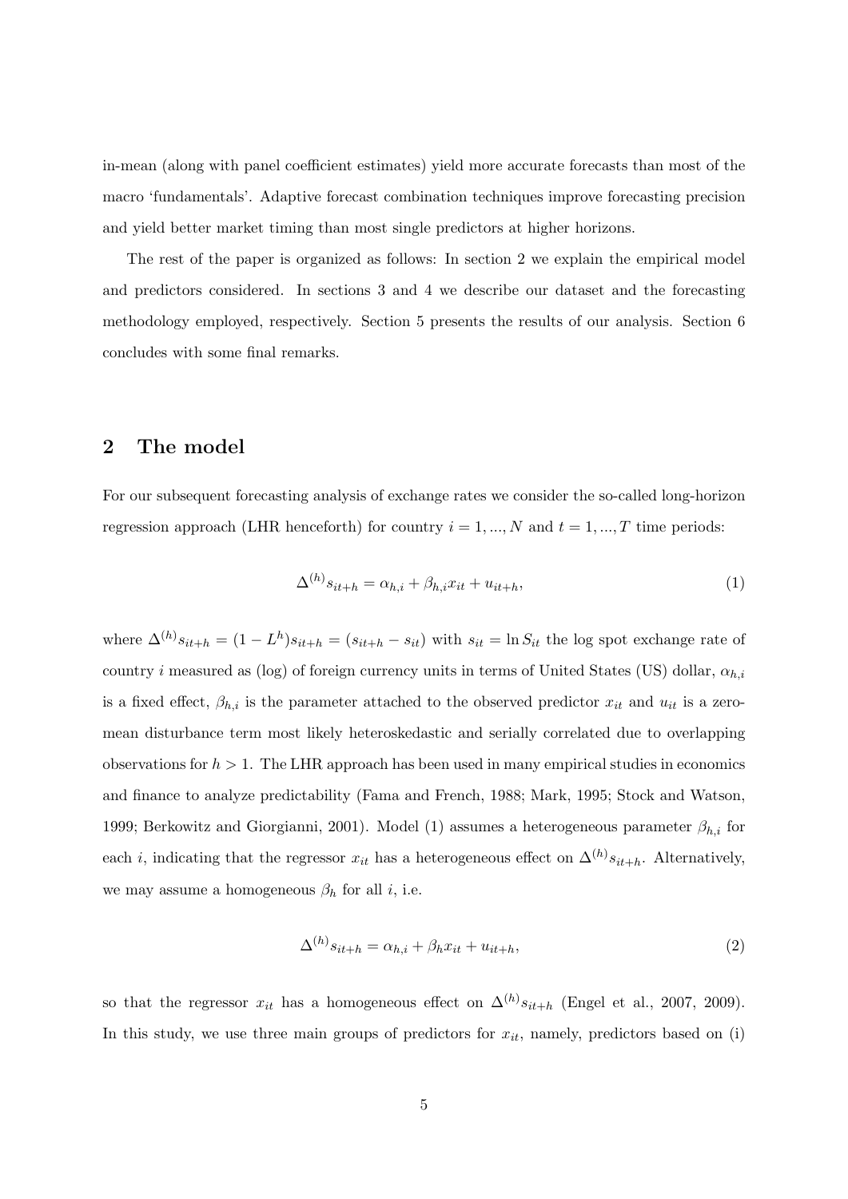in-mean (along with panel coefficient estimates) yield more accurate forecasts than most of the macro 'fundamentals'. Adaptive forecast combination techniques improve forecasting precision and yield better market timing than most single predictors at higher horizons.

The rest of the paper is organized as follows: In section 2 we explain the empirical model and predictors considered. In sections 3 and 4 we describe our dataset and the forecasting methodology employed, respectively. Section 5 presents the results of our analysis. Section 6 concludes with some final remarks.

## 2 The model

For our subsequent forecasting analysis of exchange rates we consider the so-called long-horizon regression approach (LHR henceforth) for country $i = 1, ..., N$ and $t = 1, ..., T$ time periods:

$$\Delta^{(h)} s_{it+h} = \alpha_{h,i} + \beta_{h,i} x_{it} + u_{it+h}, \tag{1}$$

where $\Delta^{(h)} s_{it+h} = (1 - L^h) s_{it+h} = (s_{it+h} - s_{it})$ with $s_{it} = \ln S_{it}$ the log spot exchange rate of country $i$ measured as (log) of foreign currency units in terms of United States (US) dollar, $\alpha_{h,i}$ is a fixed effect, $\beta_{h,i}$ is the parameter attached to the observed predictor $x_{it}$ and $u_{it}$ is a zero-mean disturbance term most likely heteroskedastic and serially correlated due to overlapping observations for $h > 1$. The LHR approach has been used in many empirical studies in economics and finance to analyze predictability (Fama and French, 1988; Mark, 1995; Stock and Watson, 1999; Berkowitz and Giorgianni, 2001). Model (1) assumes a heterogeneous parameter $\beta_{h,i}$ for each $i$, indicating that the regressor $x_{it}$ has a heterogeneous effect on $\Delta^{(h)} s_{it+h}$. Alternatively, we may assume a homogeneous $\beta_h$ for all $i$, i.e.

$$\Delta^{(h)} s_{it+h} = \alpha_{h,i} + \beta_h x_{it} + u_{it+h}, \tag{2}$$

so that the regressor $x_{it}$ has a homogeneous effect on $\Delta^{(h)} s_{it+h}$ (Engel et al., 2007, 2009). In this study, we use three main groups of predictors for $x_{it}$, namely, predictors based on (i)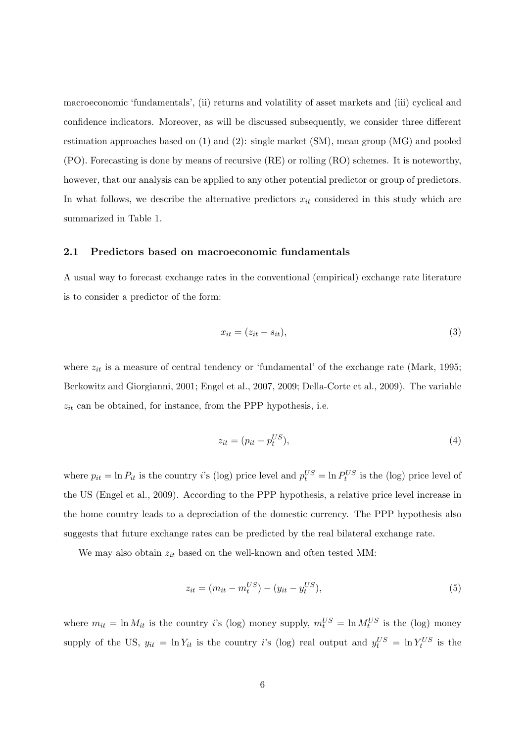macroeconomic 'fundamentals', (ii) returns and volatility of asset markets and (iii) cyclical and confidence indicators. Moreover, as will be discussed subsequently, we consider three different estimation approaches based on (1) and (2): single market (SM), mean group (MG) and pooled (PO). Forecasting is done by means of recursive (RE) or rolling (RO) schemes. It is noteworthy, however, that our analysis can be applied to any other potential predictor or group of predictors. In what follows, we describe the alternative predictors $x_{it}$ considered in this study which are summarized in Table 1.

### 2.1 Predictors based on macroeconomic fundamentals

A usual way to forecast exchange rates in the conventional (empirical) exchange rate literature is to consider a predictor of the form:

$$x_{it} = (z_{it} - s_{it}), \tag{3}$$

where $z_{it}$ is a measure of central tendency or 'fundamental' of the exchange rate (Mark, 1995; Berkowitz and Giorgianni, 2001; Engel et al., 2007, 2009; Della-Corte et al., 2009). The variable $z_{it}$ can be obtained, for instance, from the PPP hypothesis, i.e.

$$z_{it} = (p_{it} - p_t^{US}), \tag{4}$$

where $p_{it} = \ln P_{it}$ is the country $i$'s (log) price level and $p_t^{US} = \ln P_t^{US}$ is the (log) price level of the US (Engel et al., 2009). According to the PPP hypothesis, a relative price level increase in the home country leads to a depreciation of the domestic currency. The PPP hypothesis also suggests that future exchange rates can be predicted by the real bilateral exchange rate.

We may also obtain $z_{it}$ based on the well-known and often tested MM:

$$z_{it} = (m_{it} - m_t^{US}) - (y_{it} - y_t^{US}), \tag{5}$$

where $m_{it} = \ln M_{it}$ is the country $i$'s (log) money supply, $m_t^{US} = \ln M_t^{US}$ is the (log) money supply of the US, $y_{it} = \ln Y_{it}$ is the country $i$'s (log) real output and $y_t^{US} = \ln Y_t^{US}$ is the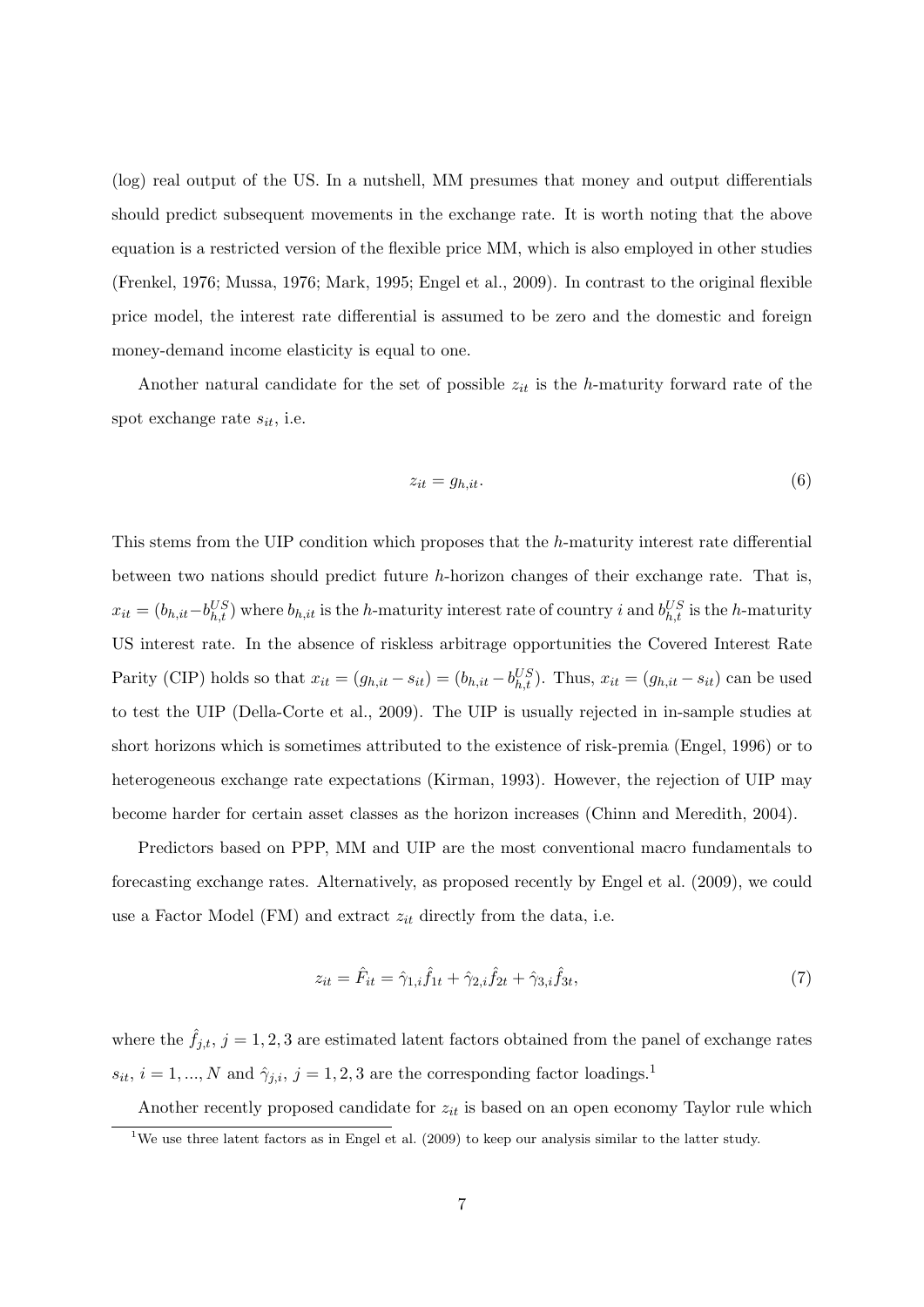(log) real output of the US. In a nutshell, MM presumes that money and output differentials should predict subsequent movements in the exchange rate. It is worth noting that the above equation is a restricted version of the flexible price MM, which is also employed in other studies (Frenkel, 1976; Mussa, 1976; Mark, 1995; Engel et al., 2009). In contrast to the original flexible price model, the interest rate differential is assumed to be zero and the domestic and foreign money-demand income elasticity is equal to one.

Another natural candidate for the set of possible $z_{it}$ is the $h$-maturity forward rate of the spot exchange rate $s_{it}$, i.e.

$$z_{it} = g_{h,it}. \tag{6}$$

This stems from the UIP condition which proposes that the $h$-maturity interest rate differential between two nations should predict future $h$-horizon changes of their exchange rate. That is, $x_{it} = (b_{h,it} - b_{h,t}^{US})$ where $b_{h,it}$ is the $h$-maturity interest rate of country $i$ and $b_{h,t}^{US}$ is the $h$-maturity US interest rate. In the absence of riskless arbitrage opportunities the Covered Interest Rate Parity (CIP) holds so that $x_{it} = (g_{h,it} - s_{it}) = (b_{h,it} - b_{h,t}^{US})$. Thus, $x_{it} = (g_{h,it} - s_{it})$ can be used to test the UIP (Della-Corte et al., 2009). The UIP is usually rejected in in-sample studies at short horizons which is sometimes attributed to the existence of risk-premia (Engel, 1996) or to heterogeneous exchange rate expectations (Kirman, 1993). However, the rejection of UIP may become harder for certain asset classes as the horizon increases (Chinn and Meredith, 2004).

Predictors based on PPP, MM and UIP are the most conventional macro fundamentals to forecasting exchange rates. Alternatively, as proposed recently by Engel et al. (2009), we could use a Factor Model (FM) and extract $z_{it}$ directly from the data, i.e.

$$z_{it} = \hat{F}_{it} = \hat{\gamma}_{1,i}\hat{f}_{1t} + \hat{\gamma}_{2,i}\hat{f}_{2t} + \hat{\gamma}_{3,i}\hat{f}_{3t}, \tag{7}$$

where the $\hat{f}_{j,t}$, $j = 1, 2, 3$ are estimated latent factors obtained from the panel of exchange rates $s_{it}$, $i = 1, ..., N$ and $\hat{\gamma}_{j,i}$, $j = 1, 2, 3$ are the corresponding factor loadings.[1]

Another recently proposed candidate for $z_{it}$ is based on an open economy Taylor rule which

[1] We use three latent factors as in Engel et al. (2009) to keep our analysis similar to the latter study.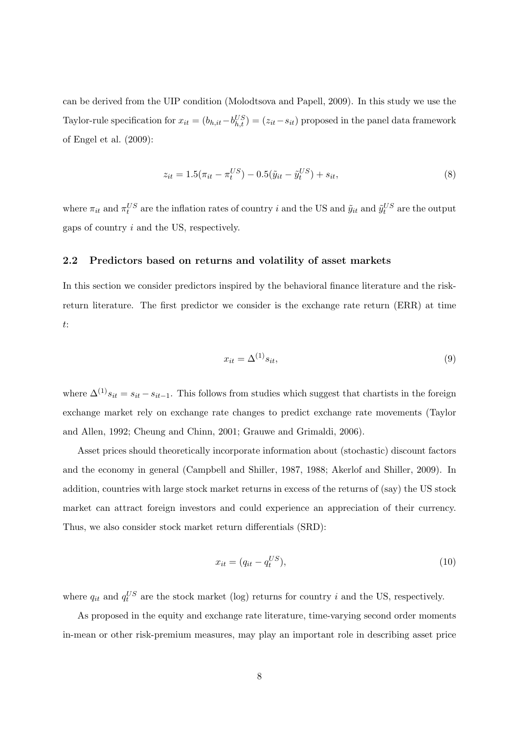can be derived from the UIP condition (Molodtsova and Papell, 2009). In this study we use the Taylor-rule specification for $x_{it} = (b_{h,it} - b_{h,t}^{US}) = (z_{it} - s_{it})$ proposed in the panel data framework of Engel et al. (2009):

$$z_{it} = 1.5(\pi_{it} - \pi_t^{US}) - 0.5(\tilde{y}_{it} - \tilde{y}_t^{US}) + s_{it}, \tag{8}$$

where $\pi_{it}$ and $\pi_t^{US}$ are the inflation rates of country $i$ and the US and $\tilde{y}_{it}$ and $\tilde{y}_t^{US}$ are the output gaps of country $i$ and the US, respectively.

### 2.2 Predictors based on returns and volatility of asset markets

In this section we consider predictors inspired by the behavioral finance literature and the risk-return literature. The first predictor we consider is the exchange rate return (ERR) at time $t$:

$$x_{it} = \Delta^{(1)} s_{it}, \tag{9}$$

where $\Delta^{(1)} s_{it} = s_{it} - s_{it-1}$. This follows from studies which suggest that chartists in the foreign exchange market rely on exchange rate changes to predict exchange rate movements (Taylor and Allen, 1992; Cheung and Chinn, 2001; Grauwe and Grimaldi, 2006).

Asset prices should theoretically incorporate information about (stochastic) discount factors and the economy in general (Campbell and Shiller, 1987, 1988; Akerlof and Shiller, 2009). In addition, countries with large stock market returns in excess of the returns of (say) the US stock market can attract foreign investors and could experience an appreciation of their currency. Thus, we also consider stock market return differentials (SRD):

$$x_{it} = (q_{it} - q_t^{US}), \tag{10}$$

where $q_{it}$ and $q_t^{US}$ are the stock market (log) returns for country $i$ and the US, respectively.

As proposed in the equity and exchange rate literature, time-varying second order moments in-mean or other risk-premium measures, may play an important role in describing asset price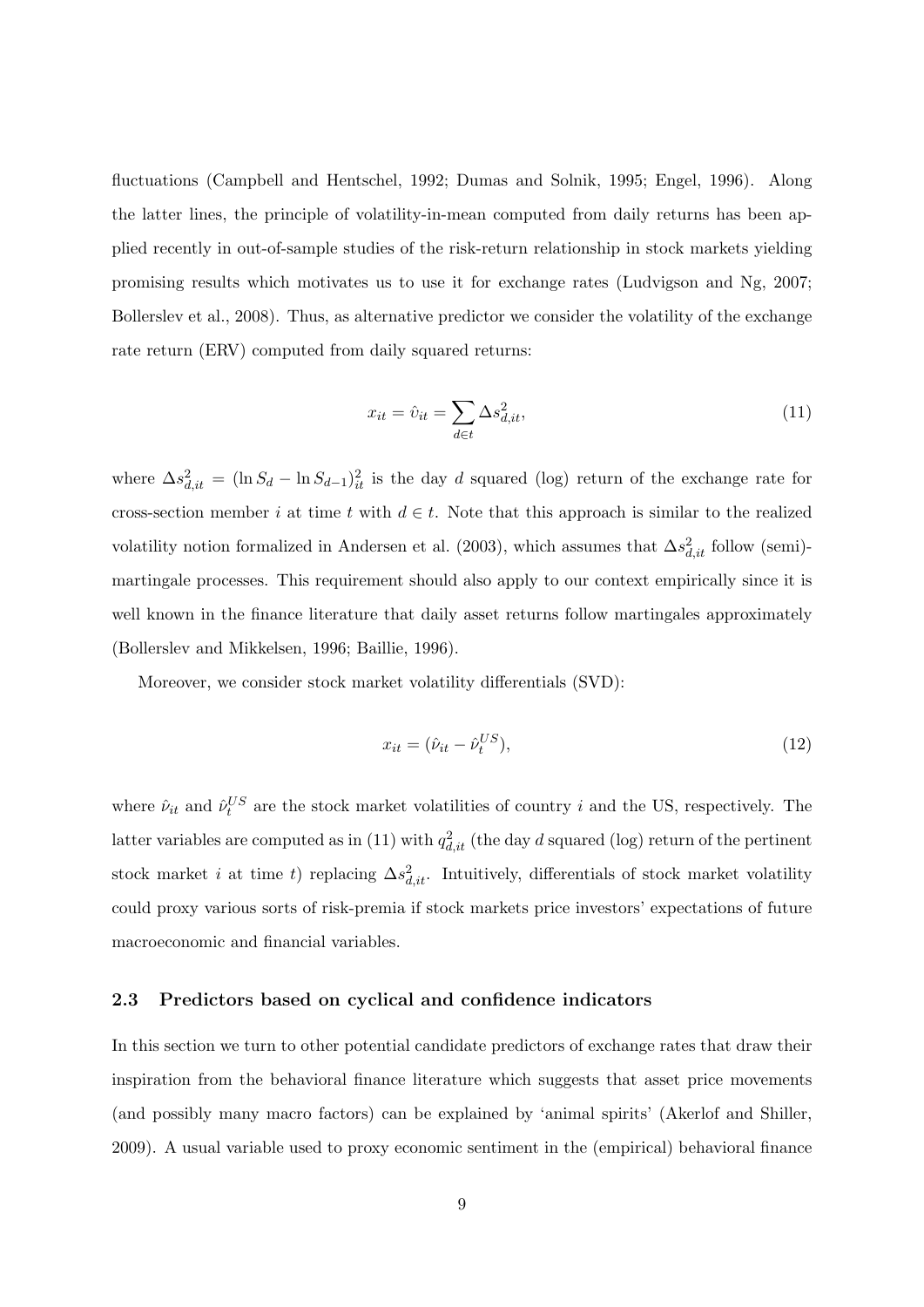fluctuations (Campbell and Hentschel, 1992; Dumas and Solnik, 1995; Engel, 1996). Along the latter lines, the principle of volatility-in-mean computed from daily returns has been applied recently in out-of-sample studies of the risk-return relationship in stock markets yielding promising results which motivates us to use it for exchange rates (Ludvigson and Ng, 2007; Bollerslev et al., 2008). Thus, as alternative predictor we consider the volatility of the exchange rate return (ERV) computed from daily squared returns:

$$x_{it} = \hat{\upsilon}_{it} = \sum_{d \in t} \Delta s^2_{d,it}, \tag{11}$$

where $\Delta s^2_{d,it} = (\ln S_d - \ln S_{d-1})^2_{it}$ is the day $d$ squared (log) return of the exchange rate for cross-section member $i$ at time $t$ with $d \in t$. Note that this approach is similar to the realized volatility notion formalized in Andersen et al. (2003), which assumes that $\Delta s^2_{d,it}$ follow (semi)-martingale processes. This requirement should also apply to our context empirically since it is well known in the finance literature that daily asset returns follow martingales approximately (Bollerslev and Mikkelsen, 1996; Baillie, 1996).

Moreover, we consider stock market volatility differentials (SVD):

$$x_{it} = (\hat{\nu}_{it} - \hat{\nu}^{US}_{t}), \tag{12}$$

where $\hat{\nu}_{it}$ and $\hat{\nu}^{US}_{t}$ are the stock market volatilities of country $i$ and the US, respectively. The latter variables are computed as in (11) with $q^2_{d,it}$ (the day $d$ squared (log) return of the pertinent stock market $i$ at time $t$) replacing $\Delta s^2_{d,it}$. Intuitively, differentials of stock market volatility could proxy various sorts of risk-premia if stock markets price investors' expectations of future macroeconomic and financial variables.

### 2.3 Predictors based on cyclical and confidence indicators

In this section we turn to other potential candidate predictors of exchange rates that draw their inspiration from the behavioral finance literature which suggests that asset price movements (and possibly many macro factors) can be explained by 'animal spirits' (Akerlof and Shiller, 2009). A usual variable used to proxy economic sentiment in the (empirical) behavioral finance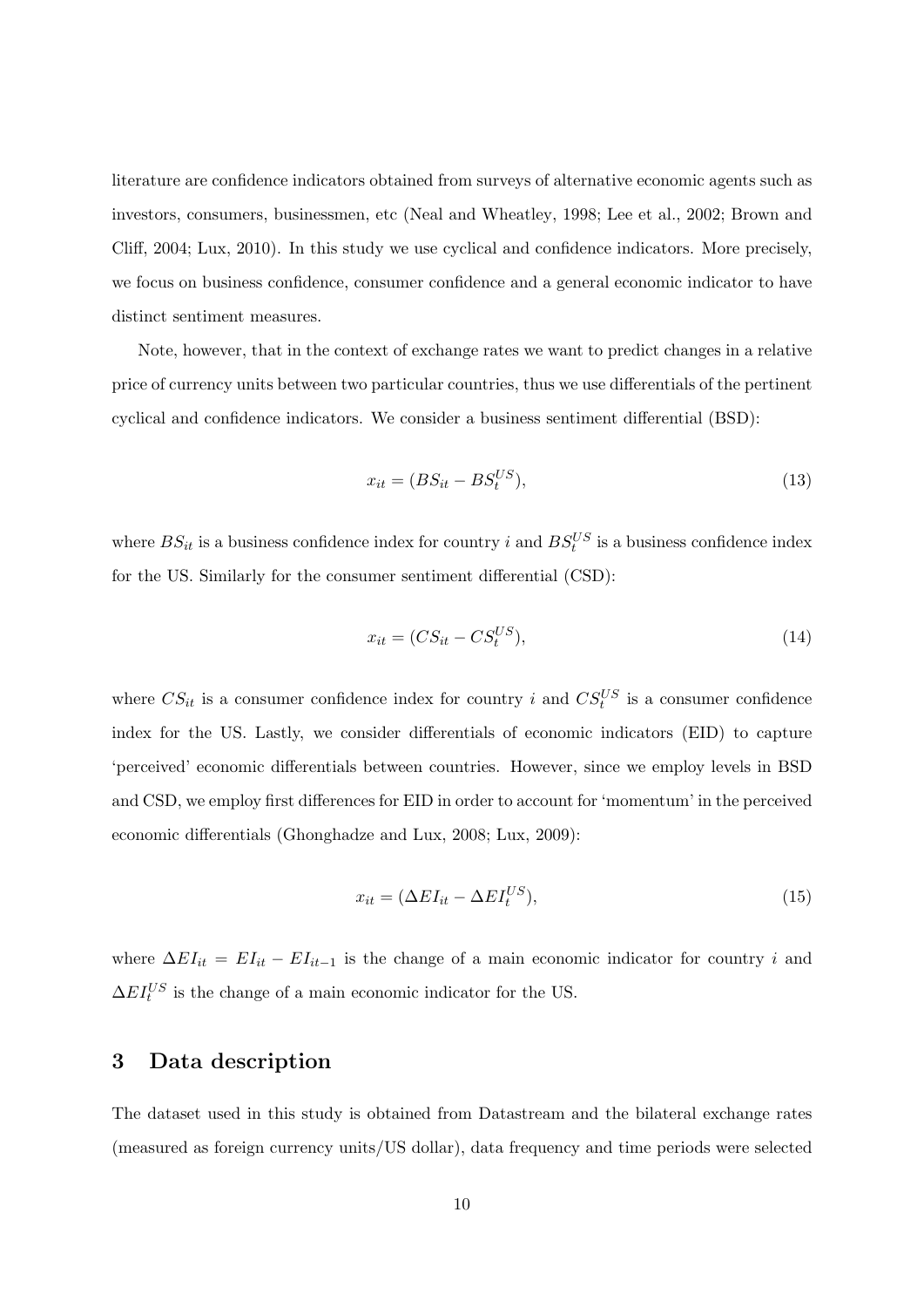literature are confidence indicators obtained from surveys of alternative economic agents such as investors, consumers, businessmen, etc (Neal and Wheatley, 1998; Lee et al., 2002; Brown and Cliff, 2004; Lux, 2010). In this study we use cyclical and confidence indicators. More precisely, we focus on business confidence, consumer confidence and a general economic indicator to have distinct sentiment measures.

Note, however, that in the context of exchange rates we want to predict changes in a relative price of currency units between two particular countries, thus we use differentials of the pertinent cyclical and confidence indicators. We consider a business sentiment differential (BSD):

$$x_{it} = (BS_{it} - BS_t^{US}), \tag{13}$$

where $BS_{it}$ is a business confidence index for country $i$ and $BS_t^{US}$ is a business confidence index for the US. Similarly for the consumer sentiment differential (CSD):

$$x_{it} = (CS_{it} - CS_t^{US}), \tag{14}$$

where $CS_{it}$ is a consumer confidence index for country $i$ and $CS_t^{US}$ is a consumer confidence index for the US. Lastly, we consider differentials of economic indicators (EID) to capture 'perceived' economic differentials between countries. However, since we employ levels in BSD and CSD, we employ first differences for EID in order to account for 'momentum' in the perceived economic differentials (Ghonghadze and Lux, 2008; Lux, 2009):

$$x_{it} = (\Delta EI_{it} - \Delta EI_t^{US}), \tag{15}$$

where $\Delta EI_{it} = EI_{it} - EI_{it-1}$ is the change of a main economic indicator for country $i$ and $\Delta EI_t^{US}$ is the change of a main economic indicator for the US.

## 3 Data description

The dataset used in this study is obtained from Datastream and the bilateral exchange rates (measured as foreign currency units/US dollar), data frequency and time periods were selected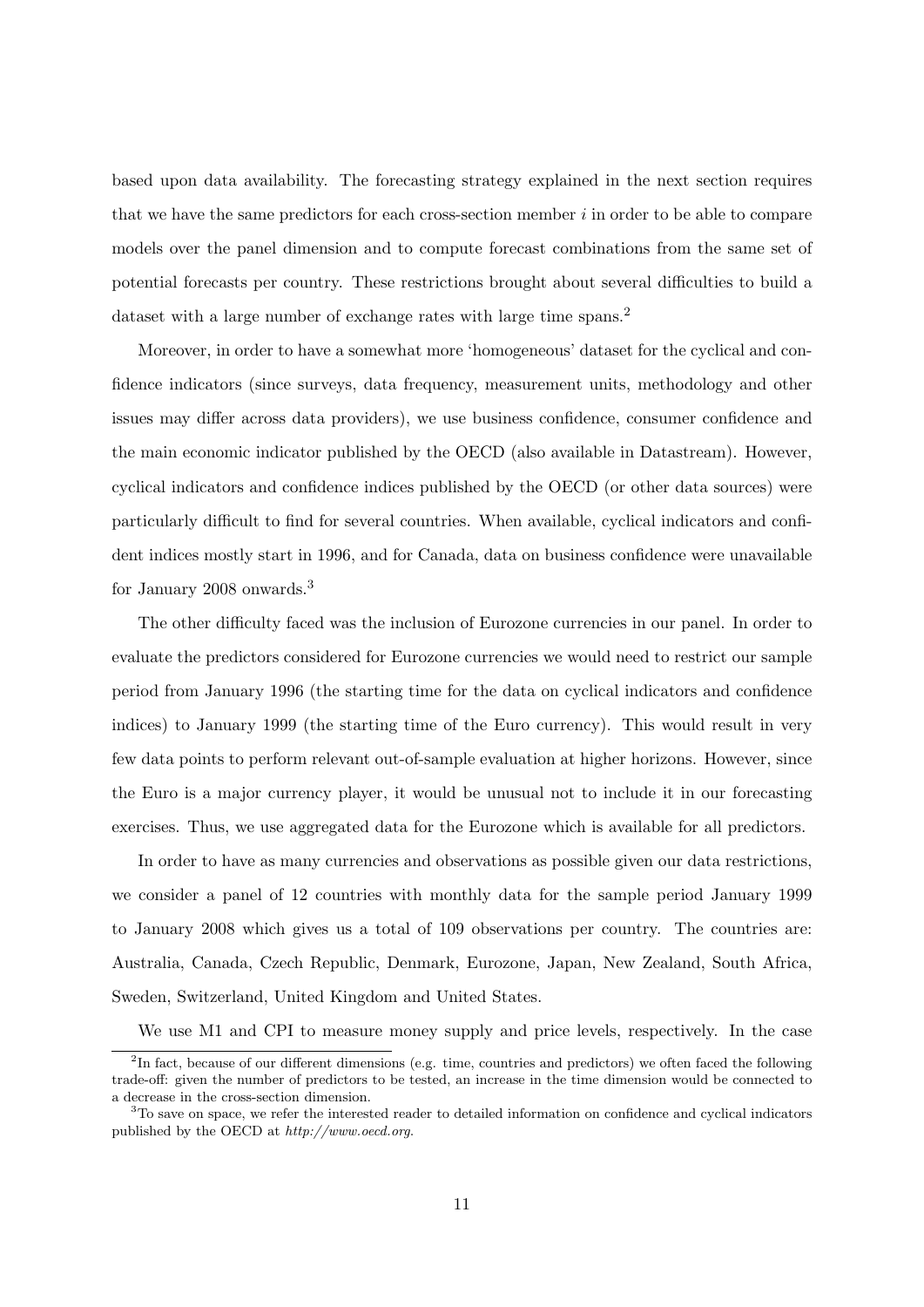based upon data availability. The forecasting strategy explained in the next section requires that we have the same predictors for each cross-section member $i$ in order to be able to compare models over the panel dimension and to compute forecast combinations from the same set of potential forecasts per country. These restrictions brought about several difficulties to build a dataset with a large number of exchange rates with large time spans.[2]

Moreover, in order to have a somewhat more 'homogeneous' dataset for the cyclical and confidence indicators (since surveys, data frequency, measurement units, methodology and other issues may differ across data providers), we use business confidence, consumer confidence and the main economic indicator published by the OECD (also available in Datastream). However, cyclical indicators and confidence indices published by the OECD (or other data sources) were particularly difficult to find for several countries. When available, cyclical indicators and confident indices mostly start in 1996, and for Canada, data on business confidence were unavailable for January 2008 onwards.[3]

The other difficulty faced was the inclusion of Eurozone currencies in our panel. In order to evaluate the predictors considered for Eurozone currencies we would need to restrict our sample period from January 1996 (the starting time for the data on cyclical indicators and confidence indices) to January 1999 (the starting time of the Euro currency). This would result in very few data points to perform relevant out-of-sample evaluation at higher horizons. However, since the Euro is a major currency player, it would be unusual not to include it in our forecasting exercises. Thus, we use aggregated data for the Eurozone which is available for all predictors.

In order to have as many currencies and observations as possible given our data restrictions, we consider a panel of 12 countries with monthly data for the sample period January 1999 to January 2008 which gives us a total of 109 observations per country. The countries are: Australia, Canada, Czech Republic, Denmark, Eurozone, Japan, New Zealand, South Africa, Sweden, Switzerland, United Kingdom and United States.

We use M1 and CPI to measure money supply and price levels, respectively. In the case

[2] In fact, because of our different dimensions (e.g. time, countries and predictors) we often faced the following trade-off: given the number of predictors to be tested, an increase in the time dimension would be connected to a decrease in the cross-section dimension.

[3] To save on space, we refer the interested reader to detailed information on confidence and cyclical indicators published by the OECD at *http://www.oecd.org*.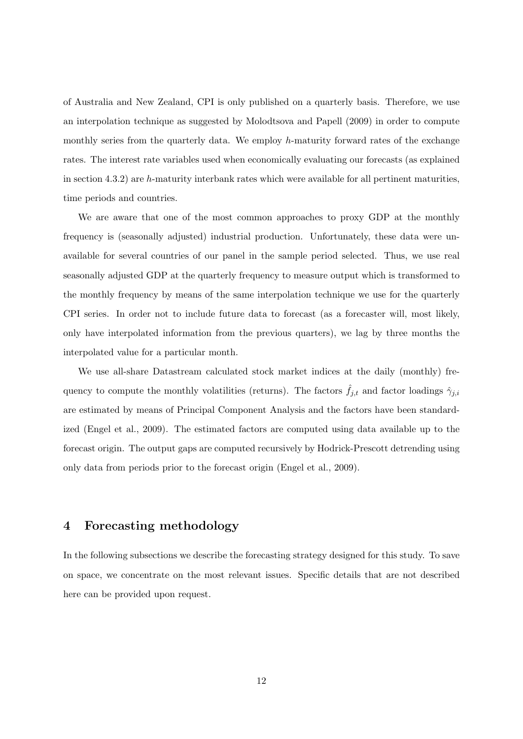of Australia and New Zealand, CPI is only published on a quarterly basis. Therefore, we use an interpolation technique as suggested by Molodtsova and Papell (2009) in order to compute monthly series from the quarterly data. We employ $h$-maturity forward rates of the exchange rates. The interest rate variables used when economically evaluating our forecasts (as explained in section 4.3.2) are $h$-maturity interbank rates which were available for all pertinent maturities, time periods and countries.

We are aware that one of the most common approaches to proxy GDP at the monthly frequency is (seasonally adjusted) industrial production. Unfortunately, these data were unavailable for several countries of our panel in the sample period selected. Thus, we use real seasonally adjusted GDP at the quarterly frequency to measure output which is transformed to the monthly frequency by means of the same interpolation technique we use for the quarterly CPI series. In order not to include future data to forecast (as a forecaster will, most likely, only have interpolated information from the previous quarters), we lag by three months the interpolated value for a particular month.

We use all-share Datastream calculated stock market indices at the daily (monthly) frequency to compute the monthly volatilities (returns). The factors $\hat{f}_{j,t}$ and factor loadings $\hat{\gamma}_{j,i}$ are estimated by means of Principal Component Analysis and the factors have been standardized (Engel et al., 2009). The estimated factors are computed using data available up to the forecast origin. The output gaps are computed recursively by Hodrick-Prescott detrending using only data from periods prior to the forecast origin (Engel et al., 2009).

# 4 Forecasting methodology

In the following subsections we describe the forecasting strategy designed for this study. To save on space, we concentrate on the most relevant issues. Specific details that are not described here can be provided upon request.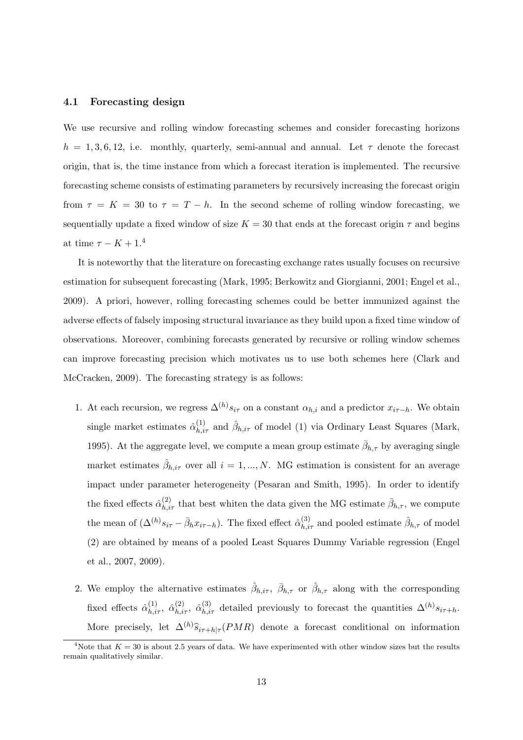### 4.1 Forecasting design

We use recursive and rolling window forecasting schemes and consider forecasting horizons $h = 1, 3, 6, 12$, i.e. monthly, quarterly, semi-annual and annual. Let $\tau$ denote the forecast origin, that is, the time instance from which a forecast iteration is implemented. The recursive forecasting scheme consists of estimating parameters by recursively increasing the forecast origin from $\tau = K = 30$ to $\tau = T - h$. In the second scheme of rolling window forecasting, we sequentially update a fixed window of size $K = 30$ that ends at the forecast origin $\tau$ and begins at time $\tau - K + 1$.[4]

It is noteworthy that the literature on forecasting exchange rates usually focuses on recursive estimation for subsequent forecasting (Mark, 1995; Berkowitz and Giorgianni, 2001; Engel et al., 2009). A priori, however, rolling forecasting schemes could be better immunized against the adverse effects of falsely imposing structural invariance as they build upon a fixed time window of observations. Moreover, combining forecasts generated by recursive or rolling window schemes can improve forecasting precision which motivates us to use both schemes here (Clark and McCracken, 2009). The forecasting strategy is as follows:

1. At each recursion, we regress $\Delta^{(h)} s_{i\tau}$ on a constant $\alpha_{h,i}$ and a predictor $x_{i\tau-h}$. We obtain single market estimates $\hat{\alpha}^{(1)}_{h,i\tau}$ and $\hat{\beta}_{h,i\tau}$ of model (1) via Ordinary Least Squares (Mark, 1995). At the aggregate level, we compute a mean group estimate $\bar{\beta}_{h,\tau}$ by averaging single market estimates $\hat{\beta}_{h,i\tau}$ over all $i = 1, ..., N$. MG estimation is consistent for an average impact under parameter heterogeneity (Pesaran and Smith, 1995). In order to identify the fixed effects $\hat{\alpha}^{(2)}_{h,i\tau}$ that best whiten the data given the MG estimate $\bar{\beta}_{h,\tau}$, we compute the mean of $(\Delta^{(h)} s_{i\tau} - \bar{\beta}_h x_{i\tau-h})$. The fixed effect $\hat{\alpha}^{(3)}_{h,i\tau}$ and pooled estimate $\hat{\beta}_{h,\tau}$ of model (2) are obtained by means of a pooled Least Squares Dummy Variable regression (Engel et al., 2007, 2009).

2. We employ the alternative estimates $\hat{\beta}_{h,i\tau}$, $\bar{\beta}_{h,\tau}$ or $\hat{\beta}_{h,\tau}$ along with the corresponding fixed effects $\hat{\alpha}^{(1)}_{h,i\tau}$, $\hat{\alpha}^{(2)}_{h,i\tau}$, $\hat{\alpha}^{(3)}_{h,i\tau}$ detailed previously to forecast the quantities $\Delta^{(h)} s_{i\tau+h}$. More precisely, let $\Delta^{(h)} \widehat{s}_{i\tau+h|\tau}(PMR)$ denote a forecast conditional on information

[4] Note that $K = 30$ is about 2.5 years of data. We have experimented with other window sizes but the results remain qualitatively similar.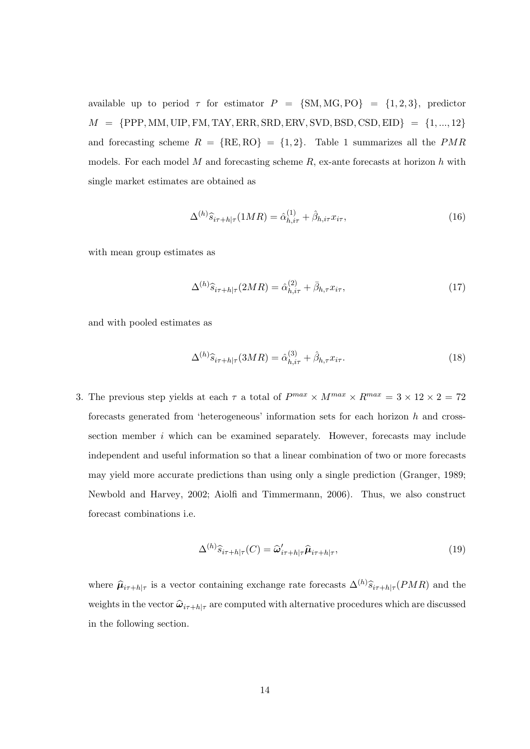available up to period $\tau$ for estimator $P = \{\text{SM}, \text{MG}, \text{PO}\} = \{1, 2, 3\}$, predictor $M = \{\text{PPP}, \text{MM}, \text{UIP}, \text{FM}, \text{TAY}, \text{ERR}, \text{SRD}, \text{ERV}, \text{SVD}, \text{BSD}, \text{CSD}, \text{EID}\} = \{1, ..., 12\}$ and forecasting scheme $R = \{\text{RE}, \text{RO}\} = \{1, 2\}$. Table 1 summarizes all the $PMR$ models. For each model $M$ and forecasting scheme $R$, ex-ante forecasts at horizon $h$ with single market estimates are obtained as

$$\Delta^{(h)}\widehat{s}_{i\tau+h|\tau}(1MR) = \hat{\alpha}^{(1)}_{h,i\tau} + \hat{\beta}_{h,i\tau}x_{i\tau}, \tag{16}$$

with mean group estimates as

$$\Delta^{(h)}\widehat{s}_{i\tau+h|\tau}(2MR) = \hat{\alpha}^{(2)}_{h,i\tau} + \bar{\beta}_{h,\tau}x_{i\tau}, \tag{17}$$

and with pooled estimates as

$$\Delta^{(h)}\widehat{s}_{i\tau+h|\tau}(3MR) = \hat{\alpha}^{(3)}_{h,i\tau} + \hat{\beta}_{h,\tau}x_{i\tau}. \tag{18}$$

3. The previous step yields at each $\tau$ a total of $P^{max} \times M^{max} \times R^{max} = 3 \times 12 \times 2 = 72$ forecasts generated from 'heterogeneous' information sets for each horizon $h$ and cross-section member $i$ which can be examined separately. However, forecasts may include independent and useful information so that a linear combination of two or more forecasts may yield more accurate predictions than using only a single prediction (Granger, 1989; Newbold and Harvey, 2002; Aiolfi and Timmermann, 2006). Thus, we also construct forecast combinations i.e.

$$\Delta^{(h)}\widehat{s}_{i\tau+h|\tau}(C) = \widehat{\boldsymbol{\omega}}'_{i\tau+h|\tau}\widehat{\boldsymbol{\mu}}_{i\tau+h|\tau}, \tag{19}$$

where $\widehat{\boldsymbol{\mu}}_{i\tau+h|\tau}$ is a vector containing exchange rate forecasts $\Delta^{(h)}\widehat{s}_{i\tau+h|\tau}(PMR)$ and the weights in the vector $\widehat{\boldsymbol{\omega}}_{i\tau+h|\tau}$ are computed with alternative procedures which are discussed in the following section.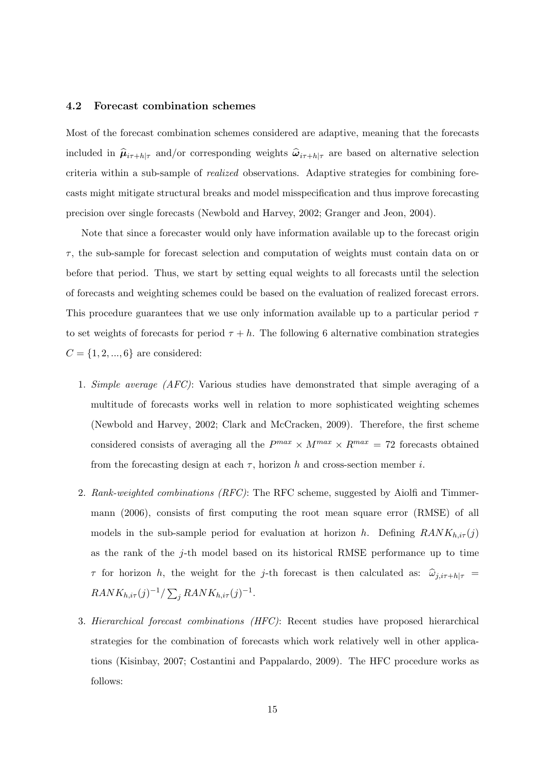### 4.2 Forecast combination schemes

Most of the forecast combination schemes considered are adaptive, meaning that the forecasts included in $\widehat{\boldsymbol{\mu}}_{i\tau+h|\tau}$ and/or corresponding weights $\widehat{\boldsymbol{\omega}}_{i\tau+h|\tau}$ are based on alternative selection criteria within a sub-sample of *realized* observations. Adaptive strategies for combining forecasts might mitigate structural breaks and model misspecification and thus improve forecasting precision over single forecasts (Newbold and Harvey, 2002; Granger and Jeon, 2004).

Note that since a forecaster would only have information available up to the forecast origin $\tau$, the sub-sample for forecast selection and computation of weights must contain data on or before that period. Thus, we start by setting equal weights to all forecasts until the selection of forecasts and weighting schemes could be based on the evaluation of realized forecast errors. This procedure guarantees that we use only information available up to a particular period $\tau$ to set weights of forecasts for period $\tau + h$. The following 6 alternative combination strategies $C = \{1, 2, ..., 6\}$ are considered:

1. *Simple average (AFC)*: Various studies have demonstrated that simple averaging of a multitude of forecasts works well in relation to more sophisticated weighting schemes (Newbold and Harvey, 2002; Clark and McCracken, 2009). Therefore, the first scheme considered consists of averaging all the $P^{max} \times M^{max} \times R^{max} = 72$ forecasts obtained from the forecasting design at each $\tau$, horizon $h$ and cross-section member $i$.

2. *Rank-weighted combinations (RFC)*: The RFC scheme, suggested by Aiolfi and Timmermann (2006), consists of first computing the root mean square error (RMSE) of all models in the sub-sample period for evaluation at horizon $h$. Defining $RANK_{h,i\tau}(j)$ as the rank of the $j$-th model based on its historical RMSE performance up to time $\tau$ for horizon $h$, the weight for the $j$-th forecast is then calculated as: $\widehat{\omega}_{j,i\tau+h|\tau} = RANK_{h,i\tau}(j)^{-1}/\sum_j RANK_{h,i\tau}(j)^{-1}$.

3. *Hierarchical forecast combinations (HFC)*: Recent studies have proposed hierarchical strategies for the combination of forecasts which work relatively well in other applications (Kisinbay, 2007; Costantini and Pappalardo, 2009). The HFC procedure works as follows: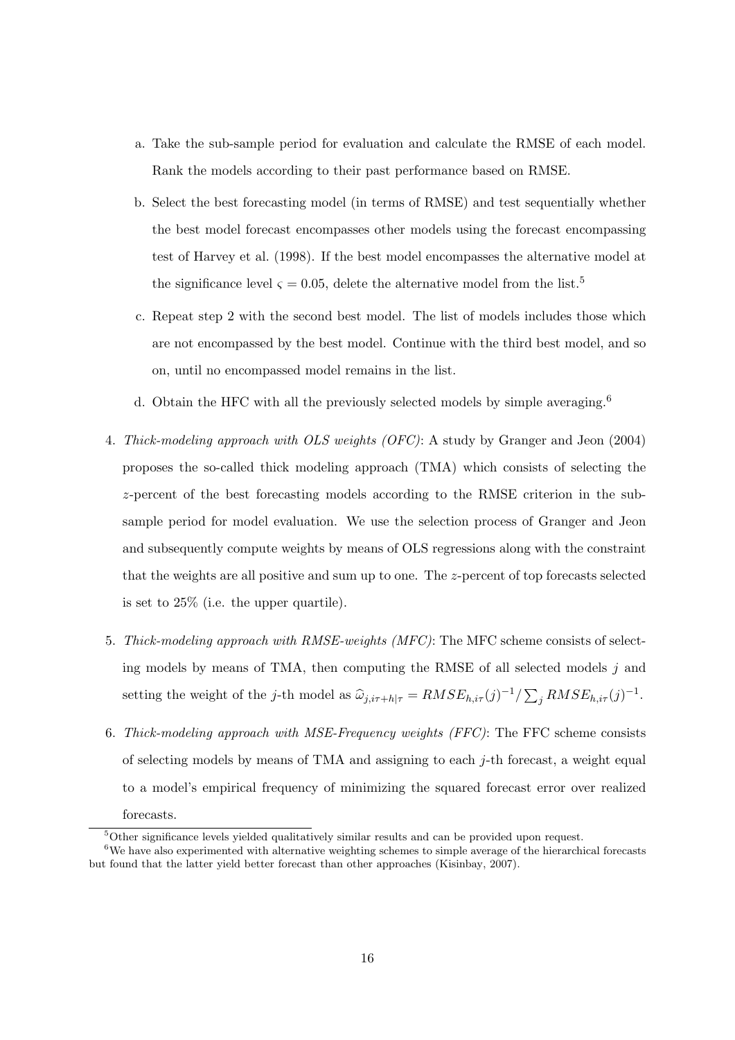a. Take the sub-sample period for evaluation and calculate the RMSE of each model. Rank the models according to their past performance based on RMSE.

   b. Select the best forecasting model (in terms of RMSE) and test sequentially whether the best model forecast encompasses other models using the forecast encompassing test of Harvey et al. (1998). If the best model encompasses the alternative model at the significance level $\varsigma = 0.05$, delete the alternative model from the list.[5]

   c. Repeat step 2 with the second best model. The list of models includes those which are not encompassed by the best model. Continue with the third best model, and so on, until no encompassed model remains in the list.

   d. Obtain the HFC with all the previously selected models by simple averaging.[6]

4. *Thick-modeling approach with OLS weights (OFC)*: A study by Granger and Jeon (2004) proposes the so-called thick modeling approach (TMA) which consists of selecting the $z$-percent of the best forecasting models according to the RMSE criterion in the sub-sample period for model evaluation. We use the selection process of Granger and Jeon and subsequently compute weights by means of OLS regressions along with the constraint that the weights are all positive and sum up to one. The $z$-percent of top forecasts selected is set to 25% (i.e. the upper quartile).

5. *Thick-modeling approach with RMSE-weights (MFC)*: The MFC scheme consists of selecting models by means of TMA, then computing the RMSE of all selected models $j$ and setting the weight of the $j$-th model as $\widehat{\omega}_{j,i\tau+h|\tau} = RMSE_{h,i\tau}(j)^{-1} / \sum_j RMSE_{h,i\tau}(j)^{-1}$.

6. *Thick-modeling approach with MSE-Frequency weights (FFC)*: The FFC scheme consists of selecting models by means of TMA and assigning to each $j$-th forecast, a weight equal to a model's empirical frequency of minimizing the squared forecast error over realized forecasts.

[5] Other significance levels yielded qualitatively similar results and can be provided upon request.

[6] We have also experimented with alternative weighting schemes to simple average of the hierarchical forecasts but found that the latter yield better forecast than other approaches (Kisinbay, 2007).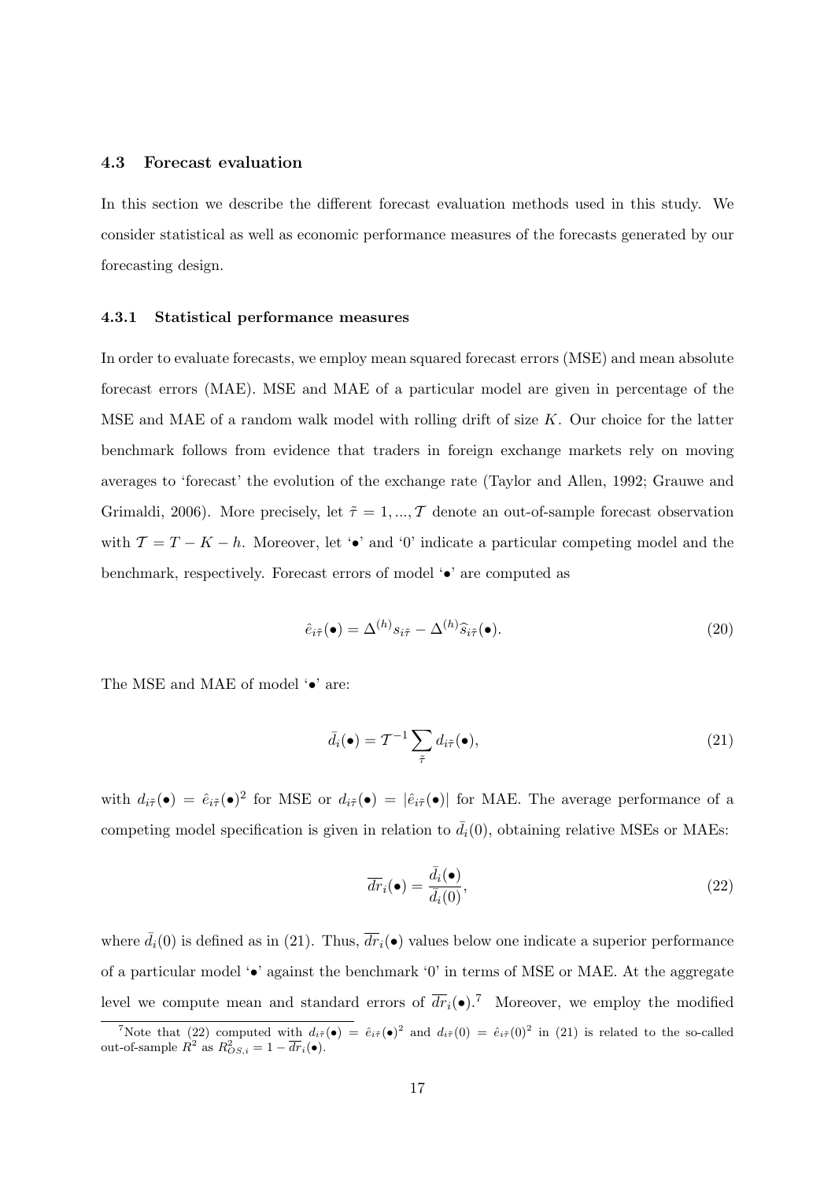### 4.3 Forecast evaluation

In this section we describe the different forecast evaluation methods used in this study. We consider statistical as well as economic performance measures of the forecasts generated by our forecasting design.

#### 4.3.1 Statistical performance measures

In order to evaluate forecasts, we employ mean squared forecast errors (MSE) and mean absolute forecast errors (MAE). MSE and MAE of a particular model are given in percentage of the MSE and MAE of a random walk model with rolling drift of size $K$. Our choice for the latter benchmark follows from evidence that traders in foreign exchange markets rely on moving averages to 'forecast' the evolution of the exchange rate (Taylor and Allen, 1992; Grauwe and Grimaldi, 2006). More precisely, let $\tilde{\tau} = 1, ..., \mathcal{T}$ denote an out-of-sample forecast observation with $\mathcal{T} = T - K - h$. Moreover, let '$\bullet$' and '0' indicate a particular competing model and the benchmark, respectively. Forecast errors of model '$\bullet$' are computed as

$$\hat{e}_{i\tilde{\tau}}(\bullet) = \Delta^{(h)} s_{i\tilde{\tau}} - \Delta^{(h)} \widehat{s}_{i\tilde{\tau}}(\bullet). \tag{20}$$

The MSE and MAE of model '$\bullet$' are:

$$\bar{d}_i(\bullet) = \mathcal{T}^{-1} \sum_{\tilde{\tau}} d_{i\tilde{\tau}}(\bullet), \tag{21}$$

with $d_{i\tilde{\tau}}(\bullet) = \hat{e}_{i\tilde{\tau}}(\bullet)^2$ for MSE or $d_{i\tilde{\tau}}(\bullet) = |\hat{e}_{i\tilde{\tau}}(\bullet)|$ for MAE. The average performance of a competing model specification is given in relation to $\bar{d}_i(0)$, obtaining relative MSEs or MAEs:

$$\overline{dr}_i(\bullet) = \frac{\bar{d}_i(\bullet)}{\bar{d}_i(0)}, \tag{22}$$

where $\bar{d}_i(0)$ is defined as in (21). Thus, $\overline{dr}_i(\bullet)$ values below one indicate a superior performance of a particular model '$\bullet$' against the benchmark '0' in terms of MSE or MAE. At the aggregate level we compute mean and standard errors of $\overline{dr}_i(\bullet)$.[7] Moreover, we employ the modified

[7] Note that (22) computed with $d_{i\tilde{\tau}}(\bullet) = \hat{e}_{i\tilde{\tau}}(\bullet)^2$ and $d_{i\tilde{\tau}}(0) = \hat{e}_{i\tilde{\tau}}(0)^2$ in (21) is related to the so-called out-of-sample $R^2$ as $R^2_{OS,i} = 1 - \overline{dr}_i(\bullet)$.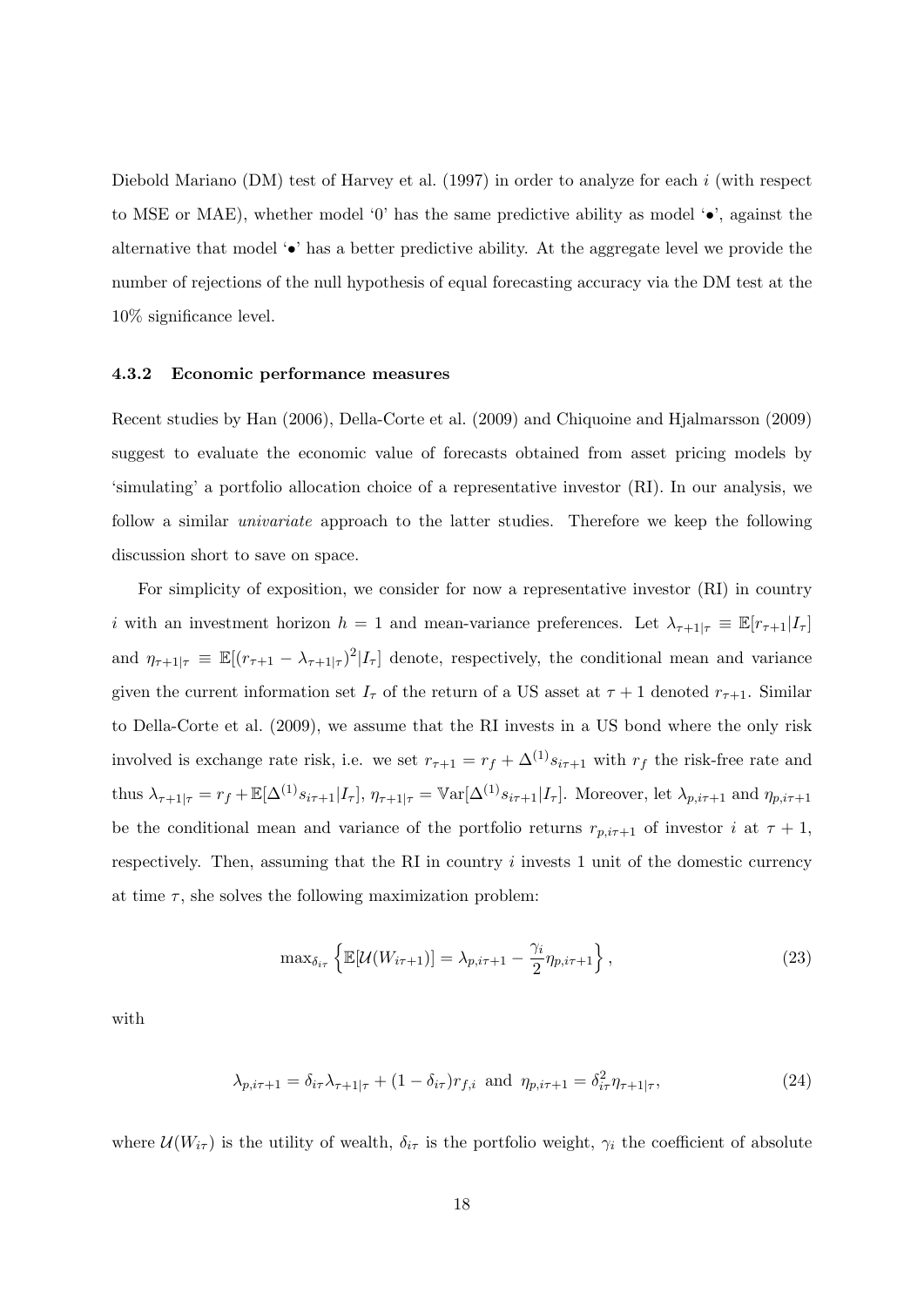Diebold Mariano (DM) test of Harvey et al. (1997) in order to analyze for each $i$ (with respect to MSE or MAE), whether model '0' has the same predictive ability as model '•', against the alternative that model '•' has a better predictive ability. At the aggregate level we provide the number of rejections of the null hypothesis of equal forecasting accuracy via the DM test at the 10% significance level.

#### 4.3.2 Economic performance measures

Recent studies by Han (2006), Della-Corte et al. (2009) and Chiquoine and Hjalmarsson (2009) suggest to evaluate the economic value of forecasts obtained from asset pricing models by 'simulating' a portfolio allocation choice of a representative investor (RI). In our analysis, we follow a similar *univariate* approach to the latter studies. Therefore we keep the following discussion short to save on space.

For simplicity of exposition, we consider for now a representative investor (RI) in country $i$ with an investment horizon $h = 1$ and mean-variance preferences. Let $\lambda_{\tau+1|\tau} \equiv \mathbb{E}[r_{\tau+1}|I_\tau]$ and $\eta_{\tau+1|\tau} \equiv \mathbb{E}[(r_{\tau+1} - \lambda_{\tau+1|\tau})^2|I_\tau]$ denote, respectively, the conditional mean and variance given the current information set $I_\tau$ of the return of a US asset at $\tau + 1$ denoted $r_{\tau+1}$. Similar to Della-Corte et al. (2009), we assume that the RI invests in a US bond where the only risk involved is exchange rate risk, i.e. we set $r_{\tau+1} = r_f + \Delta^{(1)} s_{i\tau+1}$ with $r_f$ the risk-free rate and thus $\lambda_{\tau+1|\tau} = r_f + \mathbb{E}[\Delta^{(1)} s_{i\tau+1}|I_\tau]$, $\eta_{\tau+1|\tau} = \mathbb{V}\text{ar}[\Delta^{(1)} s_{i\tau+1}|I_\tau]$. Moreover, let $\lambda_{p,i\tau+1}$ and $\eta_{p,i\tau+1}$ be the conditional mean and variance of the portfolio returns $r_{p,i\tau+1}$ of investor $i$ at $\tau + 1$, respectively. Then, assuming that the RI in country $i$ invests 1 unit of the domestic currency at time $\tau$, she solves the following maximization problem:

$$\max_{\delta_{i\tau}} \left\{ \mathbb{E}[\mathcal{U}(W_{i\tau+1})] = \lambda_{p,i\tau+1} - \frac{\gamma_i}{2} \eta_{p,i\tau+1} \right\}, \tag{23}$$

with

$$\lambda_{p,i\tau+1} = \delta_{i\tau} \lambda_{\tau+1|\tau} + (1 - \delta_{i\tau}) r_{f,i} \text{ and } \eta_{p,i\tau+1} = \delta_{i\tau}^2 \eta_{\tau+1|\tau}, \tag{24}$$

where $\mathcal{U}(W_{i\tau})$ is the utility of wealth, $\delta_{i\tau}$ is the portfolio weight, $\gamma_i$ the coefficient of absolute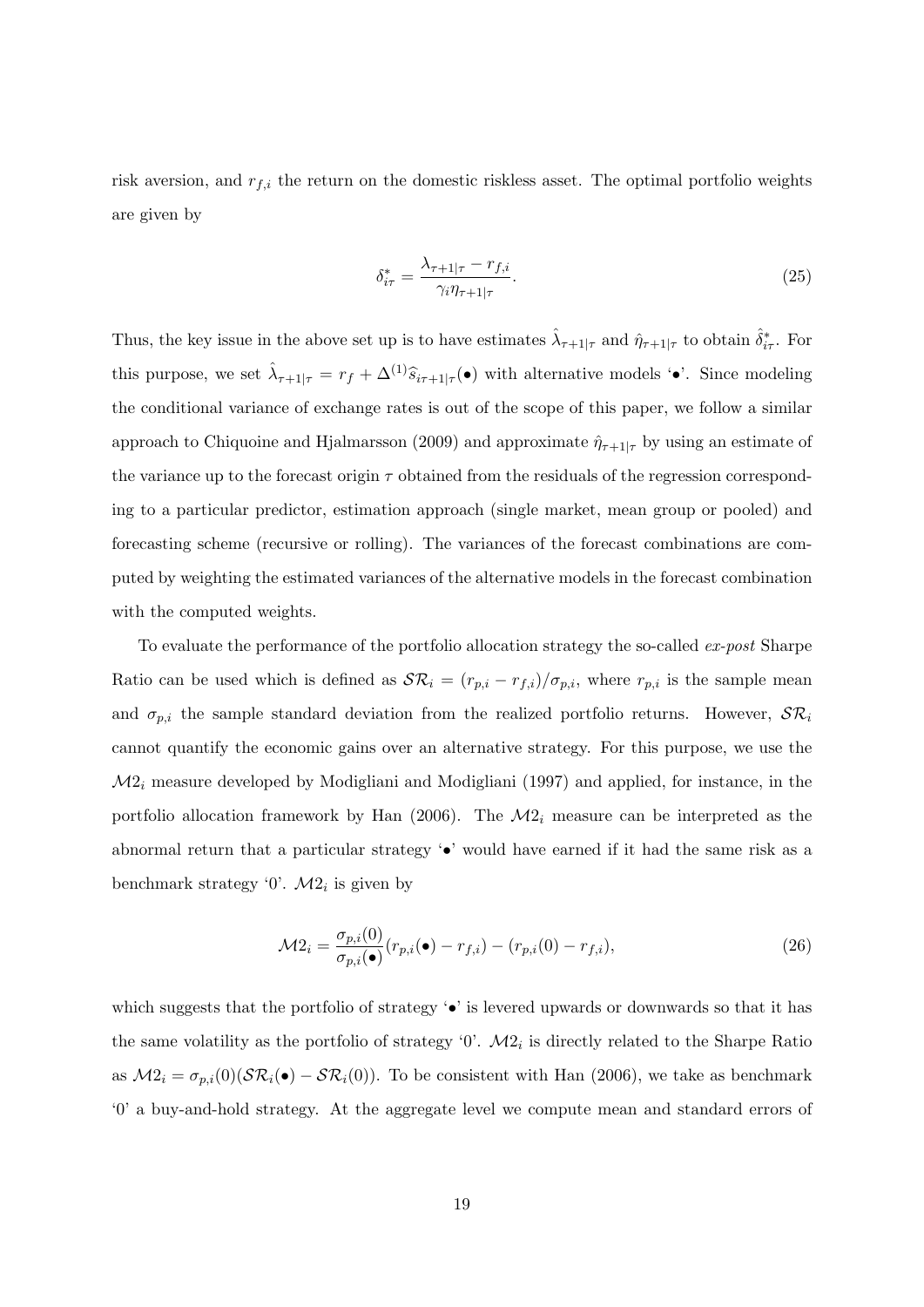risk aversion, and $r_{f,i}$ the return on the domestic riskless asset. The optimal portfolio weights are given by

$$\delta^*_{i\tau} = \frac{\lambda_{\tau+1|\tau} - r_{f,i}}{\gamma_i \eta_{\tau+1|\tau}}. \tag{25}$$

Thus, the key issue in the above set up is to have estimates $\hat{\lambda}_{\tau+1|\tau}$ and $\hat{\eta}_{\tau+1|\tau}$ to obtain $\hat{\delta}^*_{i\tau}$. For this purpose, we set $\hat{\lambda}_{\tau+1|\tau} = r_f + \Delta^{(1)}\widehat{s}_{i\tau+1|\tau}(\bullet)$ with alternative models '$\bullet$'. Since modeling the conditional variance of exchange rates is out of the scope of this paper, we follow a similar approach to Chiquoine and Hjalmarsson (2009) and approximate $\hat{\eta}_{\tau+1|\tau}$ by using an estimate of the variance up to the forecast origin $\tau$ obtained from the residuals of the regression corresponding to a particular predictor, estimation approach (single market, mean group or pooled) and forecasting scheme (recursive or rolling). The variances of the forecast combinations are computed by weighting the estimated variances of the alternative models in the forecast combination with the computed weights.

To evaluate the performance of the portfolio allocation strategy the so-called *ex-post* Sharpe Ratio can be used which is defined as $\mathcal{SR}_i = (r_{p,i} - r_{f,i})/\sigma_{p,i}$, where $r_{p,i}$ is the sample mean and $\sigma_{p,i}$ the sample standard deviation from the realized portfolio returns. However, $\mathcal{SR}_i$ cannot quantify the economic gains over an alternative strategy. For this purpose, we use the $\mathcal{M}2_i$ measure developed by Modigliani and Modigliani (1997) and applied, for instance, in the portfolio allocation framework by Han (2006). The $\mathcal{M}2_i$ measure can be interpreted as the abnormal return that a particular strategy '$\bullet$' would have earned if it had the same risk as a benchmark strategy '0'. $\mathcal{M}2_i$ is given by

$$\mathcal{M}2_i = \frac{\sigma_{p,i}(0)}{\sigma_{p,i}(\bullet)}(r_{p,i}(\bullet) - r_{f,i}) - (r_{p,i}(0) - r_{f,i}), \tag{26}$$

which suggests that the portfolio of strategy '$\bullet$' is levered upwards or downwards so that it has the same volatility as the portfolio of strategy '0'. $\mathcal{M}2_i$ is directly related to the Sharpe Ratio as $\mathcal{M}2_i = \sigma_{p,i}(0)(\mathcal{SR}_i(\bullet) - \mathcal{SR}_i(0))$. To be consistent with Han (2006), we take as benchmark '0' a buy-and-hold strategy. At the aggregate level we compute mean and standard errors of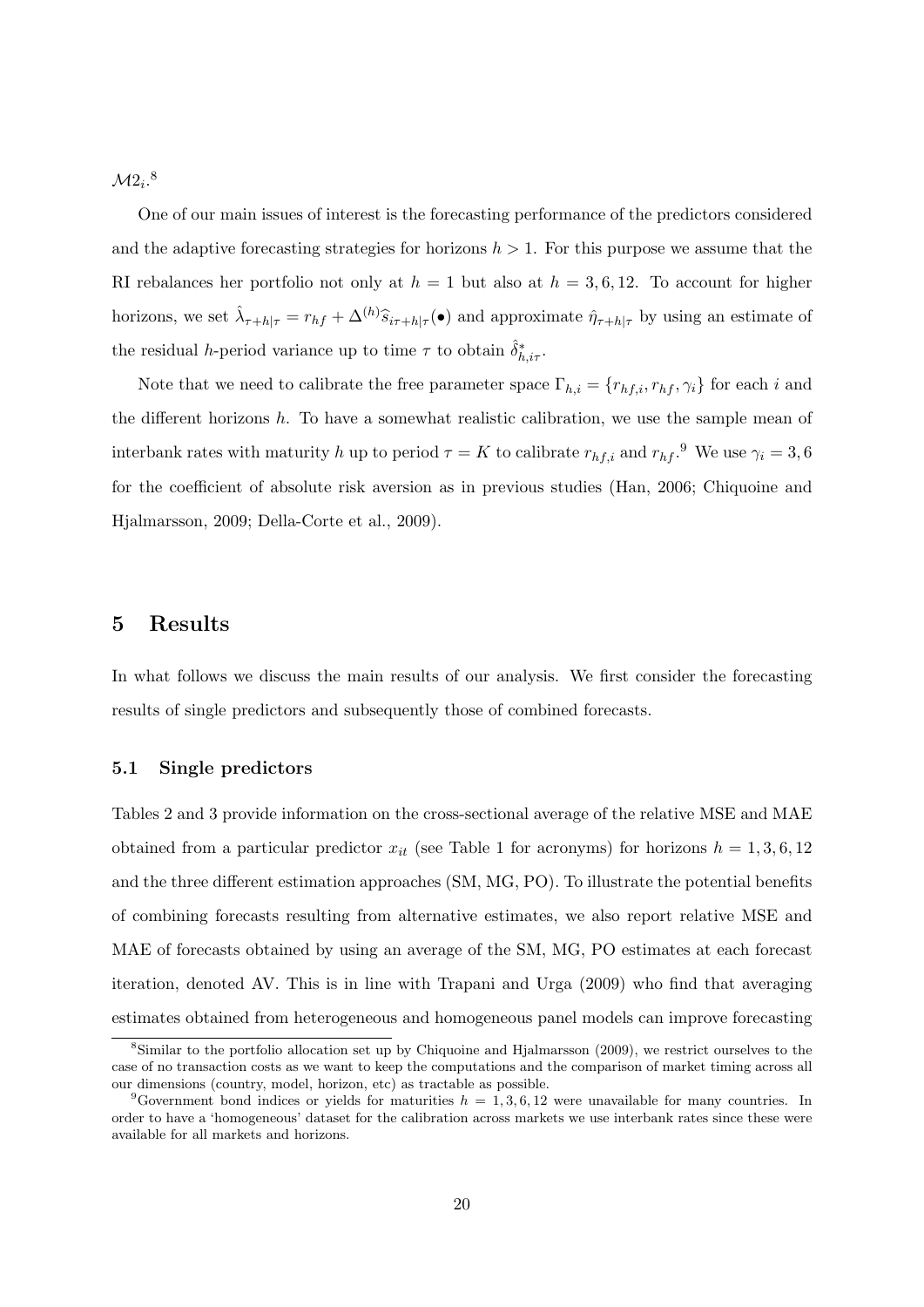$\mathcal{M}2_i$.[8]

One of our main issues of interest is the forecasting performance of the predictors considered and the adaptive forecasting strategies for horizons $h > 1$. For this purpose we assume that the RI rebalances her portfolio not only at $h = 1$ but also at $h = 3, 6, 12$. To account for higher horizons, we set $\hat{\lambda}_{\tau+h|\tau} = r_{hf} + \Delta^{(h)}\widehat{s}_{i\tau+h|\tau}(\bullet)$ and approximate $\hat{\eta}_{\tau+h|\tau}$ by using an estimate of the residual $h$-period variance up to time $\tau$ to obtain $\hat{\delta}^{*}_{h,i\tau}$.

Note that we need to calibrate the free parameter space $\Gamma_{h,i} = \{r_{hf,i}, r_{hf}, \gamma_i\}$ for each $i$ and the different horizons $h$. To have a somewhat realistic calibration, we use the sample mean of interbank rates with maturity $h$ up to period $\tau = K$ to calibrate $r_{hf,i}$ and $r_{hf}$.[9] We use $\gamma_i = 3, 6$ for the coefficient of absolute risk aversion as in previous studies (Han, 2006; Chiquoine and Hjalmarsson, 2009; Della-Corte et al., 2009).

# 5 Results

In what follows we discuss the main results of our analysis. We first consider the forecasting results of single predictors and subsequently those of combined forecasts.

## 5.1 Single predictors

Tables 2 and 3 provide information on the cross-sectional average of the relative MSE and MAE obtained from a particular predictor $x_{it}$ (see Table 1 for acronyms) for horizons $h = 1, 3, 6, 12$ and the three different estimation approaches (SM, MG, PO). To illustrate the potential benefits of combining forecasts resulting from alternative estimates, we also report relative MSE and MAE of forecasts obtained by using an average of the SM, MG, PO estimates at each forecast iteration, denoted AV. This is in line with Trapani and Urga (2009) who find that averaging estimates obtained from heterogeneous and homogeneous panel models can improve forecasting

[8] Similar to the portfolio allocation set up by Chiquoine and Hjalmarsson (2009), we restrict ourselves to the case of no transaction costs as we want to keep the computations and the comparison of market timing across all our dimensions (country, model, horizon, etc) as tractable as possible.

[9] Government bond indices or yields for maturities $h = 1, 3, 6, 12$ were unavailable for many countries. In order to have a 'homogeneous' dataset for the calibration across markets we use interbank rates since these were available for all markets and horizons.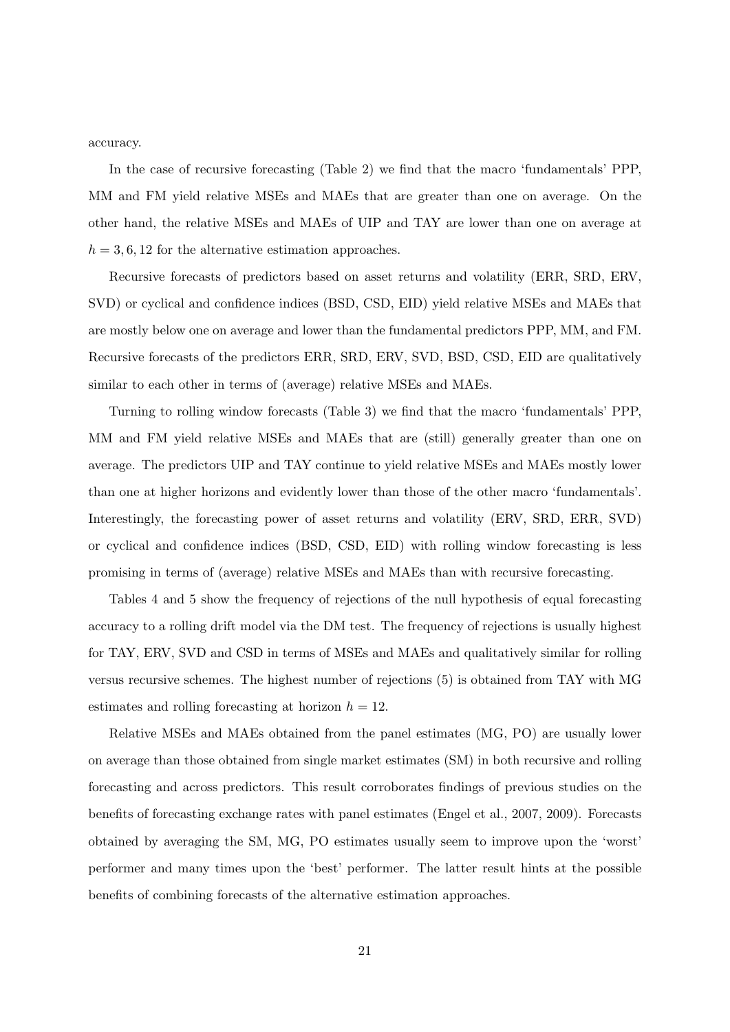accuracy.

In the case of recursive forecasting (Table 2) we find that the macro 'fundamentals' PPP, MM and FM yield relative MSEs and MAEs that are greater than one on average. On the other hand, the relative MSEs and MAEs of UIP and TAY are lower than one on average at $h = 3, 6, 12$ for the alternative estimation approaches.

Recursive forecasts of predictors based on asset returns and volatility (ERR, SRD, ERV, SVD) or cyclical and confidence indices (BSD, CSD, EID) yield relative MSEs and MAEs that are mostly below one on average and lower than the fundamental predictors PPP, MM, and FM. Recursive forecasts of the predictors ERR, SRD, ERV, SVD, BSD, CSD, EID are qualitatively similar to each other in terms of (average) relative MSEs and MAEs.

Turning to rolling window forecasts (Table 3) we find that the macro 'fundamentals' PPP, MM and FM yield relative MSEs and MAEs that are (still) generally greater than one on average. The predictors UIP and TAY continue to yield relative MSEs and MAEs mostly lower than one at higher horizons and evidently lower than those of the other macro 'fundamentals'. Interestingly, the forecasting power of asset returns and volatility (ERV, SRD, ERR, SVD) or cyclical and confidence indices (BSD, CSD, EID) with rolling window forecasting is less promising in terms of (average) relative MSEs and MAEs than with recursive forecasting.

Tables 4 and 5 show the frequency of rejections of the null hypothesis of equal forecasting accuracy to a rolling drift model via the DM test. The frequency of rejections is usually highest for TAY, ERV, SVD and CSD in terms of MSEs and MAEs and qualitatively similar for rolling versus recursive schemes. The highest number of rejections (5) is obtained from TAY with MG estimates and rolling forecasting at horizon $h = 12$.

Relative MSEs and MAEs obtained from the panel estimates (MG, PO) are usually lower on average than those obtained from single market estimates (SM) in both recursive and rolling forecasting and across predictors. This result corroborates findings of previous studies on the benefits of forecasting exchange rates with panel estimates (Engel et al., 2007, 2009). Forecasts obtained by averaging the SM, MG, PO estimates usually seem to improve upon the 'worst' performer and many times upon the 'best' performer. The latter result hints at the possible benefits of combining forecasts of the alternative estimation approaches.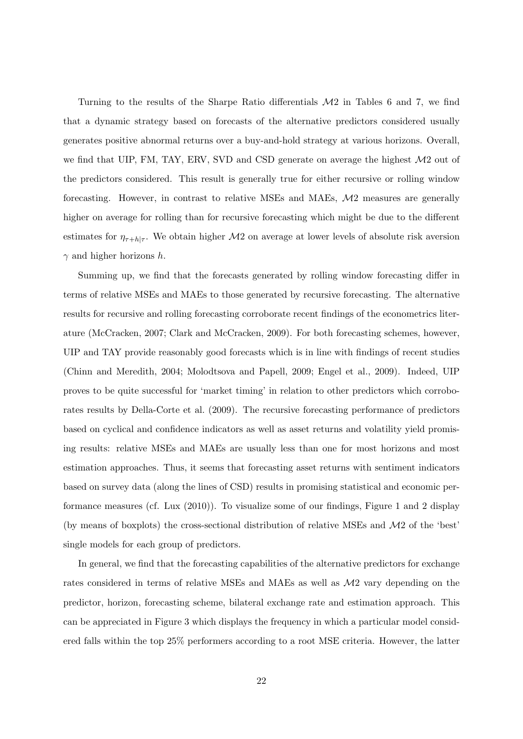Turning to the results of the Sharpe Ratio differentials $\mathcal{M}2$ in Tables 6 and 7, we find that a dynamic strategy based on forecasts of the alternative predictors considered usually generates positive abnormal returns over a buy-and-hold strategy at various horizons. Overall, we find that UIP, FM, TAY, ERV, SVD and CSD generate on average the highest $\mathcal{M}2$ out of the predictors considered. This result is generally true for either recursive or rolling window forecasting. However, in contrast to relative MSEs and MAEs, $\mathcal{M}2$ measures are generally higher on average for rolling than for recursive forecasting which might be due to the different estimates for $\eta_{\tau+h|\tau}$. We obtain higher $\mathcal{M}2$ on average at lower levels of absolute risk aversion $\gamma$ and higher horizons $h$.

Summing up, we find that the forecasts generated by rolling window forecasting differ in terms of relative MSEs and MAEs to those generated by recursive forecasting. The alternative results for recursive and rolling forecasting corroborate recent findings of the econometrics literature (McCracken, 2007; Clark and McCracken, 2009). For both forecasting schemes, however, UIP and TAY provide reasonably good forecasts which is in line with findings of recent studies (Chinn and Meredith, 2004; Molodtsova and Papell, 2009; Engel et al., 2009). Indeed, UIP proves to be quite successful for 'market timing' in relation to other predictors which corroborates results by Della-Corte et al. (2009). The recursive forecasting performance of predictors based on cyclical and confidence indicators as well as asset returns and volatility yield promising results: relative MSEs and MAEs are usually less than one for most horizons and most estimation approaches. Thus, it seems that forecasting asset returns with sentiment indicators based on survey data (along the lines of CSD) results in promising statistical and economic performance measures (cf. Lux (2010)). To visualize some of our findings, Figure 1 and 2 display (by means of boxplots) the cross-sectional distribution of relative MSEs and $\mathcal{M}2$ of the 'best' single models for each group of predictors.

In general, we find that the forecasting capabilities of the alternative predictors for exchange rates considered in terms of relative MSEs and MAEs as well as $\mathcal{M}2$ vary depending on the predictor, horizon, forecasting scheme, bilateral exchange rate and estimation approach. This can be appreciated in Figure 3 which displays the frequency in which a particular model considered falls within the top 25% performers according to a root MSE criteria. However, the latter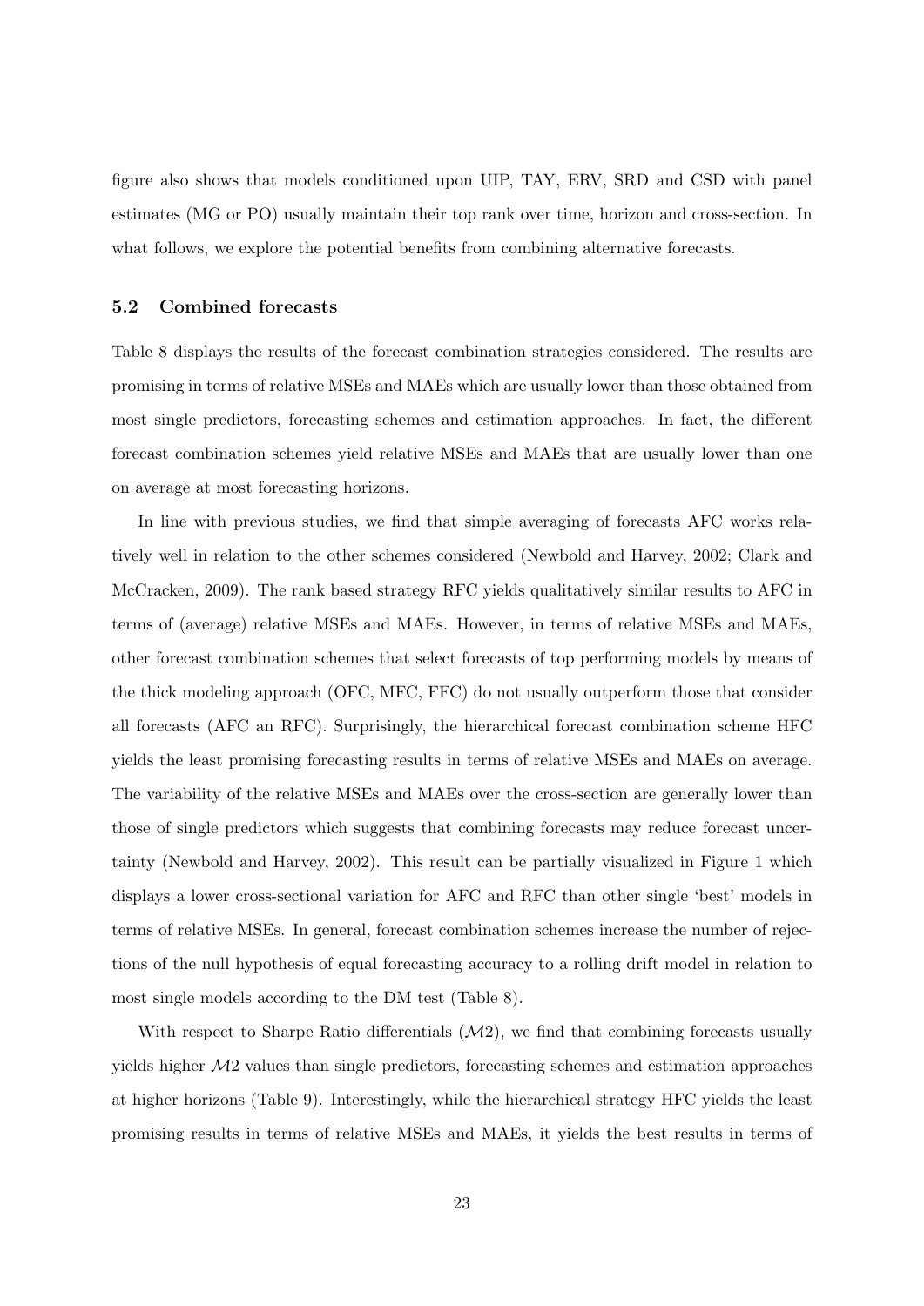figure also shows that models conditioned upon UIP, TAY, ERV, SRD and CSD with panel estimates (MG or PO) usually maintain their top rank over time, horizon and cross-section. In what follows, we explore the potential benefits from combining alternative forecasts.

### 5.2 Combined forecasts

Table 8 displays the results of the forecast combination strategies considered. The results are promising in terms of relative MSEs and MAEs which are usually lower than those obtained from most single predictors, forecasting schemes and estimation approaches. In fact, the different forecast combination schemes yield relative MSEs and MAEs that are usually lower than one on average at most forecasting horizons.

In line with previous studies, we find that simple averaging of forecasts AFC works relatively well in relation to the other schemes considered (Newbold and Harvey, 2002; Clark and McCracken, 2009). The rank based strategy RFC yields qualitatively similar results to AFC in terms of (average) relative MSEs and MAEs. However, in terms of relative MSEs and MAEs, other forecast combination schemes that select forecasts of top performing models by means of the thick modeling approach (OFC, MFC, FFC) do not usually outperform those that consider all forecasts (AFC an RFC). Surprisingly, the hierarchical forecast combination scheme HFC yields the least promising forecasting results in terms of relative MSEs and MAEs on average. The variability of the relative MSEs and MAEs over the cross-section are generally lower than those of single predictors which suggests that combining forecasts may reduce forecast uncertainty (Newbold and Harvey, 2002). This result can be partially visualized in Figure 1 which displays a lower cross-sectional variation for AFC and RFC than other single 'best' models in terms of relative MSEs. In general, forecast combination schemes increase the number of rejections of the null hypothesis of equal forecasting accuracy to a rolling drift model in relation to most single models according to the DM test (Table 8).

With respect to Sharpe Ratio differentials ($\mathcal{M}2$), we find that combining forecasts usually yields higher $\mathcal{M}2$ values than single predictors, forecasting schemes and estimation approaches at higher horizons (Table 9). Interestingly, while the hierarchical strategy HFC yields the least promising results in terms of relative MSEs and MAEs, it yields the best results in terms of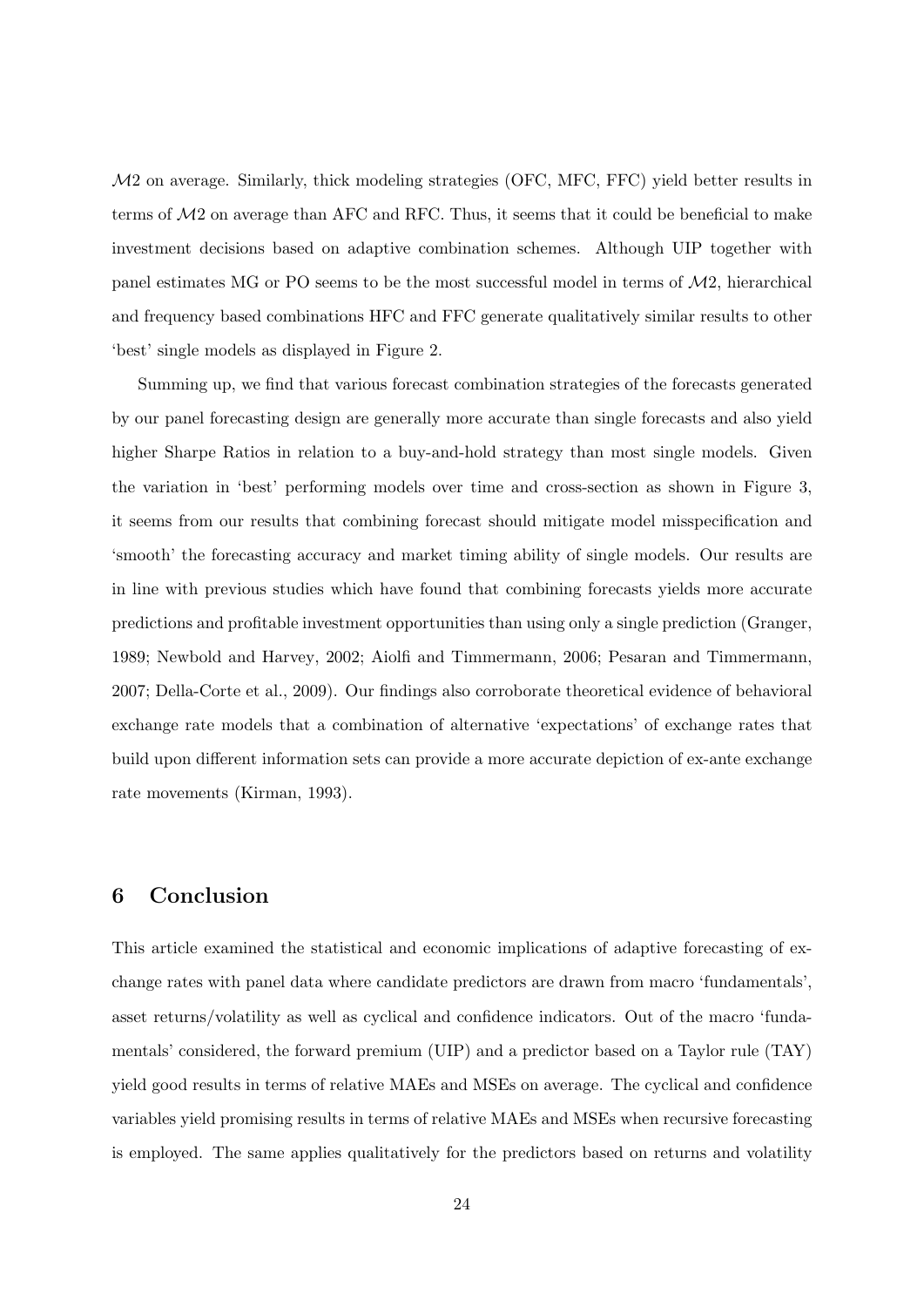$\mathcal{M}2$ on average. Similarly, thick modeling strategies (OFC, MFC, FFC) yield better results in terms of $\mathcal{M}2$ on average than AFC and RFC. Thus, it seems that it could be beneficial to make investment decisions based on adaptive combination schemes. Although UIP together with panel estimates MG or PO seems to be the most successful model in terms of $\mathcal{M}2$, hierarchical and frequency based combinations HFC and FFC generate qualitatively similar results to other 'best' single models as displayed in Figure 2.

Summing up, we find that various forecast combination strategies of the forecasts generated by our panel forecasting design are generally more accurate than single forecasts and also yield higher Sharpe Ratios in relation to a buy-and-hold strategy than most single models. Given the variation in 'best' performing models over time and cross-section as shown in Figure 3, it seems from our results that combining forecast should mitigate model misspecification and 'smooth' the forecasting accuracy and market timing ability of single models. Our results are in line with previous studies which have found that combining forecasts yields more accurate predictions and profitable investment opportunities than using only a single prediction (Granger, 1989; Newbold and Harvey, 2002; Aiolfi and Timmermann, 2006; Pesaran and Timmermann, 2007; Della-Corte et al., 2009). Our findings also corroborate theoretical evidence of behavioral exchange rate models that a combination of alternative 'expectations' of exchange rates that build upon different information sets can provide a more accurate depiction of ex-ante exchange rate movements (Kirman, 1993).

## 6 Conclusion

This article examined the statistical and economic implications of adaptive forecasting of exchange rates with panel data where candidate predictors are drawn from macro 'fundamentals', asset returns/volatility as well as cyclical and confidence indicators. Out of the macro 'fundamentals' considered, the forward premium (UIP) and a predictor based on a Taylor rule (TAY) yield good results in terms of relative MAEs and MSEs on average. The cyclical and confidence variables yield promising results in terms of relative MAEs and MSEs when recursive forecasting is employed. The same applies qualitatively for the predictors based on returns and volatility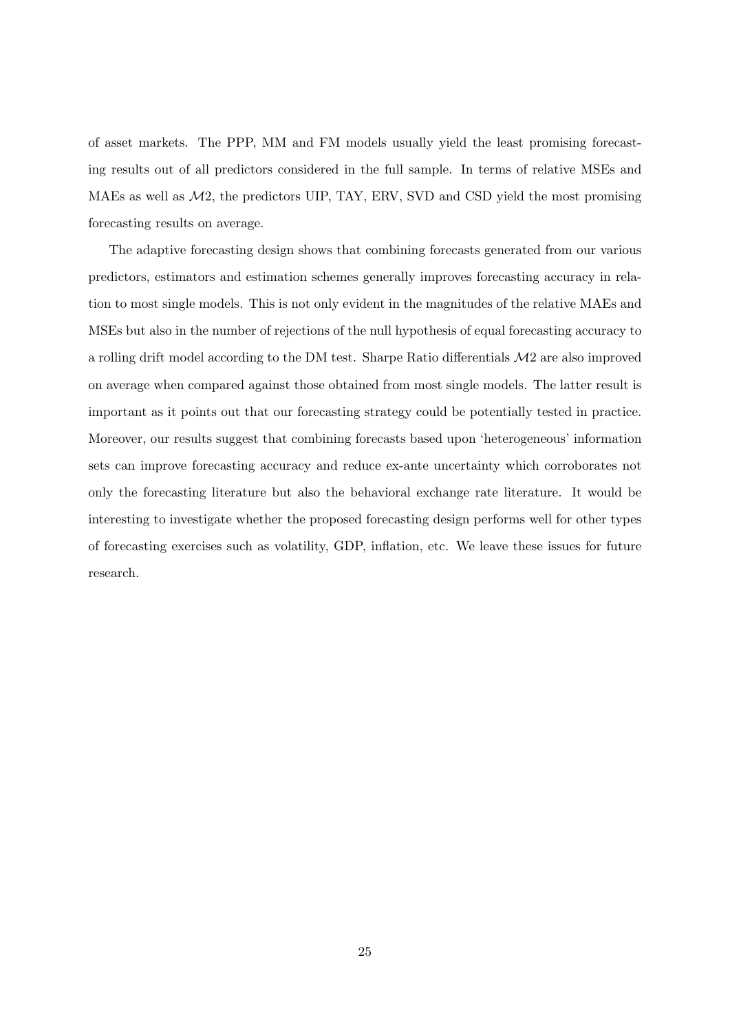of asset markets. The PPP, MM and FM models usually yield the least promising forecasting results out of all predictors considered in the full sample. In terms of relative MSEs and MAEs as well as $\mathcal{M}2$, the predictors UIP, TAY, ERV, SVD and CSD yield the most promising forecasting results on average.

The adaptive forecasting design shows that combining forecasts generated from our various predictors, estimators and estimation schemes generally improves forecasting accuracy in relation to most single models. This is not only evident in the magnitudes of the relative MAEs and MSEs but also in the number of rejections of the null hypothesis of equal forecasting accuracy to a rolling drift model according to the DM test. Sharpe Ratio differentials $\mathcal{M}2$ are also improved on average when compared against those obtained from most single models. The latter result is important as it points out that our forecasting strategy could be potentially tested in practice. Moreover, our results suggest that combining forecasts based upon 'heterogeneous' information sets can improve forecasting accuracy and reduce ex-ante uncertainty which corroborates not only the forecasting literature but also the behavioral exchange rate literature. It would be interesting to investigate whether the proposed forecasting design performs well for other types of forecasting exercises such as volatility, GDP, inflation, etc. We leave these issues for future research.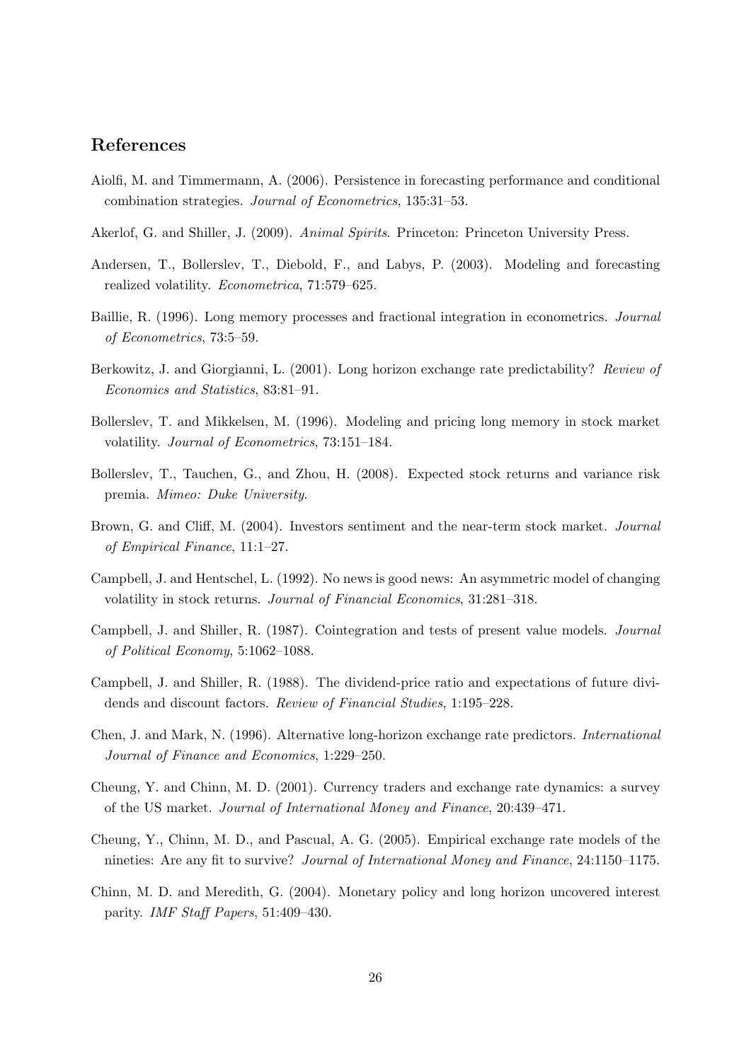## References

Aiolfi, M. and Timmermann, A. (2006). Persistence in forecasting performance and conditional combination strategies. *Journal of Econometrics*, 135:31–53.

Akerlof, G. and Shiller, J. (2009). *Animal Spirits*. Princeton: Princeton University Press.

Andersen, T., Bollerslev, T., Diebold, F., and Labys, P. (2003). Modeling and forecasting realized volatility. *Econometrica*, 71:579–625.

Baillie, R. (1996). Long memory processes and fractional integration in econometrics. *Journal of Econometrics*, 73:5–59.

Berkowitz, J. and Giorgianni, L. (2001). Long horizon exchange rate predictability? *Review of Economics and Statistics*, 83:81–91.

Bollerslev, T. and Mikkelsen, M. (1996). Modeling and pricing long memory in stock market volatility. *Journal of Econometrics*, 73:151–184.

Bollerslev, T., Tauchen, G., and Zhou, H. (2008). Expected stock returns and variance risk premia. *Mimeo: Duke University*.

Brown, G. and Cliff, M. (2004). Investors sentiment and the near-term stock market. *Journal of Empirical Finance*, 11:1–27.

Campbell, J. and Hentschel, L. (1992). No news is good news: An asymmetric model of changing volatility in stock returns. *Journal of Financial Economics*, 31:281–318.

Campbell, J. and Shiller, R. (1987). Cointegration and tests of present value models. *Journal of Political Economy*, 5:1062–1088.

Campbell, J. and Shiller, R. (1988). The dividend-price ratio and expectations of future dividends and discount factors. *Review of Financial Studies*, 1:195–228.

Chen, J. and Mark, N. (1996). Alternative long-horizon exchange rate predictors. *International Journal of Finance and Economics*, 1:229–250.

Cheung, Y. and Chinn, M. D. (2001). Currency traders and exchange rate dynamics: a survey of the US market. *Journal of International Money and Finance*, 20:439–471.

Cheung, Y., Chinn, M. D., and Pascual, A. G. (2005). Empirical exchange rate models of the nineties: Are any fit to survive? *Journal of International Money and Finance*, 24:1150–1175.

Chinn, M. D. and Meredith, G. (2004). Monetary policy and long horizon uncovered interest parity. *IMF Staff Papers*, 51:409–430.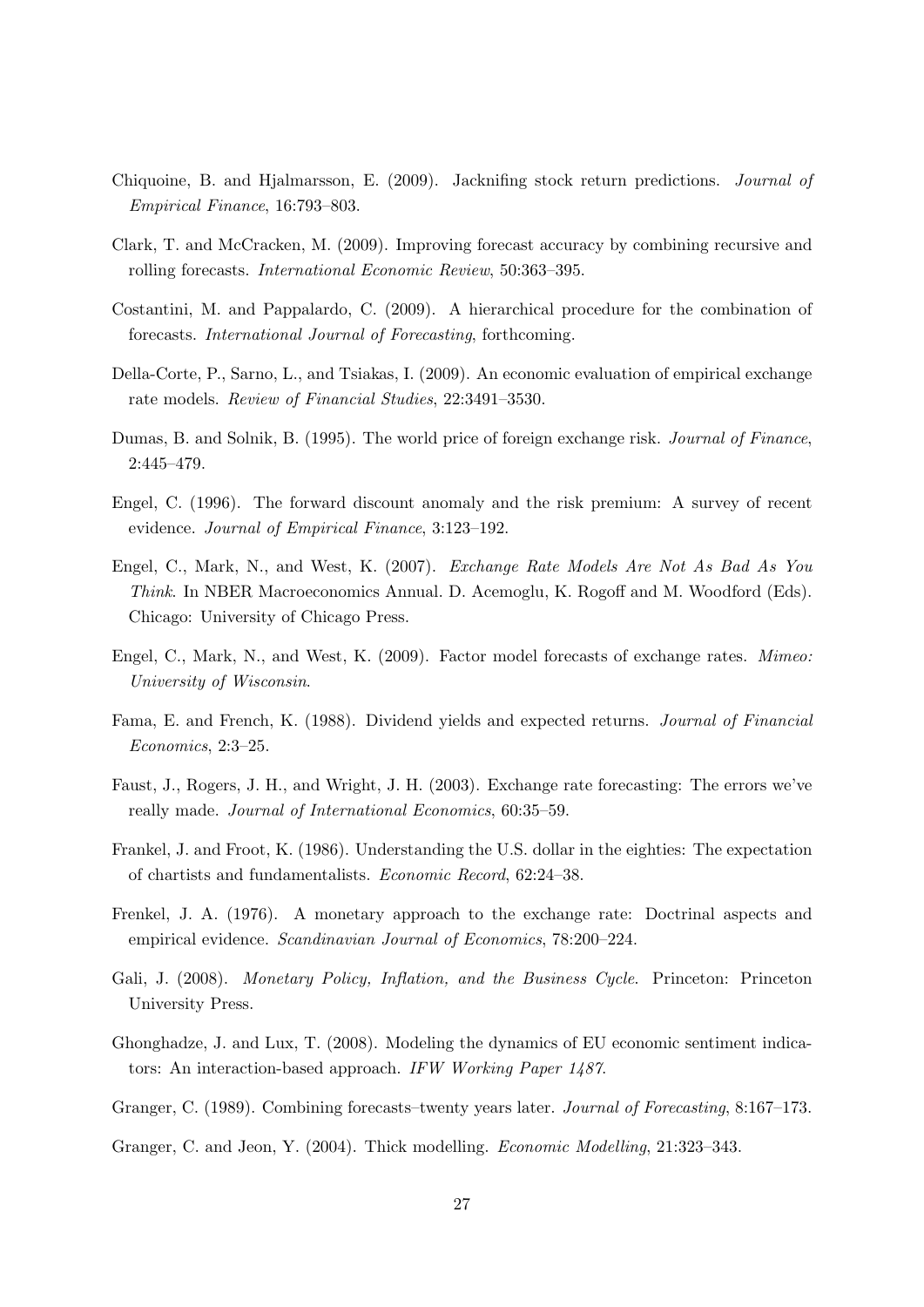Chiquoine, B. and Hjalmarsson, E. (2009). Jacknifing stock return predictions. *Journal of Empirical Finance*, 16:793–803.

Clark, T. and McCracken, M. (2009). Improving forecast accuracy by combining recursive and rolling forecasts. *International Economic Review*, 50:363–395.

Costantini, M. and Pappalardo, C. (2009). A hierarchical procedure for the combination of forecasts. *International Journal of Forecasting*, forthcoming.

Della-Corte, P., Sarno, L., and Tsiakas, I. (2009). An economic evaluation of empirical exchange rate models. *Review of Financial Studies*, 22:3491–3530.

Dumas, B. and Solnik, B. (1995). The world price of foreign exchange risk. *Journal of Finance*, 2:445–479.

Engel, C. (1996). The forward discount anomaly and the risk premium: A survey of recent evidence. *Journal of Empirical Finance*, 3:123–192.

Engel, C., Mark, N., and West, K. (2007). *Exchange Rate Models Are Not As Bad As You Think*. In NBER Macroeconomics Annual. D. Acemoglu, K. Rogoff and M. Woodford (Eds). Chicago: University of Chicago Press.

Engel, C., Mark, N., and West, K. (2009). Factor model forecasts of exchange rates. *Mimeo: University of Wisconsin*.

Fama, E. and French, K. (1988). Dividend yields and expected returns. *Journal of Financial Economics*, 2:3–25.

Faust, J., Rogers, J. H., and Wright, J. H. (2003). Exchange rate forecasting: The errors we've really made. *Journal of International Economics*, 60:35–59.

Frankel, J. and Froot, K. (1986). Understanding the U.S. dollar in the eighties: The expectation of chartists and fundamentalists. *Economic Record*, 62:24–38.

Frenkel, J. A. (1976). A monetary approach to the exchange rate: Doctrinal aspects and empirical evidence. *Scandinavian Journal of Economics*, 78:200–224.

Gali, J. (2008). *Monetary Policy, Inflation, and the Business Cycle*. Princeton: Princeton University Press.

Ghonghadze, J. and Lux, T. (2008). Modeling the dynamics of EU economic sentiment indicators: An interaction-based approach. *IFW Working Paper 1487*.

Granger, C. (1989). Combining forecasts–twenty years later. *Journal of Forecasting*, 8:167–173.

Granger, C. and Jeon, Y. (2004). Thick modelling. *Economic Modelling*, 21:323–343.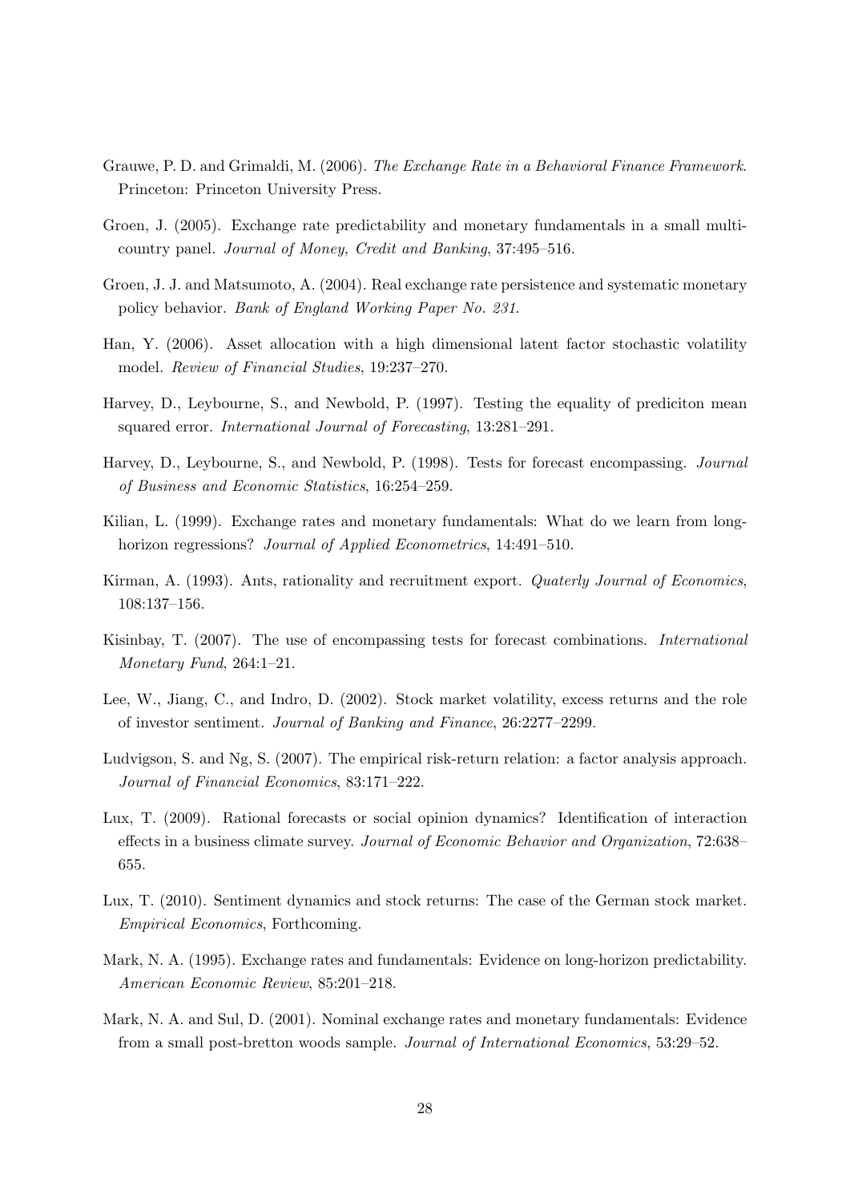Grauwe, P. D. and Grimaldi, M. (2006). *The Exchange Rate in a Behavioral Finance Framework*. Princeton: Princeton University Press.

Groen, J. (2005). Exchange rate predictability and monetary fundamentals in a small multi-country panel. *Journal of Money, Credit and Banking*, 37:495–516.

Groen, J. J. and Matsumoto, A. (2004). Real exchange rate persistence and systematic monetary policy behavior. *Bank of England Working Paper No. 231*.

Han, Y. (2006). Asset allocation with a high dimensional latent factor stochastic volatility model. *Review of Financial Studies*, 19:237–270.

Harvey, D., Leybourne, S., and Newbold, P. (1997). Testing the equality of prediciton mean squared error. *International Journal of Forecasting*, 13:281–291.

Harvey, D., Leybourne, S., and Newbold, P. (1998). Tests for forecast encompassing. *Journal of Business and Economic Statistics*, 16:254–259.

Kilian, L. (1999). Exchange rates and monetary fundamentals: What do we learn from long-horizon regressions? *Journal of Applied Econometrics*, 14:491–510.

Kirman, A. (1993). Ants, rationality and recruitment export. *Quaterly Journal of Economics*, 108:137–156.

Kisinbay, T. (2007). The use of encompassing tests for forecast combinations. *International Monetary Fund*, 264:1–21.

Lee, W., Jiang, C., and Indro, D. (2002). Stock market volatility, excess returns and the role of investor sentiment. *Journal of Banking and Finance*, 26:2277–2299.

Ludvigson, S. and Ng, S. (2007). The empirical risk-return relation: a factor analysis approach. *Journal of Financial Economics*, 83:171–222.

Lux, T. (2009). Rational forecasts or social opinion dynamics? Identification of interaction effects in a business climate survey. *Journal of Economic Behavior and Organization*, 72:638–655.

Lux, T. (2010). Sentiment dynamics and stock returns: The case of the German stock market. *Empirical Economics*, Forthcoming.

Mark, N. A. (1995). Exchange rates and fundamentals: Evidence on long-horizon predictability. *American Economic Review*, 85:201–218.

Mark, N. A. and Sul, D. (2001). Nominal exchange rates and monetary fundamentals: Evidence from a small post-bretton woods sample. *Journal of International Economics*, 53:29–52.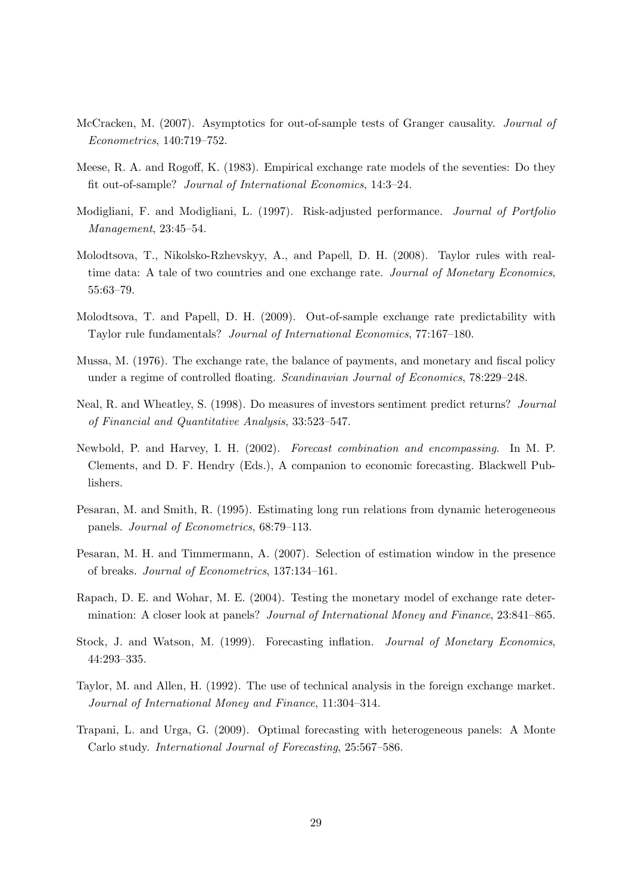McCracken, M. (2007). Asymptotics for out-of-sample tests of Granger causality. *Journal of Econometrics*, 140:719–752.

Meese, R. A. and Rogoff, K. (1983). Empirical exchange rate models of the seventies: Do they fit out-of-sample? *Journal of International Economics*, 14:3–24.

Modigliani, F. and Modigliani, L. (1997). Risk-adjusted performance. *Journal of Portfolio Management*, 23:45–54.

Molodtsova, T., Nikolsko-Rzhevskyy, A., and Papell, D. H. (2008). Taylor rules with real-time data: A tale of two countries and one exchange rate. *Journal of Monetary Economics*, 55:63–79.

Molodtsova, T. and Papell, D. H. (2009). Out-of-sample exchange rate predictability with Taylor rule fundamentals? *Journal of International Economics*, 77:167–180.

Mussa, M. (1976). The exchange rate, the balance of payments, and monetary and fiscal policy under a regime of controlled floating. *Scandinavian Journal of Economics*, 78:229–248.

Neal, R. and Wheatley, S. (1998). Do measures of investors sentiment predict returns? *Journal of Financial and Quantitative Analysis*, 33:523–547.

Newbold, P. and Harvey, I. H. (2002). *Forecast combination and encompassing*. In M. P. Clements, and D. F. Hendry (Eds.), A companion to economic forecasting. Blackwell Publishers.

Pesaran, M. and Smith, R. (1995). Estimating long run relations from dynamic heterogeneous panels. *Journal of Econometrics*, 68:79–113.

Pesaran, M. H. and Timmermann, A. (2007). Selection of estimation window in the presence of breaks. *Journal of Econometrics*, 137:134–161.

Rapach, D. E. and Wohar, M. E. (2004). Testing the monetary model of exchange rate determination: A closer look at panels? *Journal of International Money and Finance*, 23:841–865.

Stock, J. and Watson, M. (1999). Forecasting inflation. *Journal of Monetary Economics*, 44:293–335.

Taylor, M. and Allen, H. (1992). The use of technical analysis in the foreign exchange market. *Journal of International Money and Finance*, 11:304–314.

Trapani, L. and Urga, G. (2009). Optimal forecasting with heterogeneous panels: A Monte Carlo study. *International Journal of Forecasting*, 25:567–586.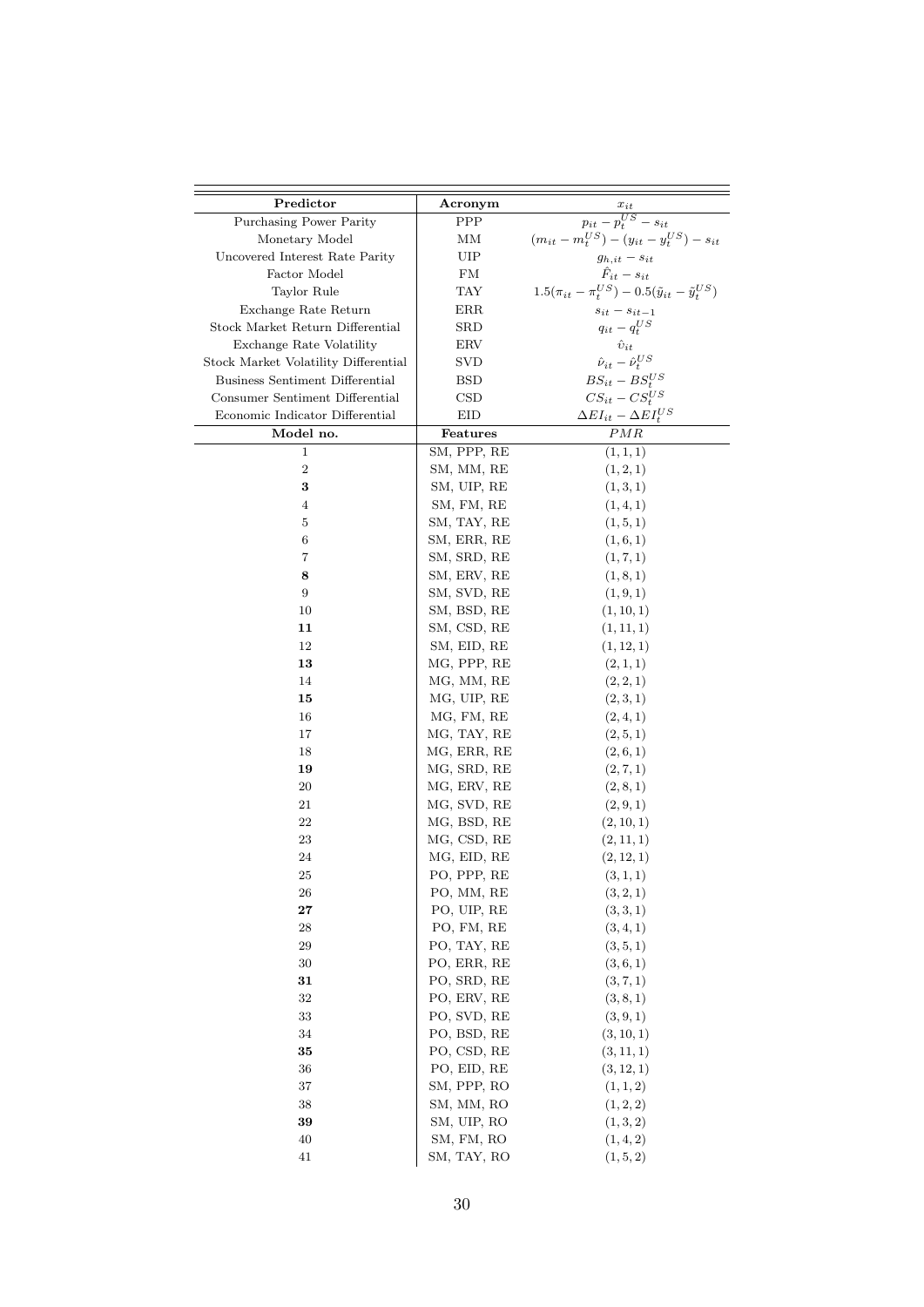| Predictor | Acronym | $x_{it}$ |
|---|---|---|
| Purchasing Power Parity | PPP | $p_{it} - p_t^{US} - s_{it}$ |
| Monetary Model | MM | $(m_{it} - m_t^{US}) - (y_{it} - y_t^{US}) - s_{it}$ |
| Uncovered Interest Rate Parity | UIP | $g_{h,it} - s_{it}$ |
| Factor Model | FM | $\hat{F}_{it} - s_{it}$ |
| Taylor Rule | TAY | $1.5(\pi_{it} - \pi_t^{US}) - 0.5(\tilde{y}_{it} - \tilde{y}_t^{US})$ |
| Exchange Rate Return | ERR | $s_{it} - s_{it-1}$ |
| Stock Market Return Differential | SRD | $q_{it} - q_t^{US}$ |
| Exchange Rate Volatility | ERV | $\hat{\upsilon}_{it}$ |
| Stock Market Volatility Differential | SVD | $\hat{\nu}_{it} - \hat{\nu}_t^{US}$ |
| Business Sentiment Differential | BSD | $BS_{it} - BS_t^{US}$ |
| Consumer Sentiment Differential | CSD | $CS_{it} - CS_t^{US}$ |
| Economic Indicator Differential | EID | $\Delta EI_{it} - \Delta EI_t^{US}$ |
| **Model no.** | **Features** | $PMR$ |
| 1 | SM, PPP, RE | $(1,1,1)$ |
| 2 | SM, MM, RE | $(1,2,1)$ |
| **3** | SM, UIP, RE | $(1,3,1)$ |
| 4 | SM, FM, RE | $(1,4,1)$ |
| 5 | SM, TAY, RE | $(1,5,1)$ |
| 6 | SM, ERR, RE | $(1,6,1)$ |
| 7 | SM, SRD, RE | $(1,7,1)$ |
| **8** | SM, ERV, RE | $(1,8,1)$ |
| 9 | SM, SVD, RE | $(1,9,1)$ |
| 10 | SM, BSD, RE | $(1,10,1)$ |
| **11** | SM, CSD, RE | $(1,11,1)$ |
| 12 | SM, EID, RE | $(1,12,1)$ |
| **13** | MG, PPP, RE | $(2,1,1)$ |
| 14 | MG, MM, RE | $(2,2,1)$ |
| **15** | MG, UIP, RE | $(2,3,1)$ |
| 16 | MG, FM, RE | $(2,4,1)$ |
| 17 | MG, TAY, RE | $(2,5,1)$ |
| 18 | MG, ERR, RE | $(2,6,1)$ |
| **19** | MG, SRD, RE | $(2,7,1)$ |
| 20 | MG, ERV, RE | $(2,8,1)$ |
| 21 | MG, SVD, RE | $(2,9,1)$ |
| 22 | MG, BSD, RE | $(2,10,1)$ |
| 23 | MG, CSD, RE | $(2,11,1)$ |
| 24 | MG, EID, RE | $(2,12,1)$ |
| 25 | PO, PPP, RE | $(3,1,1)$ |
| 26 | PO, MM, RE | $(3,2,1)$ |
| **27** | PO, UIP, RE | $(3,3,1)$ |
| 28 | PO, FM, RE | $(3,4,1)$ |
| 29 | PO, TAY, RE | $(3,5,1)$ |
| 30 | PO, ERR, RE | $(3,6,1)$ |
| **31** | PO, SRD, RE | $(3,7,1)$ |
| 32 | PO, ERV, RE | $(3,8,1)$ |
| 33 | PO, SVD, RE | $(3,9,1)$ |
| 34 | PO, BSD, RE | $(3,10,1)$ |
| **35** | PO, CSD, RE | $(3,11,1)$ |
| 36 | PO, EID, RE | $(3,12,1)$ |
| 37 | SM, PPP, RO | $(1,1,2)$ |
| 38 | SM, MM, RO | $(1,2,2)$ |
| **39** | SM, UIP, RO | $(1,3,2)$ |
| 40 | SM, FM, RO | $(1,4,2)$ |
| 41 | SM, TAY, RO | $(1,5,2)$ |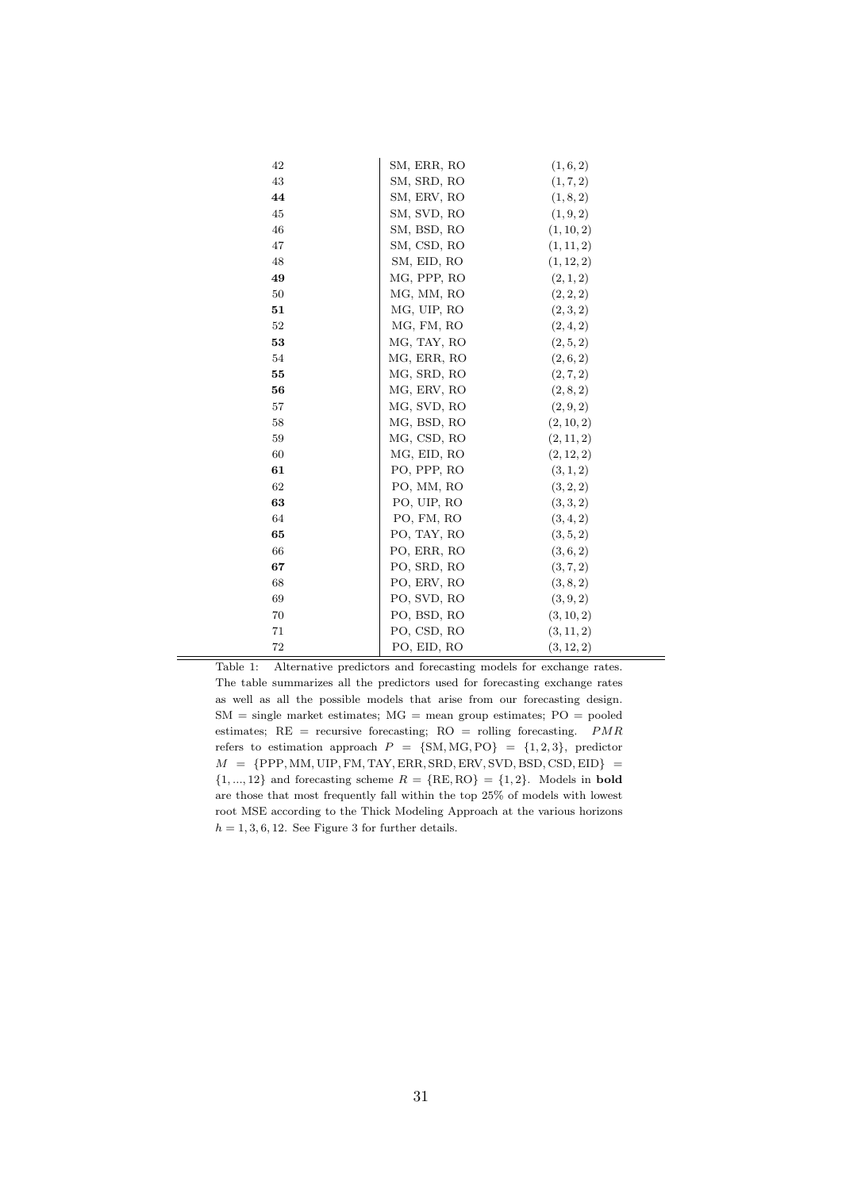| | | |
|---|---|---|
| 42 | SM, ERR, RO | $(1, 6, 2)$ |
| 43 | SM, SRD, RO | $(1, 7, 2)$ |
| **44** | SM, ERV, RO | $(1, 8, 2)$ |
| 45 | SM, SVD, RO | $(1, 9, 2)$ |
| 46 | SM, BSD, RO | $(1, 10, 2)$ |
| 47 | SM, CSD, RO | $(1, 11, 2)$ |
| 48 | SM, EID, RO | $(1, 12, 2)$ |
| **49** | MG, PPP, RO | $(2, 1, 2)$ |
| 50 | MG, MM, RO | $(2, 2, 2)$ |
| **51** | MG, UIP, RO | $(2, 3, 2)$ |
| 52 | MG, FM, RO | $(2, 4, 2)$ |
| **53** | MG, TAY, RO | $(2, 5, 2)$ |
| 54 | MG, ERR, RO | $(2, 6, 2)$ |
| **55** | MG, SRD, RO | $(2, 7, 2)$ |
| **56** | MG, ERV, RO | $(2, 8, 2)$ |
| 57 | MG, SVD, RO | $(2, 9, 2)$ |
| 58 | MG, BSD, RO | $(2, 10, 2)$ |
| 59 | MG, CSD, RO | $(2, 11, 2)$ |
| 60 | MG, EID, RO | $(2, 12, 2)$ |
| **61** | PO, PPP, RO | $(3, 1, 2)$ |
| 62 | PO, MM, RO | $(3, 2, 2)$ |
| **63** | PO, UIP, RO | $(3, 3, 2)$ |
| 64 | PO, FM, RO | $(3, 4, 2)$ |
| **65** | PO, TAY, RO | $(3, 5, 2)$ |
| 66 | PO, ERR, RO | $(3, 6, 2)$ |
| **67** | PO, SRD, RO | $(3, 7, 2)$ |
| 68 | PO, ERV, RO | $(3, 8, 2)$ |
| 69 | PO, SVD, RO | $(3, 9, 2)$ |
| 70 | PO, BSD, RO | $(3, 10, 2)$ |
| 71 | PO, CSD, RO | $(3, 11, 2)$ |
| 72 | PO, EID, RO | $(3, 12, 2)$ |

Table 1: Alternative predictors and forecasting models for exchange rates. The table summarizes all the predictors used for forecasting exchange rates as well as all the possible models that arise from our forecasting design. SM = single market estimates; MG = mean group estimates; PO = pooled estimates; RE = recursive forecasting; RO = rolling forecasting. $PMR$ refers to estimation approach $P = \{\text{SM}, \text{MG}, \text{PO}\} = \{1, 2, 3\}$, predictor $M = \{\text{PPP}, \text{MM}, \text{UIP}, \text{FM}, \text{TAY}, \text{ERR}, \text{SRD}, \text{ERV}, \text{SVD}, \text{BSD}, \text{CSD}, \text{EID}\} = \{1, ..., 12\}$ and forecasting scheme $R = \{\text{RE}, \text{RO}\} = \{1, 2\}$. Models in **bold** are those that most frequently fall within the top 25% of models with lowest root MSE according to the Thick Modeling Approach at the various horizons $h = 1, 3, 6, 12$. See Figure 3 for further details.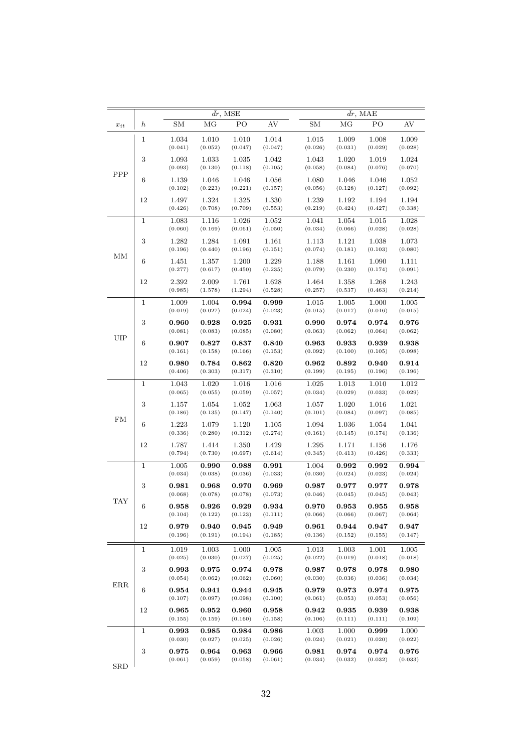| $x_{it}$ | $h$ | $\bar{dr}$, MSE | | | | $\bar{dr}$, MAE | | | |
|---|---|---|---|---|---|---|---|---|---|
| | | SM | MG | PO | AV | SM | MG | PO | AV |
| PPP | 1 | 1.034 (0.041) | 1.010 (0.052) | 1.010 (0.047) | 1.014 (0.047) | 1.015 (0.026) | 1.009 (0.031) | 1.008 (0.029) | 1.009 (0.028) |
| | 3 | 1.093 (0.093) | 1.033 (0.130) | 1.035 (0.118) | 1.042 (0.105) | 1.043 (0.058) | 1.020 (0.084) | 1.019 (0.076) | 1.024 (0.070) |
| | 6 | 1.139 (0.102) | 1.046 (0.223) | 1.046 (0.221) | 1.056 (0.157) | 1.080 (0.056) | 1.046 (0.128) | 1.046 (0.127) | 1.052 (0.092) |
| | 12 | 1.497 (0.426) | 1.324 (0.708) | 1.325 (0.709) | 1.330 (0.553) | 1.239 (0.219) | 1.192 (0.424) | 1.194 (0.427) | 1.194 (0.338) |
| MM | 1 | 1.083 (0.060) | 1.116 (0.169) | 1.026 (0.061) | 1.052 (0.050) | 1.041 (0.034) | 1.054 (0.066) | 1.015 (0.028) | 1.028 (0.028) |
| | 3 | 1.282 (0.196) | 1.284 (0.440) | 1.091 (0.196) | 1.161 (0.151) | 1.113 (0.074) | 1.121 (0.181) | 1.038 (0.103) | 1.073 (0.080) |
| | 6 | 1.451 (0.277) | 1.357 (0.617) | 1.200 (0.450) | 1.229 (0.235) | 1.188 (0.079) | 1.161 (0.230) | 1.090 (0.174) | 1.111 (0.091) |
| | 12 | 2.392 (0.985) | 2.009 (1.578) | 1.761 (1.294) | 1.628 (0.528) | 1.464 (0.257) | 1.358 (0.537) | 1.268 (0.463) | 1.243 (0.214) |
| UIP | 1 | 1.009 (0.019) | 1.004 (0.027) | **0.994** (0.024) | **0.999** (0.023) | 1.015 (0.015) | 1.005 (0.017) | 1.000 (0.016) | 1.005 (0.015) |
| | 3 | **0.960** (0.081) | **0.928** (0.083) | **0.925** (0.085) | **0.931** (0.080) | **0.990** (0.063) | **0.974** (0.062) | **0.974** (0.064) | **0.976** (0.062) |
| | 6 | **0.907** (0.161) | **0.827** (0.158) | **0.837** (0.166) | **0.840** (0.153) | **0.963** (0.092) | **0.933** (0.100) | **0.939** (0.105) | **0.938** (0.098) |
| | 12 | **0.980** (0.406) | **0.784** (0.303) | **0.862** (0.317) | **0.820** (0.310) | **0.962** (0.199) | **0.892** (0.195) | **0.940** (0.196) | **0.914** (0.196) |
| FM | 1 | 1.043 (0.065) | 1.020 (0.055) | 1.016 (0.059) | 1.016 (0.057) | 1.025 (0.034) | 1.013 (0.029) | 1.010 (0.033) | 1.012 (0.029) |
| | 3 | 1.157 (0.186) | 1.054 (0.135) | 1.052 (0.147) | 1.063 (0.140) | 1.057 (0.101) | 1.020 (0.084) | 1.016 (0.097) | 1.021 (0.085) |
| | 6 | 1.223 (0.336) | 1.079 (0.280) | 1.120 (0.312) | 1.105 (0.274) | 1.094 (0.161) | 1.036 (0.145) | 1.054 (0.174) | 1.041 (0.136) |
| | 12 | 1.787 (0.794) | 1.414 (0.730) | 1.350 (0.697) | 1.429 (0.614) | 1.295 (0.345) | 1.171 (0.413) | 1.156 (0.426) | 1.176 (0.333) |
| TAY | 1 | 1.005 (0.034) | **0.990** (0.038) | **0.988** (0.036) | **0.991** (0.033) | 1.004 (0.030) | **0.992** (0.024) | **0.992** (0.023) | **0.994** (0.024) |
| | 3 | **0.981** (0.068) | **0.968** (0.078) | **0.970** (0.078) | **0.969** (0.073) | **0.987** (0.046) | **0.977** (0.045) | **0.977** (0.045) | **0.978** (0.043) |
| | 6 | **0.958** (0.104) | **0.926** (0.122) | **0.929** (0.123) | **0.934** (0.111) | **0.970** (0.066) | **0.953** (0.066) | **0.955** (0.067) | **0.958** (0.064) |
| | 12 | **0.979** (0.196) | **0.940** (0.191) | **0.945** (0.194) | **0.949** (0.185) | **0.961** (0.136) | **0.944** (0.152) | **0.947** (0.155) | **0.947** (0.147) |
| ERR | 1 | 1.019 (0.025) | 1.003 (0.030) | 1.000 (0.027) | 1.005 (0.025) | 1.013 (0.022) | 1.003 (0.019) | 1.001 (0.018) | 1.005 (0.018) |
| | 3 | **0.993** (0.054) | **0.975** (0.062) | **0.974** (0.062) | **0.978** (0.060) | **0.987** (0.030) | **0.978** (0.036) | **0.978** (0.036) | **0.980** (0.034) |
| | 6 | **0.954** (0.107) | **0.941** (0.097) | **0.944** (0.098) | **0.945** (0.100) | **0.979** (0.061) | **0.973** (0.053) | **0.974** (0.053) | **0.975** (0.056) |
| | 12 | **0.965** (0.155) | **0.952** (0.159) | **0.960** (0.160) | **0.958** (0.158) | **0.942** (0.106) | **0.935** (0.111) | **0.939** (0.111) | **0.938** (0.109) |
| SRD | 1 | **0.993** (0.030) | **0.985** (0.027) | **0.984** (0.025) | **0.986** (0.026) | 1.003 (0.024) | 1.000 (0.021) | **0.999** (0.020) | 1.000 (0.022) |
| | 3 | **0.975** (0.061) | **0.964** (0.059) | **0.963** (0.058) | **0.966** (0.061) | **0.981** (0.034) | **0.974** (0.032) | **0.974** (0.032) | **0.976** (0.033) |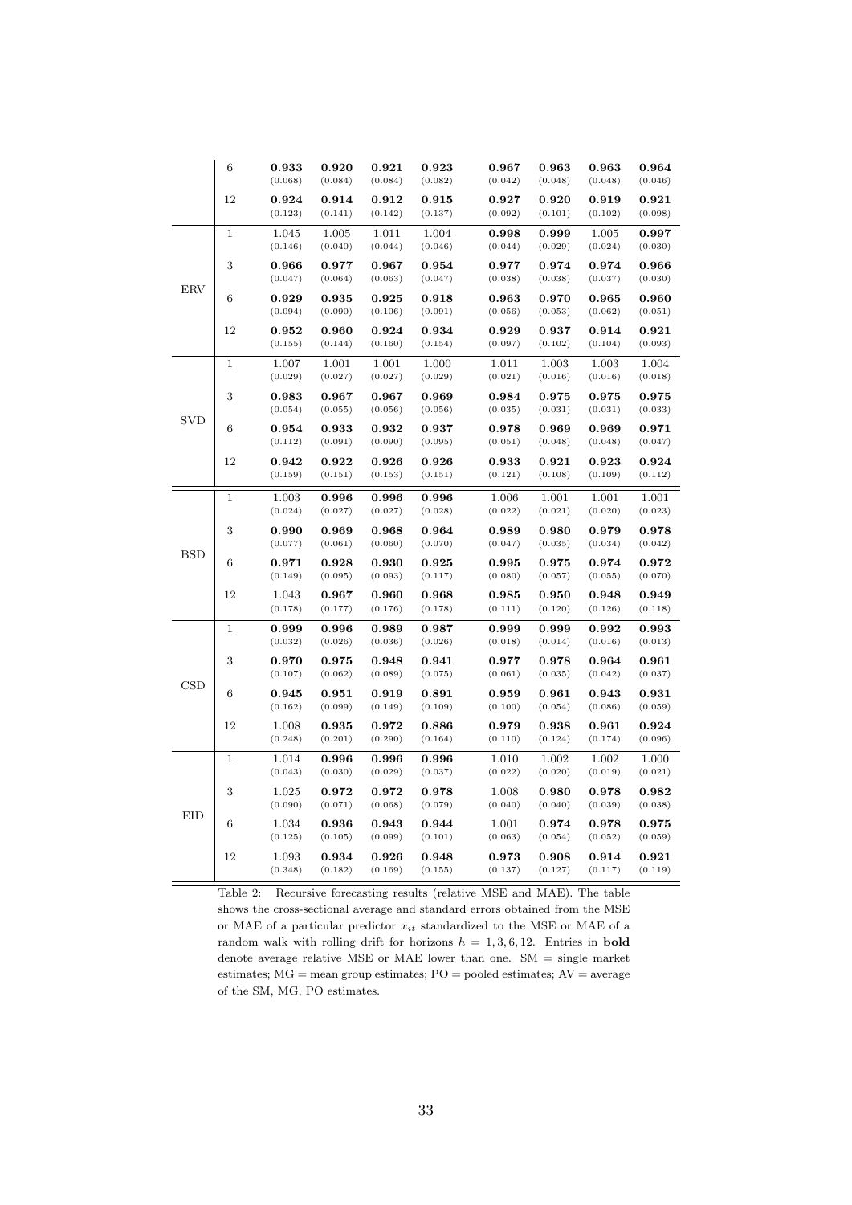|  |  |  |  |  |  |  |  |  |  |
|---|---|---|---|---|---|---|---|---|---|
|  | 6 | **0.933** | **0.920** | **0.921** | **0.923** | **0.967** | **0.963** | **0.963** | **0.964** |
|  |  | (0.068) | (0.084) | (0.084) | (0.082) | (0.042) | (0.048) | (0.048) | (0.046) |
|  | 12 | **0.924** | **0.914** | **0.912** | **0.915** | **0.927** | **0.920** | **0.919** | **0.921** |
|  |  | (0.123) | (0.141) | (0.142) | (0.137) | (0.092) | (0.101) | (0.102) | (0.098) |
| ERV | 1 | 1.045 | 1.005 | 1.011 | 1.004 | **0.998** | **0.999** | 1.005 | **0.997** |
|  |  | (0.146) | (0.040) | (0.044) | (0.046) | (0.044) | (0.029) | (0.024) | (0.030) |
|  | 3 | **0.966** | **0.977** | **0.967** | **0.954** | **0.977** | **0.974** | **0.974** | **0.966** |
|  |  | (0.047) | (0.064) | (0.063) | (0.047) | (0.038) | (0.038) | (0.037) | (0.030) |
|  | 6 | **0.929** | **0.935** | **0.925** | **0.918** | **0.963** | **0.970** | **0.965** | **0.960** |
|  |  | (0.094) | (0.090) | (0.106) | (0.091) | (0.056) | (0.053) | (0.062) | (0.051) |
|  | 12 | **0.952** | **0.960** | **0.924** | **0.934** | **0.929** | **0.937** | **0.914** | **0.921** |
|  |  | (0.155) | (0.144) | (0.160) | (0.154) | (0.097) | (0.102) | (0.104) | (0.093) |
| SVD | 1 | 1.007 | 1.001 | 1.001 | 1.000 | 1.011 | 1.003 | 1.003 | 1.004 |
|  |  | (0.029) | (0.027) | (0.027) | (0.029) | (0.021) | (0.016) | (0.016) | (0.018) |
|  | 3 | **0.983** | **0.967** | **0.967** | **0.969** | **0.984** | **0.975** | **0.975** | **0.975** |
|  |  | (0.054) | (0.055) | (0.056) | (0.056) | (0.035) | (0.031) | (0.031) | (0.033) |
|  | 6 | **0.954** | **0.933** | **0.932** | **0.937** | **0.978** | **0.969** | **0.969** | **0.971** |
|  |  | (0.112) | (0.091) | (0.090) | (0.095) | (0.051) | (0.048) | (0.048) | (0.047) |
|  | 12 | **0.942** | **0.922** | **0.926** | **0.926** | **0.933** | **0.921** | **0.923** | **0.924** |
|  |  | (0.159) | (0.151) | (0.153) | (0.151) | (0.121) | (0.108) | (0.109) | (0.112) |
| BSD | 1 | 1.003 | **0.996** | **0.996** | **0.996** | 1.006 | 1.001 | 1.001 | 1.001 |
|  |  | (0.024) | (0.027) | (0.027) | (0.028) | (0.022) | (0.021) | (0.020) | (0.023) |
|  | 3 | **0.990** | **0.969** | **0.968** | **0.964** | **0.989** | **0.980** | **0.979** | **0.978** |
|  |  | (0.077) | (0.061) | (0.060) | (0.070) | (0.047) | (0.035) | (0.034) | (0.042) |
|  | 6 | **0.971** | **0.928** | **0.930** | **0.925** | **0.995** | **0.975** | **0.974** | **0.972** |
|  |  | (0.149) | (0.095) | (0.093) | (0.117) | (0.080) | (0.057) | (0.055) | (0.070) |
|  | 12 | 1.043 | **0.967** | **0.960** | **0.968** | **0.985** | **0.950** | **0.948** | **0.949** |
|  |  | (0.178) | (0.177) | (0.176) | (0.178) | (0.111) | (0.120) | (0.126) | (0.118) |
| CSD | 1 | **0.999** | **0.996** | **0.989** | **0.987** | **0.999** | **0.999** | **0.992** | **0.993** |
|  |  | (0.032) | (0.026) | (0.036) | (0.026) | (0.018) | (0.014) | (0.016) | (0.013) |
|  | 3 | **0.970** | **0.975** | **0.948** | **0.941** | **0.977** | **0.978** | **0.964** | **0.961** |
|  |  | (0.107) | (0.062) | (0.089) | (0.075) | (0.061) | (0.035) | (0.042) | (0.037) |
|  | 6 | **0.945** | **0.951** | **0.919** | **0.891** | **0.959** | **0.961** | **0.943** | **0.931** |
|  |  | (0.162) | (0.099) | (0.149) | (0.109) | (0.100) | (0.054) | (0.086) | (0.059) |
|  | 12 | 1.008 | **0.935** | **0.972** | **0.886** | **0.979** | **0.938** | **0.961** | **0.924** |
|  |  | (0.248) | (0.201) | (0.290) | (0.164) | (0.110) | (0.124) | (0.174) | (0.096) |
| EID | 1 | 1.014 | **0.996** | **0.996** | **0.996** | 1.010 | 1.002 | 1.002 | 1.000 |
|  |  | (0.043) | (0.030) | (0.029) | (0.037) | (0.022) | (0.020) | (0.019) | (0.021) |
|  | 3 | 1.025 | **0.972** | **0.972** | **0.978** | 1.008 | **0.980** | **0.978** | **0.982** |
|  |  | (0.090) | (0.071) | (0.068) | (0.079) | (0.040) | (0.040) | (0.039) | (0.038) |
|  | 6 | 1.034 | **0.936** | **0.943** | **0.944** | 1.001 | **0.974** | **0.978** | **0.975** |
|  |  | (0.125) | (0.105) | (0.099) | (0.101) | (0.063) | (0.054) | (0.052) | (0.059) |
|  | 12 | 1.093 | **0.934** | **0.926** | **0.948** | **0.973** | **0.908** | **0.914** | **0.921** |
|  |  | (0.348) | (0.182) | (0.169) | (0.155) | (0.137) | (0.127) | (0.117) | (0.119) |

Table 2: Recursive forecasting results (relative MSE and MAE). The table shows the cross-sectional average and standard errors obtained from the MSE or MAE of a particular predictor $x_{it}$ standardized to the MSE or MAE of a random walk with rolling drift for horizons $h = 1, 3, 6, 12$. Entries in **bold** denote average relative MSE or MAE lower than one. SM = single market estimates; MG = mean group estimates; PO = pooled estimates; AV = average of the SM, MG, PO estimates.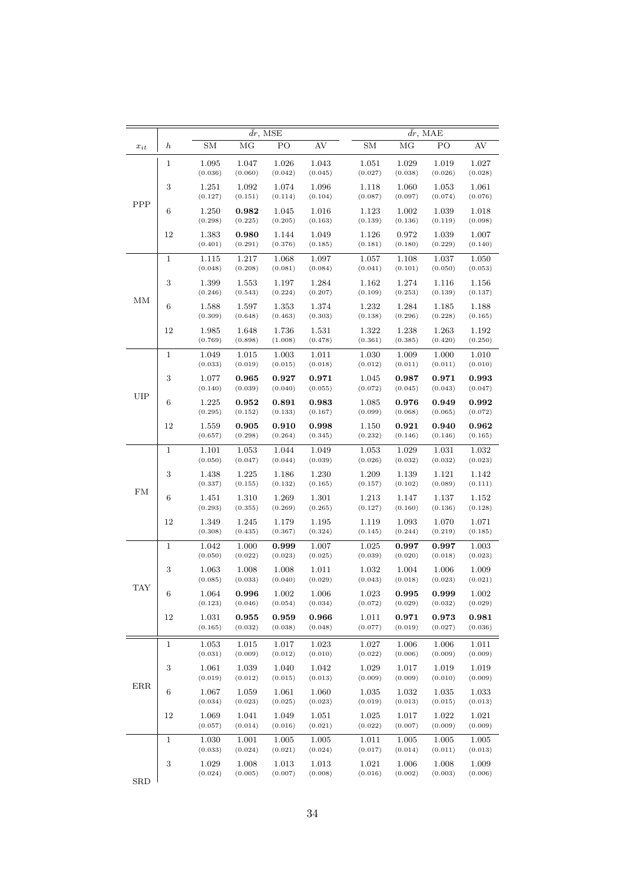| $x_{it}$ | $h$ | $\bar{dr}$, MSE | | | | $\bar{dr}$, MAE | | | |
|---|---|---|---|---|---|---|---|---|---|
| | | SM | MG | PO | AV | SM | MG | PO | AV |
| PPP | 1 | 1.095 (0.036) | 1.047 (0.060) | 1.026 (0.042) | 1.043 (0.045) | 1.051 (0.027) | 1.029 (0.038) | 1.019 (0.026) | 1.027 (0.028) |
| | 3 | 1.251 (0.127) | 1.092 (0.151) | 1.074 (0.114) | 1.096 (0.104) | 1.118 (0.087) | 1.060 (0.097) | 1.053 (0.074) | 1.061 (0.076) |
| | 6 | 1.250 (0.298) | **0.982** (0.225) | 1.045 (0.205) | 1.016 (0.163) | 1.123 (0.139) | 1.002 (0.136) | 1.039 (0.119) | 1.018 (0.098) |
| | 12 | 1.383 (0.401) | **0.980** (0.291) | 1.144 (0.376) | 1.049 (0.185) | 1.126 (0.181) | 0.972 (0.180) | 1.039 (0.229) | 1.007 (0.140) |
| MM | 1 | 1.115 (0.048) | 1.217 (0.208) | 1.068 (0.081) | 1.097 (0.084) | 1.057 (0.041) | 1.108 (0.101) | 1.037 (0.050) | 1.050 (0.053) |
| | 3 | 1.399 (0.246) | 1.553 (0.543) | 1.197 (0.224) | 1.284 (0.207) | 1.162 (0.109) | 1.274 (0.253) | 1.116 (0.139) | 1.156 (0.137) |
| | 6 | 1.588 (0.309) | 1.597 (0.648) | 1.353 (0.463) | 1.374 (0.303) | 1.232 (0.138) | 1.284 (0.296) | 1.185 (0.228) | 1.188 (0.165) |
| | 12 | 1.985 (0.769) | 1.648 (0.898) | 1.736 (1.008) | 1.531 (0.478) | 1.322 (0.361) | 1.238 (0.385) | 1.263 (0.420) | 1.192 (0.250) |
| UIP | 1 | 1.049 (0.033) | 1.015 (0.019) | 1.003 (0.015) | 1.011 (0.018) | 1.030 (0.012) | 1.009 (0.011) | 1.000 (0.011) | 1.010 (0.010) |
| | 3 | 1.077 (0.140) | **0.965** (0.039) | **0.927** (0.040) | **0.971** (0.055) | 1.045 (0.072) | **0.987** (0.045) | **0.971** (0.043) | **0.993** (0.047) |
| | 6 | 1.225 (0.295) | **0.952** (0.152) | **0.891** (0.133) | **0.983** (0.167) | 1.085 (0.099) | **0.976** (0.068) | **0.949** (0.065) | **0.992** (0.072) |
| | 12 | 1.559 (0.657) | **0.905** (0.298) | **0.910** (0.264) | **0.998** (0.345) | 1.150 (0.232) | **0.921** (0.146) | **0.940** (0.146) | **0.962** (0.165) |
| FM | 1 | 1.101 (0.050) | 1.053 (0.047) | 1.044 (0.044) | 1.049 (0.039) | 1.053 (0.026) | 1.029 (0.032) | 1.031 (0.032) | 1.032 (0.023) |
| | 3 | 1.438 (0.337) | 1.225 (0.155) | 1.186 (0.132) | 1.230 (0.165) | 1.209 (0.157) | 1.139 (0.102) | 1.121 (0.089) | 1.142 (0.111) |
| | 6 | 1.451 (0.293) | 1.310 (0.355) | 1.269 (0.269) | 1.301 (0.265) | 1.213 (0.127) | 1.147 (0.160) | 1.137 (0.136) | 1.152 (0.128) |
| | 12 | 1.349 (0.308) | 1.245 (0.435) | 1.179 (0.367) | 1.195 (0.324) | 1.119 (0.145) | 1.093 (0.244) | 1.070 (0.219) | 1.071 (0.185) |
| TAY | 1 | 1.042 (0.050) | 1.000 (0.022) | **0.999** (0.023) | 1.007 (0.025) | 1.025 (0.039) | **0.997** (0.020) | **0.997** (0.018) | 1.003 (0.023) |
| | 3 | 1.063 (0.085) | 1.008 (0.033) | 1.008 (0.040) | 1.011 (0.029) | 1.032 (0.043) | 1.004 (0.018) | 1.006 (0.023) | 1.009 (0.021) |
| | 6 | 1.064 (0.123) | **0.996** (0.046) | 1.002 (0.054) | 1.006 (0.034) | 1.023 (0.072) | **0.995** (0.029) | **0.999** (0.032) | 1.002 (0.029) |
| | 12 | 1.031 (0.165) | **0.955** (0.032) | **0.959** (0.038) | **0.966** (0.048) | 1.011 (0.077) | **0.971** (0.019) | **0.973** (0.027) | **0.981** (0.036) |
| ERR | 1 | 1.053 (0.031) | 1.015 (0.009) | 1.017 (0.012) | 1.023 (0.010) | 1.027 (0.022) | 1.006 (0.006) | 1.006 (0.009) | 1.011 (0.009) |
| | 3 | 1.061 (0.019) | 1.039 (0.012) | 1.040 (0.015) | 1.042 (0.013) | 1.029 (0.009) | 1.017 (0.009) | 1.019 (0.010) | 1.019 (0.009) |
| | 6 | 1.067 (0.034) | 1.059 (0.023) | 1.061 (0.025) | 1.060 (0.023) | 1.035 (0.019) | 1.032 (0.013) | 1.035 (0.015) | 1.033 (0.013) |
| | 12 | 1.069 (0.057) | 1.041 (0.014) | 1.049 (0.016) | 1.051 (0.021) | 1.025 (0.022) | 1.017 (0.007) | 1.022 (0.009) | 1.021 (0.009) |
| SRD | 1 | 1.030 (0.033) | 1.001 (0.024) | 1.005 (0.021) | 1.005 (0.024) | 1.011 (0.017) | 1.005 (0.014) | 1.005 (0.011) | 1.005 (0.013) |
| | 3 | 1.029 (0.024) | 1.008 (0.005) | 1.013 (0.007) | 1.013 (0.008) | 1.021 (0.016) | 1.006 (0.002) | 1.008 (0.003) | 1.009 (0.006) |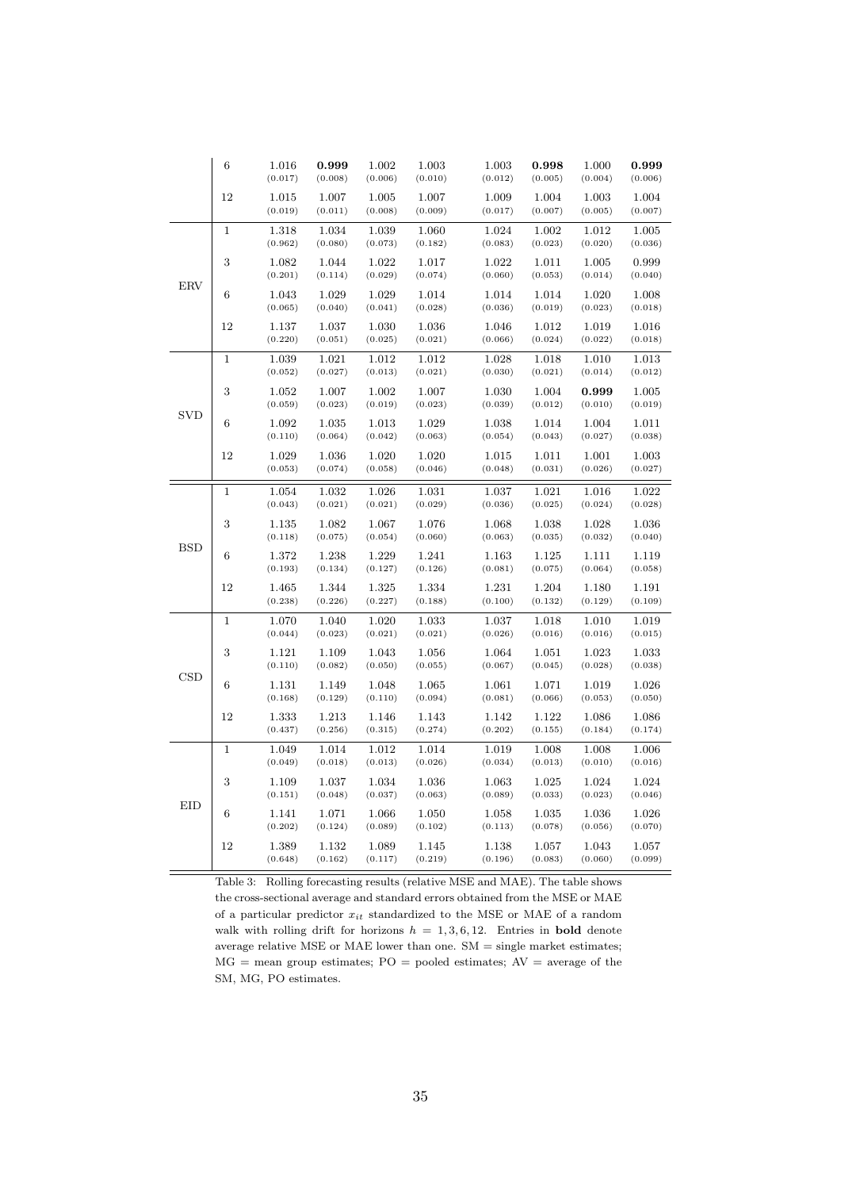|  |  |  |  |  |  |  |  |  |  |
|---|---|---|---|---|---|---|---|---|---|
|  | 6 | 1.016 | **0.999** | 1.002 | 1.003 | 1.003 | **0.998** | 1.000 | **0.999** |
|  |  | (0.017) | (0.008) | (0.006) | (0.010) | (0.012) | (0.005) | (0.004) | (0.006) |
|  | 12 | 1.015 | 1.007 | 1.005 | 1.007 | 1.009 | 1.004 | 1.003 | 1.004 |
|  |  | (0.019) | (0.011) | (0.008) | (0.009) | (0.017) | (0.007) | (0.005) | (0.007) |
| ERV | 1 | 1.318 | 1.034 | 1.039 | 1.060 | 1.024 | 1.002 | 1.012 | 1.005 |
|  |  | (0.962) | (0.080) | (0.073) | (0.182) | (0.083) | (0.023) | (0.020) | (0.036) |
|  | 3 | 1.082 | 1.044 | 1.022 | 1.017 | 1.022 | 1.011 | 1.005 | 0.999 |
|  |  | (0.201) | (0.114) | (0.029) | (0.074) | (0.060) | (0.053) | (0.014) | (0.040) |
|  | 6 | 1.043 | 1.029 | 1.029 | 1.014 | 1.014 | 1.014 | 1.020 | 1.008 |
|  |  | (0.065) | (0.040) | (0.041) | (0.028) | (0.036) | (0.019) | (0.023) | (0.018) |
|  | 12 | 1.137 | 1.037 | 1.030 | 1.036 | 1.046 | 1.012 | 1.019 | 1.016 |
|  |  | (0.220) | (0.051) | (0.025) | (0.021) | (0.066) | (0.024) | (0.022) | (0.018) |
| SVD | 1 | 1.039 | 1.021 | 1.012 | 1.012 | 1.028 | 1.018 | 1.010 | 1.013 |
|  |  | (0.052) | (0.027) | (0.013) | (0.021) | (0.030) | (0.021) | (0.014) | (0.012) |
|  | 3 | 1.052 | 1.007 | 1.002 | 1.007 | 1.030 | 1.004 | **0.999** | 1.005 |
|  |  | (0.059) | (0.023) | (0.019) | (0.023) | (0.039) | (0.012) | (0.010) | (0.019) |
|  | 6 | 1.092 | 1.035 | 1.013 | 1.029 | 1.038 | 1.014 | 1.004 | 1.011 |
|  |  | (0.110) | (0.064) | (0.042) | (0.063) | (0.054) | (0.043) | (0.027) | (0.038) |
|  | 12 | 1.029 | 1.036 | 1.020 | 1.020 | 1.015 | 1.011 | 1.001 | 1.003 |
|  |  | (0.053) | (0.074) | (0.058) | (0.046) | (0.048) | (0.031) | (0.026) | (0.027) |
| BSD | 1 | 1.054 | 1.032 | 1.026 | 1.031 | 1.037 | 1.021 | 1.016 | 1.022 |
|  |  | (0.043) | (0.021) | (0.021) | (0.029) | (0.036) | (0.025) | (0.024) | (0.028) |
|  | 3 | 1.135 | 1.082 | 1.067 | 1.076 | 1.068 | 1.038 | 1.028 | 1.036 |
|  |  | (0.118) | (0.075) | (0.054) | (0.060) | (0.063) | (0.035) | (0.032) | (0.040) |
|  | 6 | 1.372 | 1.238 | 1.229 | 1.241 | 1.163 | 1.125 | 1.111 | 1.119 |
|  |  | (0.193) | (0.134) | (0.127) | (0.126) | (0.081) | (0.075) | (0.064) | (0.058) |
|  | 12 | 1.465 | 1.344 | 1.325 | 1.334 | 1.231 | 1.204 | 1.180 | 1.191 |
|  |  | (0.238) | (0.226) | (0.227) | (0.188) | (0.100) | (0.132) | (0.129) | (0.109) |
| CSD | 1 | 1.070 | 1.040 | 1.020 | 1.033 | 1.037 | 1.018 | 1.010 | 1.019 |
|  |  | (0.044) | (0.023) | (0.021) | (0.021) | (0.026) | (0.016) | (0.016) | (0.015) |
|  | 3 | 1.121 | 1.109 | 1.043 | 1.056 | 1.064 | 1.051 | 1.023 | 1.033 |
|  |  | (0.110) | (0.082) | (0.050) | (0.055) | (0.067) | (0.045) | (0.028) | (0.038) |
|  | 6 | 1.131 | 1.149 | 1.048 | 1.065 | 1.061 | 1.071 | 1.019 | 1.026 |
|  |  | (0.168) | (0.129) | (0.110) | (0.094) | (0.081) | (0.066) | (0.053) | (0.050) |
|  | 12 | 1.333 | 1.213 | 1.146 | 1.143 | 1.142 | 1.122 | 1.086 | 1.086 |
|  |  | (0.437) | (0.256) | (0.315) | (0.274) | (0.202) | (0.155) | (0.184) | (0.174) |
| EID | 1 | 1.049 | 1.014 | 1.012 | 1.014 | 1.019 | 1.008 | 1.008 | 1.006 |
|  |  | (0.049) | (0.018) | (0.013) | (0.026) | (0.034) | (0.013) | (0.010) | (0.016) |
|  | 3 | 1.109 | 1.037 | 1.034 | 1.036 | 1.063 | 1.025 | 1.024 | 1.024 |
|  |  | (0.151) | (0.048) | (0.037) | (0.063) | (0.089) | (0.033) | (0.023) | (0.046) |
|  | 6 | 1.141 | 1.071 | 1.066 | 1.050 | 1.058 | 1.035 | 1.036 | 1.026 |
|  |  | (0.202) | (0.124) | (0.089) | (0.102) | (0.113) | (0.078) | (0.056) | (0.070) |
|  | 12 | 1.389 | 1.132 | 1.089 | 1.145 | 1.138 | 1.057 | 1.043 | 1.057 |
|  |  | (0.648) | (0.162) | (0.117) | (0.219) | (0.196) | (0.083) | (0.060) | (0.099) |

Table 3: Rolling forecasting results (relative MSE and MAE). The table shows the cross-sectional average and standard errors obtained from the MSE or MAE of a particular predictor $x_{it}$ standardized to the MSE or MAE of a random walk with rolling drift for horizons $h = 1, 3, 6, 12$. Entries in **bold** denote average relative MSE or MAE lower than one. SM = single market estimates; MG = mean group estimates; PO = pooled estimates; AV = average of the SM, MG, PO estimates.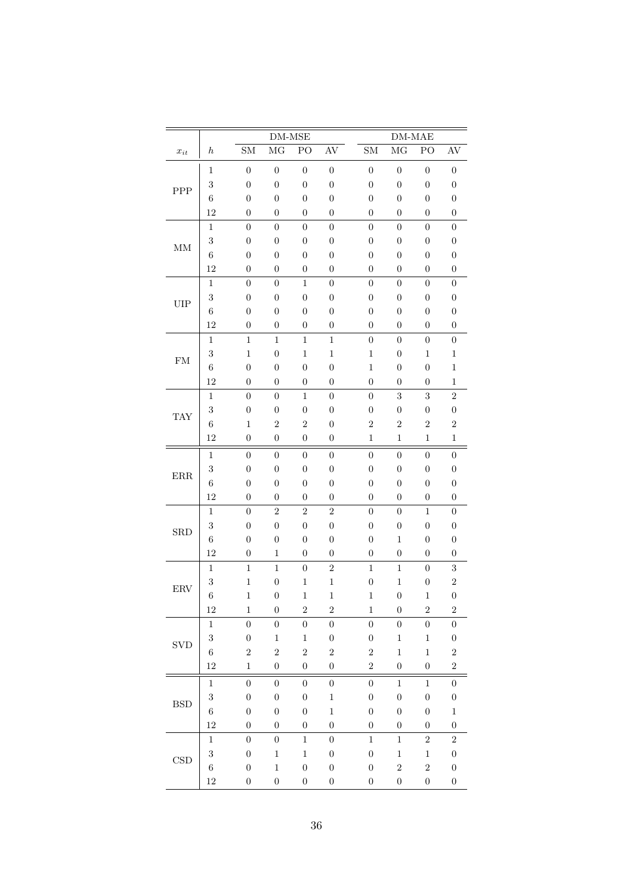| $x_{it}$ | $h$ | DM-MSE | | | | DM-MAE | | | |
|---|---|---|---|---|---|---|---|---|---|
| | | SM | MG | PO | AV | SM | MG | PO | AV |
| PPP | 1 | 0 | 0 | 0 | 0 | 0 | 0 | 0 | 0 |
| | 3 | 0 | 0 | 0 | 0 | 0 | 0 | 0 | 0 |
| | 6 | 0 | 0 | 0 | 0 | 0 | 0 | 0 | 0 |
| | 12 | 0 | 0 | 0 | 0 | 0 | 0 | 0 | 0 |
| MM | 1 | 0 | 0 | 0 | 0 | 0 | 0 | 0 | 0 |
| | 3 | 0 | 0 | 0 | 0 | 0 | 0 | 0 | 0 |
| | 6 | 0 | 0 | 0 | 0 | 0 | 0 | 0 | 0 |
| | 12 | 0 | 0 | 0 | 0 | 0 | 0 | 0 | 0 |
| UIP | 1 | 0 | 0 | 1 | 0 | 0 | 0 | 0 | 0 |
| | 3 | 0 | 0 | 0 | 0 | 0 | 0 | 0 | 0 |
| | 6 | 0 | 0 | 0 | 0 | 0 | 0 | 0 | 0 |
| | 12 | 0 | 0 | 0 | 0 | 0 | 0 | 0 | 0 |
| FM | 1 | 1 | 1 | 1 | 1 | 0 | 0 | 0 | 0 |
| | 3 | 1 | 0 | 1 | 1 | 1 | 0 | 1 | 1 |
| | 6 | 0 | 0 | 0 | 0 | 1 | 0 | 0 | 1 |
| | 12 | 0 | 0 | 0 | 0 | 0 | 0 | 0 | 1 |
| TAY | 1 | 0 | 0 | 1 | 0 | 0 | 3 | 3 | 2 |
| | 3 | 0 | 0 | 0 | 0 | 0 | 0 | 0 | 0 |
| | 6 | 1 | 2 | 2 | 0 | 2 | 2 | 2 | 2 |
| | 12 | 0 | 0 | 0 | 0 | 1 | 1 | 1 | 1 |
| ERR | 1 | 0 | 0 | 0 | 0 | 0 | 0 | 0 | 0 |
| | 3 | 0 | 0 | 0 | 0 | 0 | 0 | 0 | 0 |
| | 6 | 0 | 0 | 0 | 0 | 0 | 0 | 0 | 0 |
| | 12 | 0 | 0 | 0 | 0 | 0 | 0 | 0 | 0 |
| SRD | 1 | 0 | 2 | 2 | 2 | 0 | 0 | 1 | 0 |
| | 3 | 0 | 0 | 0 | 0 | 0 | 0 | 0 | 0 |
| | 6 | 0 | 0 | 0 | 0 | 0 | 1 | 0 | 0 |
| | 12 | 0 | 1 | 0 | 0 | 0 | 0 | 0 | 0 |
| ERV | 1 | 1 | 1 | 0 | 2 | 1 | 1 | 0 | 3 |
| | 3 | 1 | 0 | 1 | 1 | 0 | 1 | 0 | 2 |
| | 6 | 1 | 0 | 1 | 1 | 1 | 0 | 1 | 0 |
| | 12 | 1 | 0 | 2 | 2 | 1 | 0 | 2 | 2 |
| SVD | 1 | 0 | 0 | 0 | 0 | 0 | 0 | 0 | 0 |
| | 3 | 0 | 1 | 1 | 0 | 0 | 1 | 1 | 0 |
| | 6 | 2 | 2 | 2 | 2 | 2 | 1 | 1 | 2 |
| | 12 | 1 | 0 | 0 | 0 | 2 | 0 | 0 | 2 |
| BSD | 1 | 0 | 0 | 0 | 0 | 0 | 1 | 1 | 0 |
| | 3 | 0 | 0 | 0 | 1 | 0 | 0 | 0 | 0 |
| | 6 | 0 | 0 | 0 | 1 | 0 | 0 | 0 | 1 |
| | 12 | 0 | 0 | 0 | 0 | 0 | 0 | 0 | 0 |
| CSD | 1 | 0 | 0 | 1 | 0 | 1 | 1 | 2 | 2 |
| | 3 | 0 | 1 | 1 | 0 | 0 | 1 | 1 | 0 |
| | 6 | 0 | 1 | 0 | 0 | 0 | 2 | 2 | 0 |
| | 12 | 0 | 0 | 0 | 0 | 0 | 0 | 0 | 0 |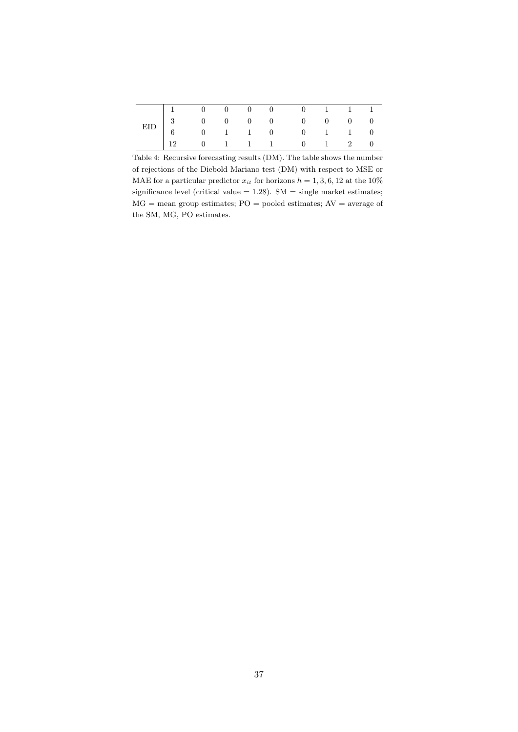| | | | | | | | | | |
|---|---|---|---|---|---|---|---|---|---|
| EID | 1 | 0 | 0 | 0 | 0 | 0 | 1 | 1 | 1 |
| | 3 | 0 | 0 | 0 | 0 | 0 | 0 | 0 | 0 |
| | 6 | 0 | 1 | 1 | 0 | 0 | 1 | 1 | 0 |
| | 12 | 0 | 1 | 1 | 1 | 0 | 1 | 2 | 0 |

Table 4: Recursive forecasting results (DM). The table shows the number of rejections of the Diebold Mariano test (DM) with respect to MSE or MAE for a particular predictor $x_{it}$ for horizons $h = 1, 3, 6, 12$ at the 10% significance level (critical value = 1.28). SM = single market estimates; MG = mean group estimates; PO = pooled estimates; AV = average of the SM, MG, PO estimates.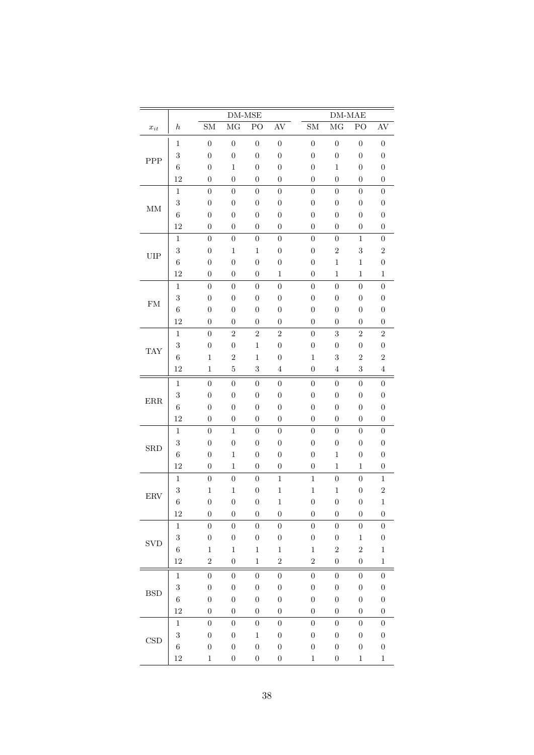| $x_{it}$ | $h$ | DM-MSE | | | | DM-MAE | | | |
|---|---|---|---|---|---|---|---|---|---|
| | | SM | MG | PO | AV | SM | MG | PO | AV |
| PPP | 1 | 0 | 0 | 0 | 0 | 0 | 0 | 0 | 0 |
| | 3 | 0 | 0 | 0 | 0 | 0 | 0 | 0 | 0 |
| | 6 | 0 | 1 | 0 | 0 | 0 | 1 | 0 | 0 |
| | 12 | 0 | 0 | 0 | 0 | 0 | 0 | 0 | 0 |
| MM | 1 | 0 | 0 | 0 | 0 | 0 | 0 | 0 | 0 |
| | 3 | 0 | 0 | 0 | 0 | 0 | 0 | 0 | 0 |
| | 6 | 0 | 0 | 0 | 0 | 0 | 0 | 0 | 0 |
| | 12 | 0 | 0 | 0 | 0 | 0 | 0 | 0 | 0 |
| UIP | 1 | 0 | 0 | 0 | 0 | 0 | 0 | 1 | 0 |
| | 3 | 0 | 1 | 1 | 0 | 0 | 2 | 3 | 2 |
| | 6 | 0 | 0 | 0 | 0 | 0 | 1 | 1 | 0 |
| | 12 | 0 | 0 | 0 | 1 | 0 | 1 | 1 | 1 |
| FM | 1 | 0 | 0 | 0 | 0 | 0 | 0 | 0 | 0 |
| | 3 | 0 | 0 | 0 | 0 | 0 | 0 | 0 | 0 |
| | 6 | 0 | 0 | 0 | 0 | 0 | 0 | 0 | 0 |
| | 12 | 0 | 0 | 0 | 0 | 0 | 0 | 0 | 0 |
| TAY | 1 | 0 | 2 | 2 | 2 | 0 | 3 | 2 | 2 |
| | 3 | 0 | 0 | 1 | 0 | 0 | 0 | 0 | 0 |
| | 6 | 1 | 2 | 1 | 0 | 1 | 3 | 2 | 2 |
| | 12 | 1 | 5 | 3 | 4 | 0 | 4 | 3 | 4 |
| ERR | 1 | 0 | 0 | 0 | 0 | 0 | 0 | 0 | 0 |
| | 3 | 0 | 0 | 0 | 0 | 0 | 0 | 0 | 0 |
| | 6 | 0 | 0 | 0 | 0 | 0 | 0 | 0 | 0 |
| | 12 | 0 | 0 | 0 | 0 | 0 | 0 | 0 | 0 |
| SRD | 1 | 0 | 1 | 0 | 0 | 0 | 0 | 0 | 0 |
| | 3 | 0 | 0 | 0 | 0 | 0 | 0 | 0 | 0 |
| | 6 | 0 | 1 | 0 | 0 | 0 | 1 | 0 | 0 |
| | 12 | 0 | 1 | 0 | 0 | 0 | 1 | 1 | 0 |
| ERV | 1 | 0 | 0 | 0 | 1 | 1 | 0 | 0 | 1 |
| | 3 | 1 | 1 | 0 | 1 | 1 | 1 | 0 | 2 |
| | 6 | 0 | 0 | 0 | 1 | 0 | 0 | 0 | 1 |
| | 12 | 0 | 0 | 0 | 0 | 0 | 0 | 0 | 0 |
| SVD | 1 | 0 | 0 | 0 | 0 | 0 | 0 | 0 | 0 |
| | 3 | 0 | 0 | 0 | 0 | 0 | 0 | 1 | 0 |
| | 6 | 1 | 1 | 1 | 1 | 1 | 2 | 2 | 1 |
| | 12 | 2 | 0 | 1 | 2 | 2 | 0 | 0 | 1 |
| BSD | 1 | 0 | 0 | 0 | 0 | 0 | 0 | 0 | 0 |
| | 3 | 0 | 0 | 0 | 0 | 0 | 0 | 0 | 0 |
| | 6 | 0 | 0 | 0 | 0 | 0 | 0 | 0 | 0 |
| | 12 | 0 | 0 | 0 | 0 | 0 | 0 | 0 | 0 |
| CSD | 1 | 0 | 0 | 0 | 0 | 0 | 0 | 0 | 0 |
| | 3 | 0 | 0 | 1 | 0 | 0 | 0 | 0 | 0 |
| | 6 | 0 | 0 | 0 | 0 | 0 | 0 | 0 | 0 |
| | 12 | 1 | 0 | 0 | 0 | 1 | 0 | 1 | 1 |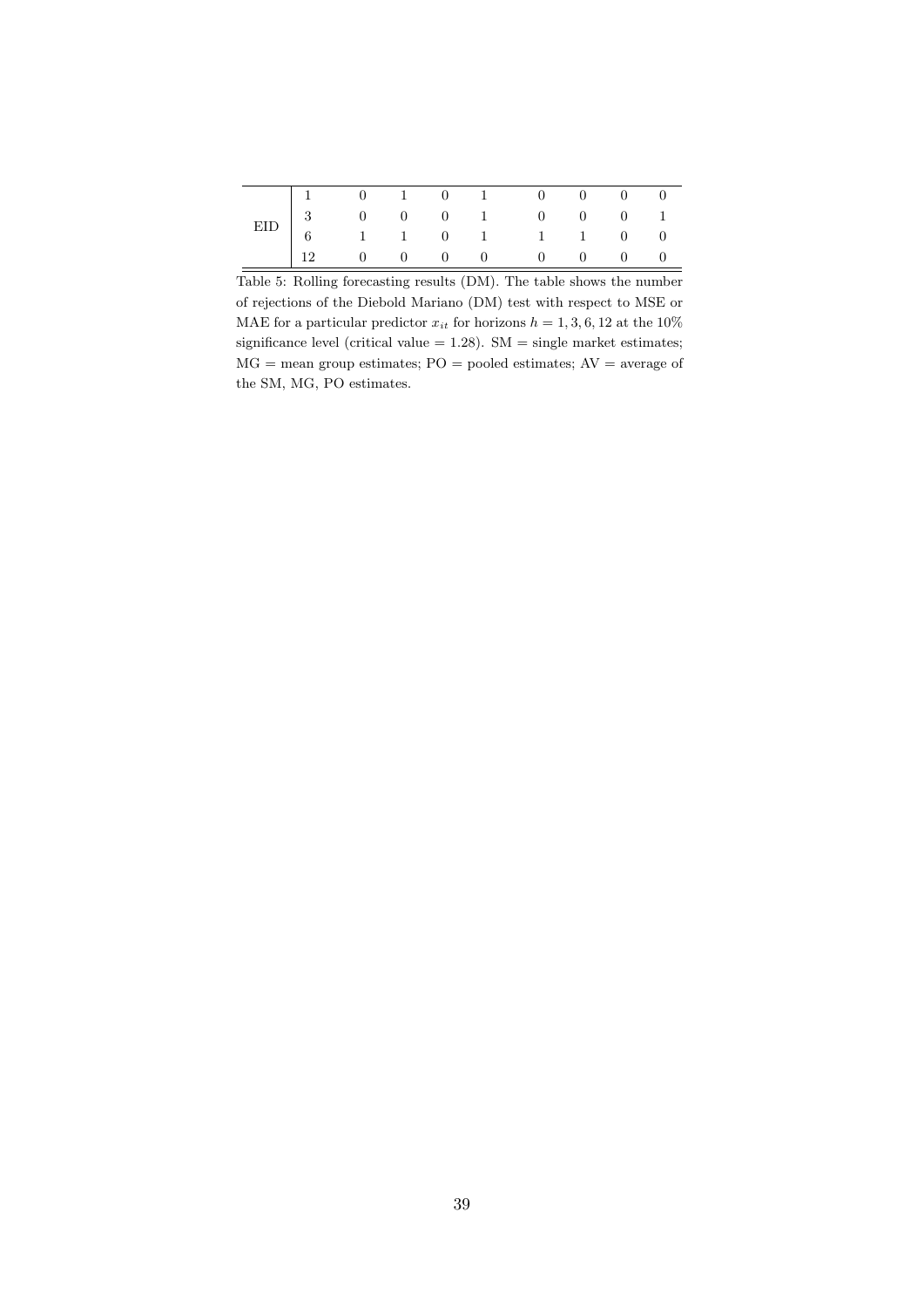| | | | | | | | | | |
|---|---|---|---|---|---|---|---|---|---|
| EID | 1 | 0 | 1 | 0 | 1 | 0 | 0 | 0 | 0 |
| | 3 | 0 | 0 | 0 | 1 | 0 | 0 | 0 | 1 |
| | 6 | 1 | 1 | 0 | 1 | 1 | 1 | 0 | 0 |
| | 12 | 0 | 0 | 0 | 0 | 0 | 0 | 0 | 0 |

Table 5: Rolling forecasting results (DM). The table shows the number of rejections of the Diebold Mariano (DM) test with respect to MSE or MAE for a particular predictor $x_{it}$ for horizons $h = 1, 3, 6, 12$ at the 10% significance level (critical value = 1.28). SM = single market estimates; MG = mean group estimates; PO = pooled estimates; AV = average of the SM, MG, PO estimates.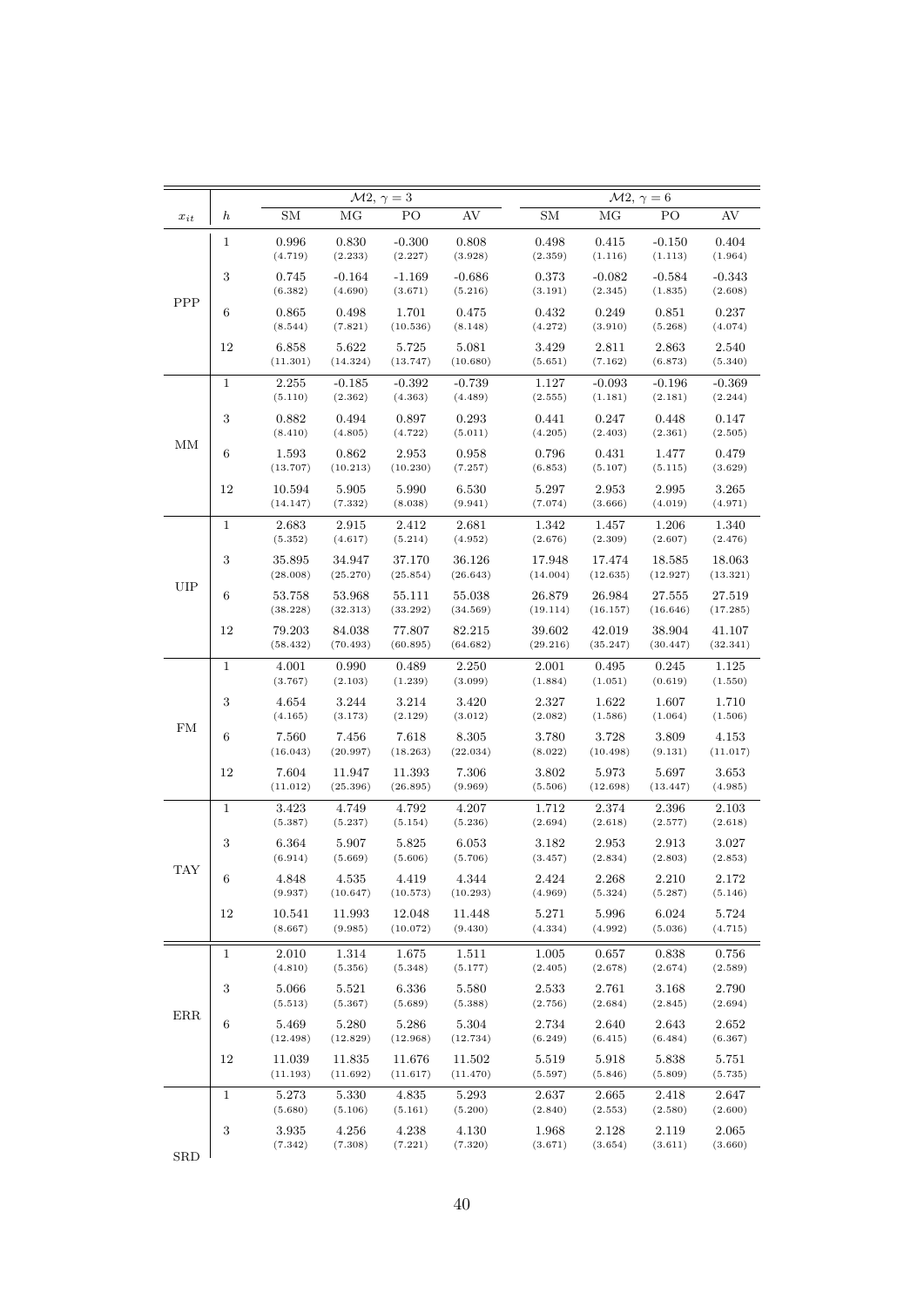| $x_{it}$ | $h$ | $\mathcal{M}2$, $\gamma = 3$ | | | | $\mathcal{M}2$, $\gamma = 6$ | | | |
|---|---|---|---|---|---|---|---|---|---|
| | | SM | MG | PO | AV | SM | MG | PO | AV |
| PPP | 1 | 0.996 | 0.830 | -0.300 | 0.808 | 0.498 | 0.415 | -0.150 | 0.404 |
| | | (4.719) | (2.233) | (2.227) | (3.928) | (2.359) | (1.116) | (1.113) | (1.964) |
| | 3 | 0.745 | -0.164 | -1.169 | -0.686 | 0.373 | -0.082 | -0.584 | -0.343 |
| | | (6.382) | (4.690) | (3.671) | (5.216) | (3.191) | (2.345) | (1.835) | (2.608) |
| | 6 | 0.865 | 0.498 | 1.701 | 0.475 | 0.432 | 0.249 | 0.851 | 0.237 |
| | | (8.544) | (7.821) | (10.536) | (8.148) | (4.272) | (3.910) | (5.268) | (4.074) |
| | 12 | 6.858 | 5.622 | 5.725 | 5.081 | 3.429 | 2.811 | 2.863 | 2.540 |
| | | (11.301) | (14.324) | (13.747) | (10.680) | (5.651) | (7.162) | (6.873) | (5.340) |
| MM | 1 | 2.255 | -0.185 | -0.392 | -0.739 | 1.127 | -0.093 | -0.196 | -0.369 |
| | | (5.110) | (2.362) | (4.363) | (4.489) | (2.555) | (1.181) | (2.181) | (2.244) |
| | 3 | 0.882 | 0.494 | 0.897 | 0.293 | 0.441 | 0.247 | 0.448 | 0.147 |
| | | (8.410) | (4.805) | (4.722) | (5.011) | (4.205) | (2.403) | (2.361) | (2.505) |
| | 6 | 1.593 | 0.862 | 2.953 | 0.958 | 0.796 | 0.431 | 1.477 | 0.479 |
| | | (13.707) | (10.213) | (10.230) | (7.257) | (6.853) | (5.107) | (5.115) | (3.629) |
| | 12 | 10.594 | 5.905 | 5.990 | 6.530 | 5.297 | 2.953 | 2.995 | 3.265 |
| | | (14.147) | (7.332) | (8.038) | (9.941) | (7.074) | (3.666) | (4.019) | (4.971) |
| UIP | 1 | 2.683 | 2.915 | 2.412 | 2.681 | 1.342 | 1.457 | 1.206 | 1.340 |
| | | (5.352) | (4.617) | (5.214) | (4.952) | (2.676) | (2.309) | (2.607) | (2.476) |
| | 3 | 35.895 | 34.947 | 37.170 | 36.126 | 17.948 | 17.474 | 18.585 | 18.063 |
| | | (28.008) | (25.270) | (25.854) | (26.643) | (14.004) | (12.635) | (12.927) | (13.321) |
| | 6 | 53.758 | 53.968 | 55.111 | 55.038 | 26.879 | 26.984 | 27.555 | 27.519 |
| | | (38.228) | (32.313) | (33.292) | (34.569) | (19.114) | (16.157) | (16.646) | (17.285) |
| | 12 | 79.203 | 84.038 | 77.807 | 82.215 | 39.602 | 42.019 | 38.904 | 41.107 |
| | | (58.432) | (70.493) | (60.895) | (64.682) | (29.216) | (35.247) | (30.447) | (32.341) |
| FM | 1 | 4.001 | 0.990 | 0.489 | 2.250 | 2.001 | 0.495 | 0.245 | 1.125 |
| | | (3.767) | (2.103) | (1.239) | (3.099) | (1.884) | (1.051) | (0.619) | (1.550) |
| | 3 | 4.654 | 3.244 | 3.214 | 3.420 | 2.327 | 1.622 | 1.607 | 1.710 |
| | | (4.165) | (3.173) | (2.129) | (3.012) | (2.082) | (1.586) | (1.064) | (1.506) |
| | 6 | 7.560 | 7.456 | 7.618 | 8.305 | 3.780 | 3.728 | 3.809 | 4.153 |
| | | (16.043) | (20.997) | (18.263) | (22.034) | (8.022) | (10.498) | (9.131) | (11.017) |
| | 12 | 7.604 | 11.947 | 11.393 | 7.306 | 3.802 | 5.973 | 5.697 | 3.653 |
| | | (11.012) | (25.396) | (26.895) | (9.969) | (5.506) | (12.698) | (13.447) | (4.985) |
| TAY | 1 | 3.423 | 4.749 | 4.792 | 4.207 | 1.712 | 2.374 | 2.396 | 2.103 |
| | | (5.387) | (5.237) | (5.154) | (5.236) | (2.694) | (2.618) | (2.577) | (2.618) |
| | 3 | 6.364 | 5.907 | 5.825 | 6.053 | 3.182 | 2.953 | 2.913 | 3.027 |
| | | (6.914) | (5.669) | (5.606) | (5.706) | (3.457) | (2.834) | (2.803) | (2.853) |
| | 6 | 4.848 | 4.535 | 4.419 | 4.344 | 2.424 | 2.268 | 2.210 | 2.172 |
| | | (9.937) | (10.647) | (10.573) | (10.293) | (4.969) | (5.324) | (5.287) | (5.146) |
| | 12 | 10.541 | 11.993 | 12.048 | 11.448 | 5.271 | 5.996 | 6.024 | 5.724 |
| | | (8.667) | (9.985) | (10.072) | (9.430) | (4.334) | (4.992) | (5.036) | (4.715) |
| ERR | 1 | 2.010 | 1.314 | 1.675 | 1.511 | 1.005 | 0.657 | 0.838 | 0.756 |
| | | (4.810) | (5.356) | (5.348) | (5.177) | (2.405) | (2.678) | (2.674) | (2.589) |
| | 3 | 5.066 | 5.521 | 6.336 | 5.580 | 2.533 | 2.761 | 3.168 | 2.790 |
| | | (5.513) | (5.367) | (5.689) | (5.388) | (2.756) | (2.684) | (2.845) | (2.694) |
| | 6 | 5.469 | 5.280 | 5.286 | 5.304 | 2.734 | 2.640 | 2.643 | 2.652 |
| | | (12.498) | (12.829) | (12.968) | (12.734) | (6.249) | (6.415) | (6.484) | (6.367) |
| | 12 | 11.039 | 11.835 | 11.676 | 11.502 | 5.519 | 5.918 | 5.838 | 5.751 |
| | | (11.193) | (11.692) | (11.617) | (11.470) | (5.597) | (5.846) | (5.809) | (5.735) |
| SRD | 1 | 5.273 | 5.330 | 4.835 | 5.293 | 2.637 | 2.665 | 2.418 | 2.647 |
| | | (5.680) | (5.106) | (5.161) | (5.200) | (2.840) | (2.553) | (2.580) | (2.600) |
| | 3 | 3.935 | 4.256 | 4.238 | 4.130 | 1.968 | 2.128 | 2.119 | 2.065 |
| | | (7.342) | (7.308) | (7.221) | (7.320) | (3.671) | (3.654) | (3.611) | (3.660) |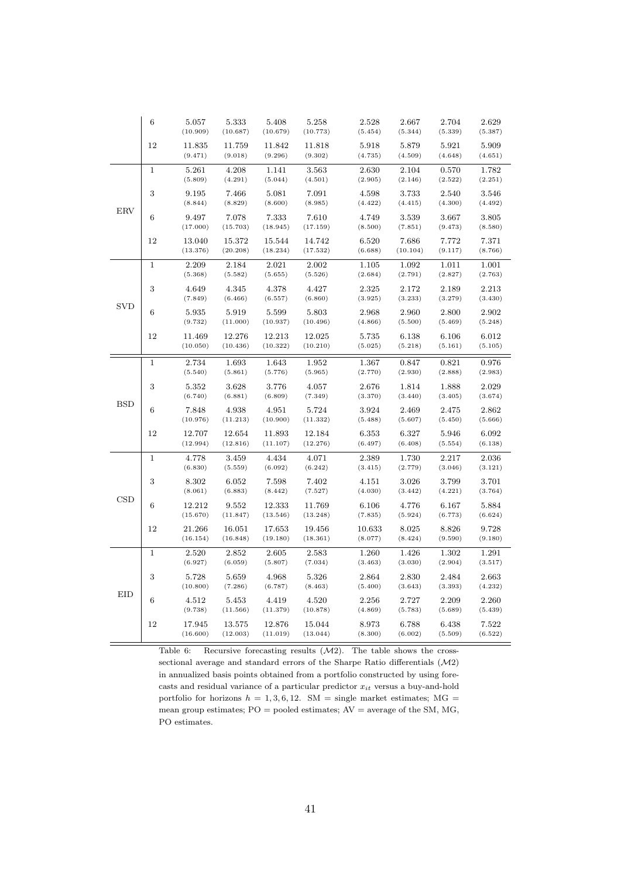|  |  |  |  |  |  |  |  |  |  |
|---|---|---|---|---|---|---|---|---|---|
|  | 6 | 5.057 | 5.333 | 5.408 | 5.258 | 2.528 | 2.667 | 2.704 | 2.629 |
|  |  | (10.909) | (10.687) | (10.679) | (10.773) | (5.454) | (5.344) | (5.339) | (5.387) |
|  | 12 | 11.835 | 11.759 | 11.842 | 11.818 | 5.918 | 5.879 | 5.921 | 5.909 |
|  |  | (9.471) | (9.018) | (9.296) | (9.302) | (4.735) | (4.509) | (4.648) | (4.651) |
| ERV | 1 | 5.261 | 4.208 | 1.141 | 3.563 | 2.630 | 2.104 | 0.570 | 1.782 |
|  |  | (5.809) | (4.291) | (5.044) | (4.501) | (2.905) | (2.146) | (2.522) | (2.251) |
|  | 3 | 9.195 | 7.466 | 5.081 | 7.091 | 4.598 | 3.733 | 2.540 | 3.546 |
|  |  | (8.844) | (8.829) | (8.600) | (8.985) | (4.422) | (4.415) | (4.300) | (4.492) |
|  | 6 | 9.497 | 7.078 | 7.333 | 7.610 | 4.749 | 3.539 | 3.667 | 3.805 |
|  |  | (17.000) | (15.703) | (18.945) | (17.159) | (8.500) | (7.851) | (9.473) | (8.580) |
|  | 12 | 13.040 | 15.372 | 15.544 | 14.742 | 6.520 | 7.686 | 7.772 | 7.371 |
|  |  | (13.376) | (20.208) | (18.234) | (17.532) | (6.688) | (10.104) | (9.117) | (8.766) |
| SVD | 1 | 2.209 | 2.184 | 2.021 | 2.002 | 1.105 | 1.092 | 1.011 | 1.001 |
|  |  | (5.368) | (5.582) | (5.655) | (5.526) | (2.684) | (2.791) | (2.827) | (2.763) |
|  | 3 | 4.649 | 4.345 | 4.378 | 4.427 | 2.325 | 2.172 | 2.189 | 2.213 |
|  |  | (7.849) | (6.466) | (6.557) | (6.860) | (3.925) | (3.233) | (3.279) | (3.430) |
|  | 6 | 5.935 | 5.919 | 5.599 | 5.803 | 2.968 | 2.960 | 2.800 | 2.902 |
|  |  | (9.732) | (11.000) | (10.937) | (10.496) | (4.866) | (5.500) | (5.469) | (5.248) |
|  | 12 | 11.469 | 12.276 | 12.213 | 12.025 | 5.735 | 6.138 | 6.106 | 6.012 |
|  |  | (10.050) | (10.436) | (10.322) | (10.210) | (5.025) | (5.218) | (5.161) | (5.105) |
| BSD | 1 | 2.734 | 1.693 | 1.643 | 1.952 | 1.367 | 0.847 | 0.821 | 0.976 |
|  |  | (5.540) | (5.861) | (5.776) | (5.965) | (2.770) | (2.930) | (2.888) | (2.983) |
|  | 3 | 5.352 | 3.628 | 3.776 | 4.057 | 2.676 | 1.814 | 1.888 | 2.029 |
|  |  | (6.740) | (6.881) | (6.809) | (7.349) | (3.370) | (3.440) | (3.405) | (3.674) |
|  | 6 | 7.848 | 4.938 | 4.951 | 5.724 | 3.924 | 2.469 | 2.475 | 2.862 |
|  |  | (10.976) | (11.213) | (10.900) | (11.332) | (5.488) | (5.607) | (5.450) | (5.666) |
|  | 12 | 12.707 | 12.654 | 11.893 | 12.184 | 6.353 | 6.327 | 5.946 | 6.092 |
|  |  | (12.994) | (12.816) | (11.107) | (12.276) | (6.497) | (6.408) | (5.554) | (6.138) |
| CSD | 1 | 4.778 | 3.459 | 4.434 | 4.071 | 2.389 | 1.730 | 2.217 | 2.036 |
|  |  | (6.830) | (5.559) | (6.092) | (6.242) | (3.415) | (2.779) | (3.046) | (3.121) |
|  | 3 | 8.302 | 6.052 | 7.598 | 7.402 | 4.151 | 3.026 | 3.799 | 3.701 |
|  |  | (8.061) | (6.883) | (8.442) | (7.527) | (4.030) | (3.442) | (4.221) | (3.764) |
|  | 6 | 12.212 | 9.552 | 12.333 | 11.769 | 6.106 | 4.776 | 6.167 | 5.884 |
|  |  | (15.670) | (11.847) | (13.546) | (13.248) | (7.835) | (5.924) | (6.773) | (6.624) |
|  | 12 | 21.266 | 16.051 | 17.653 | 19.456 | 10.633 | 8.025 | 8.826 | 9.728 |
|  |  | (16.154) | (16.848) | (19.180) | (18.361) | (8.077) | (8.424) | (9.590) | (9.180) |
| EID | 1 | 2.520 | 2.852 | 2.605 | 2.583 | 1.260 | 1.426 | 1.302 | 1.291 |
|  |  | (6.927) | (6.059) | (5.807) | (7.034) | (3.463) | (3.030) | (2.904) | (3.517) |
|  | 3 | 5.728 | 5.659 | 4.968 | 5.326 | 2.864 | 2.830 | 2.484 | 2.663 |
|  |  | (10.800) | (7.286) | (6.787) | (8.463) | (5.400) | (3.643) | (3.393) | (4.232) |
|  | 6 | 4.512 | 5.453 | 4.419 | 4.520 | 2.256 | 2.727 | 2.209 | 2.260 |
|  |  | (9.738) | (11.566) | (11.379) | (10.878) | (4.869) | (5.783) | (5.689) | (5.439) |
|  | 12 | 17.945 | 13.575 | 12.876 | 15.044 | 8.973 | 6.788 | 6.438 | 7.522 |
|  |  | (16.600) | (12.003) | (11.019) | (13.044) | (8.300) | (6.002) | (5.509) | (6.522) |

Table 6: Recursive forecasting results ($\mathcal{M}2$). The table shows the cross-sectional average and standard errors of the Sharpe Ratio differentials ($\mathcal{M}2$) in annualized basis points obtained from a portfolio constructed by using forecasts and residual variance of a particular predictor $x_{it}$ versus a buy-and-hold portfolio for horizons $h = 1, 3, 6, 12$. SM = single market estimates; MG = mean group estimates; PO = pooled estimates; AV = average of the SM, MG, PO estimates.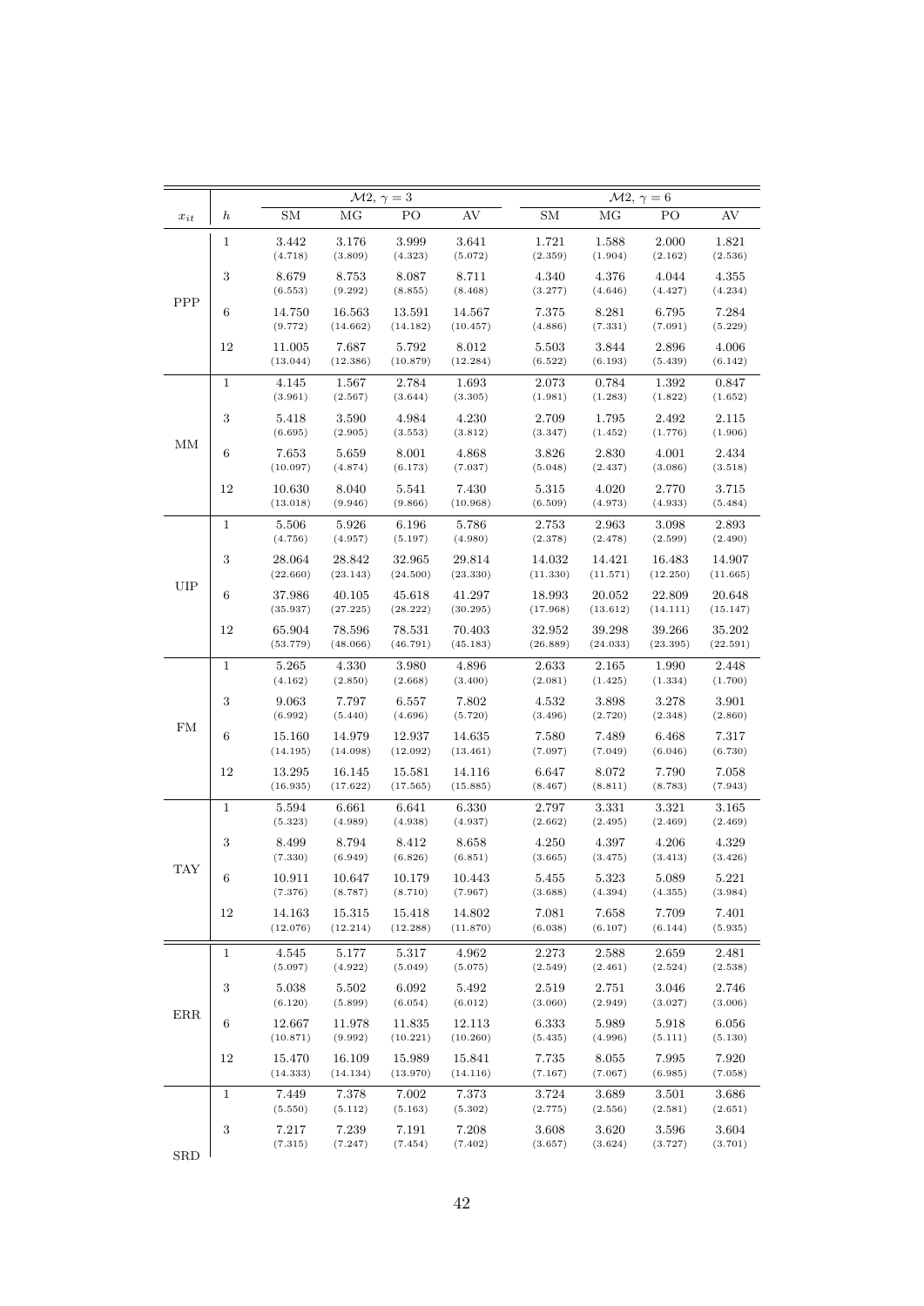| $x_{it}$ | $h$ | $\mathcal{M}2$, $\gamma = 3$ | | | | $\mathcal{M}2$, $\gamma = 6$ | | | |
|---|---|---|---|---|---|---|---|---|---|
| | | SM | MG | PO | AV | SM | MG | PO | AV |
| PPP | 1 | 3.442 | 3.176 | 3.999 | 3.641 | 1.721 | 1.588 | 2.000 | 1.821 |
| | | (4.718) | (3.809) | (4.323) | (5.072) | (2.359) | (1.904) | (2.162) | (2.536) |
| | 3 | 8.679 | 8.753 | 8.087 | 8.711 | 4.340 | 4.376 | 4.044 | 4.355 |
| | | (6.553) | (9.292) | (8.855) | (8.468) | (3.277) | (4.646) | (4.427) | (4.234) |
| | 6 | 14.750 | 16.563 | 13.591 | 14.567 | 7.375 | 8.281 | 6.795 | 7.284 |
| | | (9.772) | (14.662) | (14.182) | (10.457) | (4.886) | (7.331) | (7.091) | (5.229) |
| | 12 | 11.005 | 7.687 | 5.792 | 8.012 | 5.503 | 3.844 | 2.896 | 4.006 |
| | | (13.044) | (12.386) | (10.879) | (12.284) | (6.522) | (6.193) | (5.439) | (6.142) |
| MM | 1 | 4.145 | 1.567 | 2.784 | 1.693 | 2.073 | 0.784 | 1.392 | 0.847 |
| | | (3.961) | (2.567) | (3.644) | (3.305) | (1.981) | (1.283) | (1.822) | (1.652) |
| | 3 | 5.418 | 3.590 | 4.984 | 4.230 | 2.709 | 1.795 | 2.492 | 2.115 |
| | | (6.695) | (2.905) | (3.553) | (3.812) | (3.347) | (1.452) | (1.776) | (1.906) |
| | 6 | 7.653 | 5.659 | 8.001 | 4.868 | 3.826 | 2.830 | 4.001 | 2.434 |
| | | (10.097) | (4.874) | (6.173) | (7.037) | (5.048) | (2.437) | (3.086) | (3.518) |
| | 12 | 10.630 | 8.040 | 5.541 | 7.430 | 5.315 | 4.020 | 2.770 | 3.715 |
| | | (13.018) | (9.946) | (9.866) | (10.968) | (6.509) | (4.973) | (4.933) | (5.484) |
| UIP | 1 | 5.506 | 5.926 | 6.196 | 5.786 | 2.753 | 2.963 | 3.098 | 2.893 |
| | | (4.756) | (4.957) | (5.197) | (4.980) | (2.378) | (2.478) | (2.599) | (2.490) |
| | 3 | 28.064 | 28.842 | 32.965 | 29.814 | 14.032 | 14.421 | 16.483 | 14.907 |
| | | (22.660) | (23.143) | (24.500) | (23.330) | (11.330) | (11.571) | (12.250) | (11.665) |
| | 6 | 37.986 | 40.105 | 45.618 | 41.297 | 18.993 | 20.052 | 22.809 | 20.648 |
| | | (35.937) | (27.225) | (28.222) | (30.295) | (17.968) | (13.612) | (14.111) | (15.147) |
| | 12 | 65.904 | 78.596 | 78.531 | 70.403 | 32.952 | 39.298 | 39.266 | 35.202 |
| | | (53.779) | (48.066) | (46.791) | (45.183) | (26.889) | (24.033) | (23.395) | (22.591) |
| FM | 1 | 5.265 | 4.330 | 3.980 | 4.896 | 2.633 | 2.165 | 1.990 | 2.448 |
| | | (4.162) | (2.850) | (2.668) | (3.400) | (2.081) | (1.425) | (1.334) | (1.700) |
| | 3 | 9.063 | 7.797 | 6.557 | 7.802 | 4.532 | 3.898 | 3.278 | 3.901 |
| | | (6.992) | (5.440) | (4.696) | (5.720) | (3.496) | (2.720) | (2.348) | (2.860) |
| | 6 | 15.160 | 14.979 | 12.937 | 14.635 | 7.580 | 7.489 | 6.468 | 7.317 |
| | | (14.195) | (14.098) | (12.092) | (13.461) | (7.097) | (7.049) | (6.046) | (6.730) |
| | 12 | 13.295 | 16.145 | 15.581 | 14.116 | 6.647 | 8.072 | 7.790 | 7.058 |
| | | (16.935) | (17.622) | (17.565) | (15.885) | (8.467) | (8.811) | (8.783) | (7.943) |
| TAY | 1 | 5.594 | 6.661 | 6.641 | 6.330 | 2.797 | 3.331 | 3.321 | 3.165 |
| | | (5.323) | (4.989) | (4.938) | (4.937) | (2.662) | (2.495) | (2.469) | (2.469) |
| | 3 | 8.499 | 8.794 | 8.412 | 8.658 | 4.250 | 4.397 | 4.206 | 4.329 |
| | | (7.330) | (6.949) | (6.826) | (6.851) | (3.665) | (3.475) | (3.413) | (3.426) |
| | 6 | 10.911 | 10.647 | 10.179 | 10.443 | 5.455 | 5.323 | 5.089 | 5.221 |
| | | (7.376) | (8.787) | (8.710) | (7.967) | (3.688) | (4.394) | (4.355) | (3.984) |
| | 12 | 14.163 | 15.315 | 15.418 | 14.802 | 7.081 | 7.658 | 7.709 | 7.401 |
| | | (12.076) | (12.214) | (12.288) | (11.870) | (6.038) | (6.107) | (6.144) | (5.935) |
| ERR | 1 | 4.545 | 5.177 | 5.317 | 4.962 | 2.273 | 2.588 | 2.659 | 2.481 |
| | | (5.097) | (4.922) | (5.049) | (5.075) | (2.549) | (2.461) | (2.524) | (2.538) |
| | 3 | 5.038 | 5.502 | 6.092 | 5.492 | 2.519 | 2.751 | 3.046 | 2.746 |
| | | (6.120) | (5.899) | (6.054) | (6.012) | (3.060) | (2.949) | (3.027) | (3.006) |
| | 6 | 12.667 | 11.978 | 11.835 | 12.113 | 6.333 | 5.989 | 5.918 | 6.056 |
| | | (10.871) | (9.992) | (10.221) | (10.260) | (5.435) | (4.996) | (5.111) | (5.130) |
| | 12 | 15.470 | 16.109 | 15.989 | 15.841 | 7.735 | 8.055 | 7.995 | 7.920 |
| | | (14.333) | (14.134) | (13.970) | (14.116) | (7.167) | (7.067) | (6.985) | (7.058) |
| SRD | 1 | 7.449 | 7.378 | 7.002 | 7.373 | 3.724 | 3.689 | 3.501 | 3.686 |
| | | (5.550) | (5.112) | (5.163) | (5.302) | (2.775) | (2.556) | (2.581) | (2.651) |
| | 3 | 7.217 | 7.239 | 7.191 | 7.208 | 3.608 | 3.620 | 3.596 | 3.604 |
| | | (7.315) | (7.247) | (7.454) | (7.402) | (3.657) | (3.624) | (3.727) | (3.701) |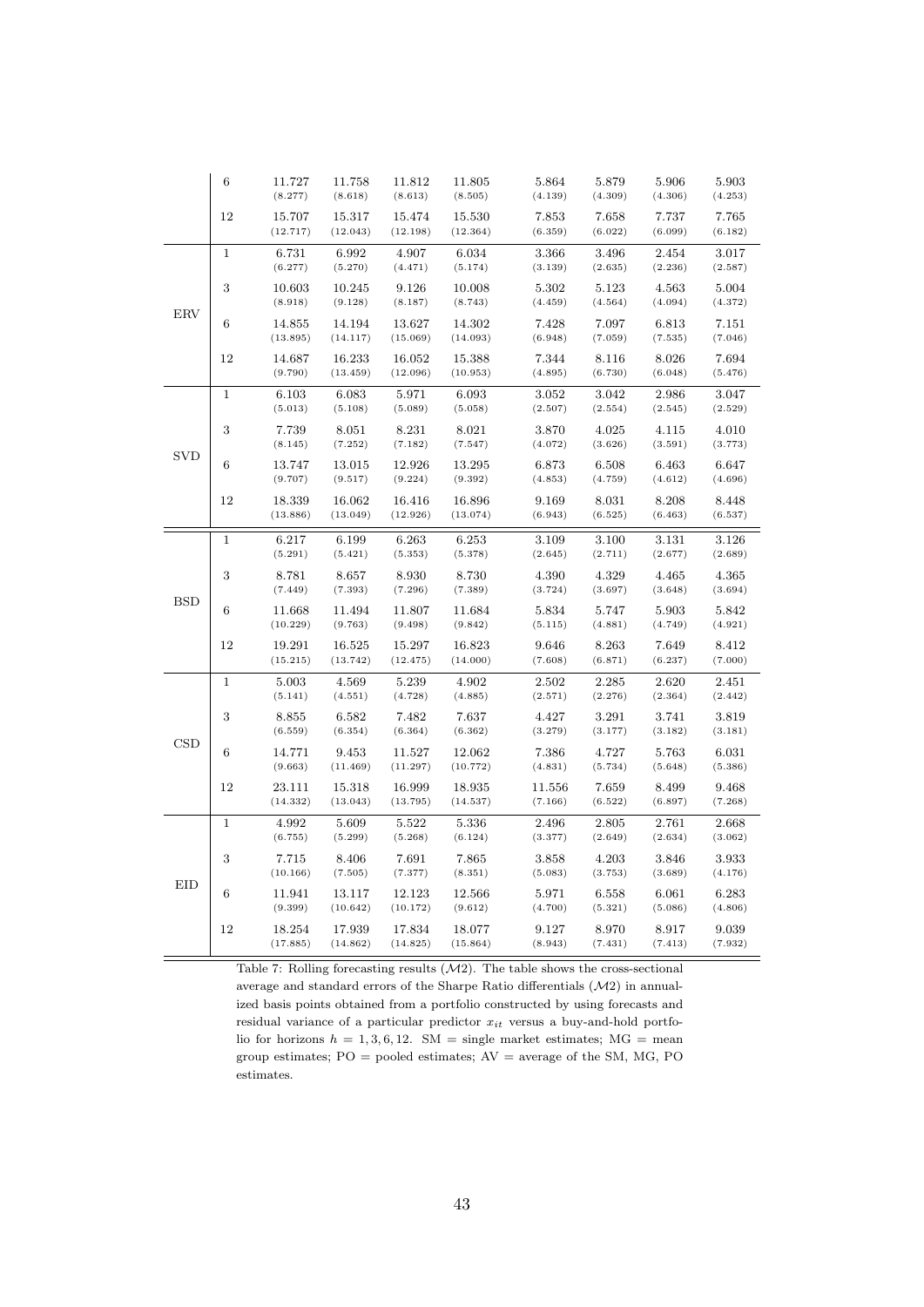| | | | | | | | | | |
|---|---|---|---|---|---|---|---|---|---|
| | 6 | 11.727 | 11.758 | 11.812 | 11.805 | 5.864 | 5.879 | 5.906 | 5.903 |
| | | (8.277) | (8.618) | (8.613) | (8.505) | (4.139) | (4.309) | (4.306) | (4.253) |
| | 12 | 15.707 | 15.317 | 15.474 | 15.530 | 7.853 | 7.658 | 7.737 | 7.765 |
| | | (12.717) | (12.043) | (12.198) | (12.364) | (6.359) | (6.022) | (6.099) | (6.182) |
| ERV | 1 | 6.731 | 6.992 | 4.907 | 6.034 | 3.366 | 3.496 | 2.454 | 3.017 |
| | | (6.277) | (5.270) | (4.471) | (5.174) | (3.139) | (2.635) | (2.236) | (2.587) |
| | 3 | 10.603 | 10.245 | 9.126 | 10.008 | 5.302 | 5.123 | 4.563 | 5.004 |
| | | (8.918) | (9.128) | (8.187) | (8.743) | (4.459) | (4.564) | (4.094) | (4.372) |
| | 6 | 14.855 | 14.194 | 13.627 | 14.302 | 7.428 | 7.097 | 6.813 | 7.151 |
| | | (13.895) | (14.117) | (15.069) | (14.093) | (6.948) | (7.059) | (7.535) | (7.046) |
| | 12 | 14.687 | 16.233 | 16.052 | 15.388 | 7.344 | 8.116 | 8.026 | 7.694 |
| | | (9.790) | (13.459) | (12.096) | (10.953) | (4.895) | (6.730) | (6.048) | (5.476) |
| SVD | 1 | 6.103 | 6.083 | 5.971 | 6.093 | 3.052 | 3.042 | 2.986 | 3.047 |
| | | (5.013) | (5.108) | (5.089) | (5.058) | (2.507) | (2.554) | (2.545) | (2.529) |
| | 3 | 7.739 | 8.051 | 8.231 | 8.021 | 3.870 | 4.025 | 4.115 | 4.010 |
| | | (8.145) | (7.252) | (7.182) | (7.547) | (4.072) | (3.626) | (3.591) | (3.773) |
| | 6 | 13.747 | 13.015 | 12.926 | 13.295 | 6.873 | 6.508 | 6.463 | 6.647 |
| | | (9.707) | (9.517) | (9.224) | (9.392) | (4.853) | (4.759) | (4.612) | (4.696) |
| | 12 | 18.339 | 16.062 | 16.416 | 16.896 | 9.169 | 8.031 | 8.208 | 8.448 |
| | | (13.886) | (13.049) | (12.926) | (13.074) | (6.943) | (6.525) | (6.463) | (6.537) |
| BSD | 1 | 6.217 | 6.199 | 6.263 | 6.253 | 3.109 | 3.100 | 3.131 | 3.126 |
| | | (5.291) | (5.421) | (5.353) | (5.378) | (2.645) | (2.711) | (2.677) | (2.689) |
| | 3 | 8.781 | 8.657 | 8.930 | 8.730 | 4.390 | 4.329 | 4.465 | 4.365 |
| | | (7.449) | (7.393) | (7.296) | (7.389) | (3.724) | (3.697) | (3.648) | (3.694) |
| | 6 | 11.668 | 11.494 | 11.807 | 11.684 | 5.834 | 5.747 | 5.903 | 5.842 |
| | | (10.229) | (9.763) | (9.498) | (9.842) | (5.115) | (4.881) | (4.749) | (4.921) |
| | 12 | 19.291 | 16.525 | 15.297 | 16.823 | 9.646 | 8.263 | 7.649 | 8.412 |
| | | (15.215) | (13.742) | (12.475) | (14.000) | (7.608) | (6.871) | (6.237) | (7.000) |
| CSD | 1 | 5.003 | 4.569 | 5.239 | 4.902 | 2.502 | 2.285 | 2.620 | 2.451 |
| | | (5.141) | (4.551) | (4.728) | (4.885) | (2.571) | (2.276) | (2.364) | (2.442) |
| | 3 | 8.855 | 6.582 | 7.482 | 7.637 | 4.427 | 3.291 | 3.741 | 3.819 |
| | | (6.559) | (6.354) | (6.364) | (6.362) | (3.279) | (3.177) | (3.182) | (3.181) |
| | 6 | 14.771 | 9.453 | 11.527 | 12.062 | 7.386 | 4.727 | 5.763 | 6.031 |
| | | (9.663) | (11.469) | (11.297) | (10.772) | (4.831) | (5.734) | (5.648) | (5.386) |
| | 12 | 23.111 | 15.318 | 16.999 | 18.935 | 11.556 | 7.659 | 8.499 | 9.468 |
| | | (14.332) | (13.043) | (13.795) | (14.537) | (7.166) | (6.522) | (6.897) | (7.268) |
| EID | 1 | 4.992 | 5.609 | 5.522 | 5.336 | 2.496 | 2.805 | 2.761 | 2.668 |
| | | (6.755) | (5.299) | (5.268) | (6.124) | (3.377) | (2.649) | (2.634) | (3.062) |
| | 3 | 7.715 | 8.406 | 7.691 | 7.865 | 3.858 | 4.203 | 3.846 | 3.933 |
| | | (10.166) | (7.505) | (7.377) | (8.351) | (5.083) | (3.753) | (3.689) | (4.176) |
| | 6 | 11.941 | 13.117 | 12.123 | 12.566 | 5.971 | 6.558 | 6.061 | 6.283 |
| | | (9.399) | (10.642) | (10.172) | (9.612) | (4.700) | (5.321) | (5.086) | (4.806) |
| | 12 | 18.254 | 17.939 | 17.834 | 18.077 | 9.127 | 8.970 | 8.917 | 9.039 |
| | | (17.885) | (14.862) | (14.825) | (15.864) | (8.943) | (7.431) | (7.413) | (7.932) |

Table 7: Rolling forecasting results ($\mathcal{M}2$). The table shows the cross-sectional average and standard errors of the Sharpe Ratio differentials ($\mathcal{M}2$) in annualized basis points obtained from a portfolio constructed by using forecasts and residual variance of a particular predictor $x_{it}$ versus a buy-and-hold portfolio for horizons $h = 1, 3, 6, 12$. SM = single market estimates; MG = mean group estimates; PO = pooled estimates; AV = average of the SM, MG, PO estimates.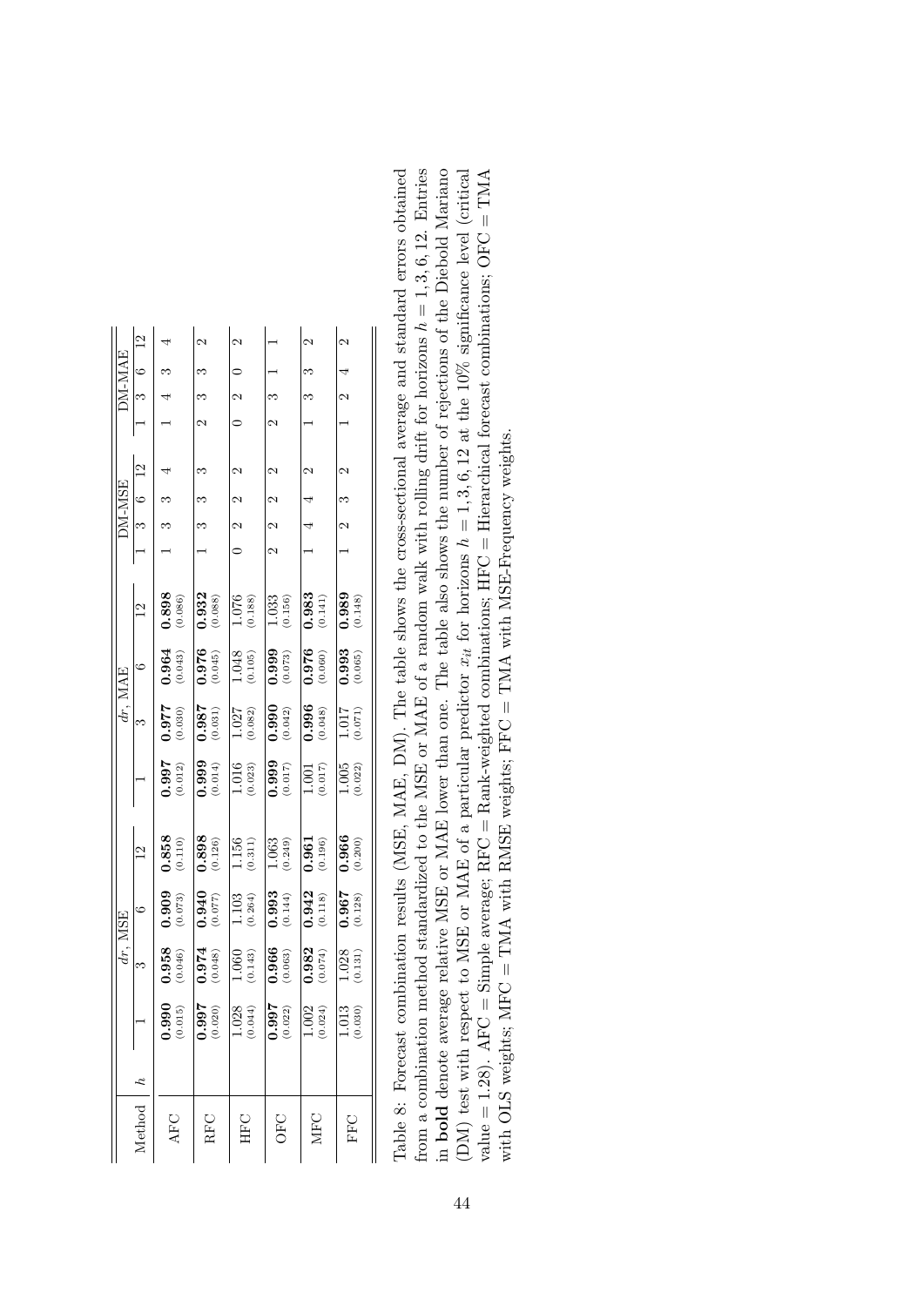| Method | $h$ | $dr$, MSE | | | | $dr$, MAE | | | | DM-MSE | | | | DM-MAE | | | |
|---|---|---|---|---|---|---|---|---|---|---|---|---|---|---|---|---|---|
| | | 1 | 3 | 6 | 12 | 1 | 3 | 6 | 12 | 1 | 3 | 6 | 12 | 1 | 3 | 6 | 12 |
| AFC | | **0.990** (0.015) | **0.958** (0.046) | **0.909** (0.073) | **0.858** (0.110) | **0.997** (0.012) | **0.977** (0.030) | **0.964** (0.043) | **0.898** (0.086) | 1 | 3 | 3 | 4 | 1 | 4 | 3 | 4 |
| RFC | | **0.997** (0.020) | **0.974** (0.048) | **0.940** (0.077) | **0.898** (0.126) | **0.999** (0.014) | **0.987** (0.031) | **0.976** (0.045) | **0.932** (0.088) | 1 | 3 | 3 | 3 | 2 | 3 | 3 | 2 |
| HFC | | 1.028 (0.044) | 1.060 (0.143) | 1.103 (0.264) | 1.156 (0.311) | 1.016 (0.023) | 1.027 (0.082) | 1.048 (0.105) | 1.076 (0.188) | 0 | 2 | 2 | 2 | 0 | 2 | 0 | 2 |
| OFC | | **0.997** (0.022) | **0.966** (0.063) | **0.993** (0.144) | 1.063 (0.249) | **0.999** (0.017) | **0.990** (0.042) | **0.999** (0.073) | 1.033 (0.156) | 2 | 2 | 2 | 2 | 2 | 3 | 1 | 1 |
| MFC | | 1.002 (0.024) | **0.982** (0.074) | **0.942** (0.118) | **0.961** (0.196) | 1.001 (0.017) | **0.996** (0.048) | **0.976** (0.060) | **0.983** (0.141) | 1 | 4 | 4 | 2 | 1 | 3 | 3 | 2 |
| FFC | | 1.013 (0.030) | 1.028 (0.131) | **0.967** (0.128) | **0.966** (0.200) | 1.005 (0.022) | 1.017 (0.071) | **0.993** (0.065) | **0.989** (0.148) | 1 | 2 | 3 | 2 | 1 | 2 | 4 | 2 |

Table 8: Forecast combination results (MSE, MAE, DM). The table shows the cross-sectional average and standard errors obtained from a combination method standardized to the MSE or MAE of a random walk with rolling drift for horizons $h = 1, 3, 6, 12$. Entries in **bold** denote average relative MSE or MAE lower than one. The table also shows the number of rejections of the Diebold Mariano (DM) test with respect to MSE or MAE of a particular predictor $x_{it}$ for horizons $h = 1, 3, 6, 12$ at the 10% significance level (critical value = 1.28). AFC = Simple average; RFC = Rank-weighted combinations; HFC = Hierarchical forecast combinations; OFC = TMA with OLS weights; MFC = TMA with RMSE weights; FFC = TMA with MSE-Frequency weights.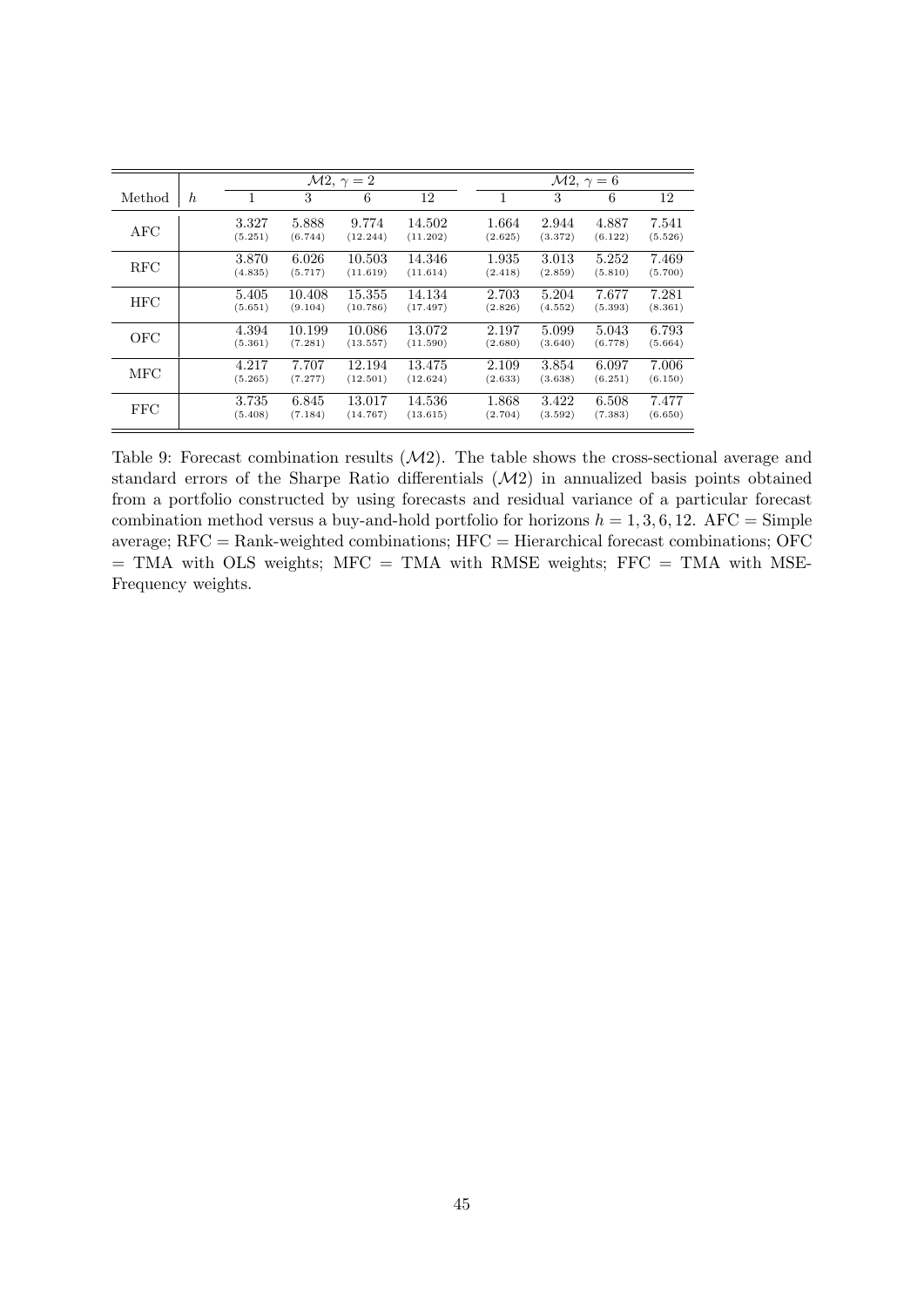| Method | $h$ | $\mathcal{M}2,\ \gamma = 2$ | | | | $\mathcal{M}2,\ \gamma = 6$ | | | |
|---|---|---|---|---|---|---|---|---|---|
| | | 1 | 3 | 6 | 12 | 1 | 3 | 6 | 12 |
| AFC | | 3.327<br>(5.251) | 5.888<br>(6.744) | 9.774<br>(12.244) | 14.502<br>(11.202) | 1.664<br>(2.625) | 2.944<br>(3.372) | 4.887<br>(6.122) | 7.541<br>(5.526) |
| RFC | | 3.870<br>(4.835) | 6.026<br>(5.717) | 10.503<br>(11.619) | 14.346<br>(11.614) | 1.935<br>(2.418) | 3.013<br>(2.859) | 5.252<br>(5.810) | 7.469<br>(5.700) |
| HFC | | 5.405<br>(5.651) | 10.408<br>(9.104) | 15.355<br>(10.786) | 14.134<br>(17.497) | 2.703<br>(2.826) | 5.204<br>(4.552) | 7.677<br>(5.393) | 7.281<br>(8.361) |
| OFC | | 4.394<br>(5.361) | 10.199<br>(7.281) | 10.086<br>(13.557) | 13.072<br>(11.590) | 2.197<br>(2.680) | 5.099<br>(3.640) | 5.043<br>(6.778) | 6.793<br>(5.664) |
| MFC | | 4.217<br>(5.265) | 7.707<br>(7.277) | 12.194<br>(12.501) | 13.475<br>(12.624) | 2.109<br>(2.633) | 3.854<br>(3.638) | 6.097<br>(6.251) | 7.006<br>(6.150) |
| FFC | | 3.735<br>(5.408) | 6.845<br>(7.184) | 13.017<br>(14.767) | 14.536<br>(13.615) | 1.868<br>(2.704) | 3.422<br>(3.592) | 6.508<br>(7.383) | 7.477<br>(6.650) |

Table 9: Forecast combination results ($\mathcal{M}2$). The table shows the cross-sectional average and standard errors of the Sharpe Ratio differentials ($\mathcal{M}2$) in annualized basis points obtained from a portfolio constructed by using forecasts and residual variance of a particular forecast combination method versus a buy-and-hold portfolio for horizons $h = 1, 3, 6, 12$. AFC = Simple average; RFC = Rank-weighted combinations; HFC = Hierarchical forecast combinations; OFC = TMA with OLS weights; MFC = TMA with RMSE weights; FFC = TMA with MSE-Frequency weights.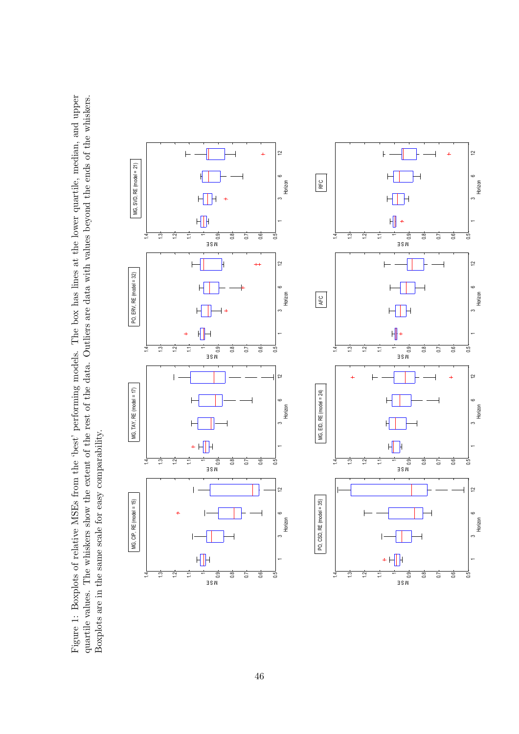Figure 1: Boxplots of relative MSEs from the 'best' performing models. The box has lines at the lower quartile, median, and upper quartile values. The whiskers show the extent of the rest of the data. Outliers are data with values beyond the ends of the whiskers. Boxplots are in the same scale for easy comparability.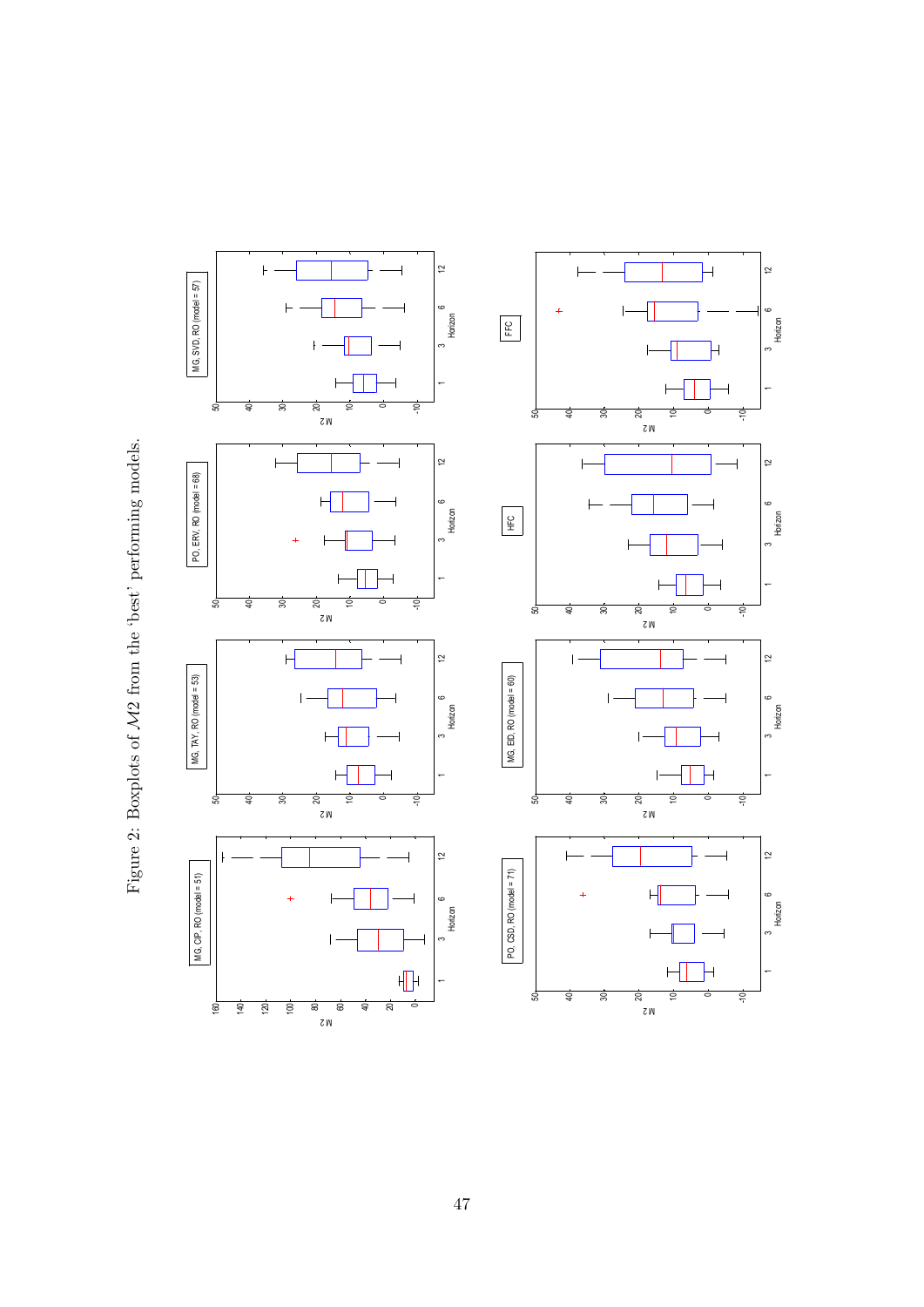Figure 2: Boxplots of $\mathcal{M}2$ from the 'best' performing models.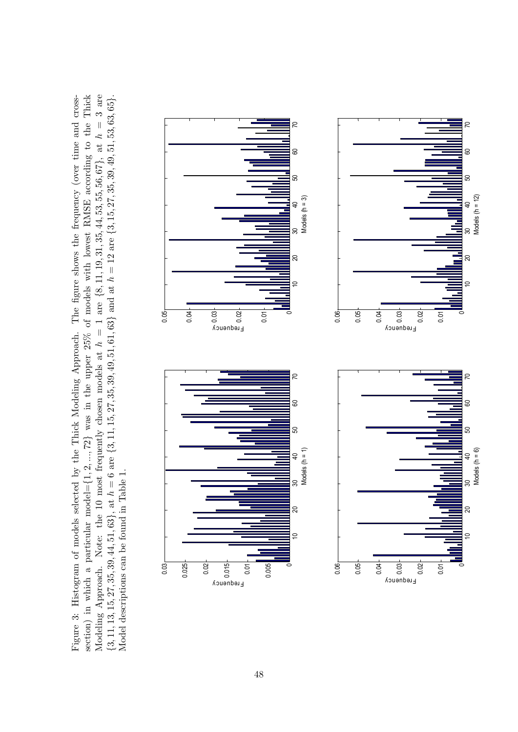Figure 3: Histogram of models selected by the Thick Modeling Approach. The figure shows the frequency (over time and cross-section) in which a particular model={1, 2, ..., 72} was in the upper 25% of models with lowest RMSE according to the Thick Modeling Approach. Note: the 10 most frequently chosen models at $h = 1$ are $\{8, 11, 19, 31, 35, 44, 53, 55, 56, 67\}$, at $h = 3$ are $\{3, 11, 13, 15, 27, 35, 39, 44, 51, 63\}$, at $h = 6$ are $\{3, 11, 15, 27, 35, 39, 49, 51, 61, 63\}$ and at $h = 12$ are $\{3, 15, 27, 35, 39, 49, 51, 53, 63, 65\}$. Model descriptions can be found in Table 1.

Frequency
0
0.005
0.01
0.015
0.02
0.025
0.03
10
20
30
40
50
60
70
Models (h = 1)

Frequency
0
0.01
0.02
0.03
0.04
0.05
10
20
30
40
50
60
70
Models (h = 3)

Frequency
0
0.01
0.02
0.03
0.04
0.05
0.06
10
20
30
40
50
60
70
Models (h = 6)

Frequency
0
0.01
0.02
0.03
0.04
0.05
0.06
10
20
30
40
50
60
70
Models (h = 12)